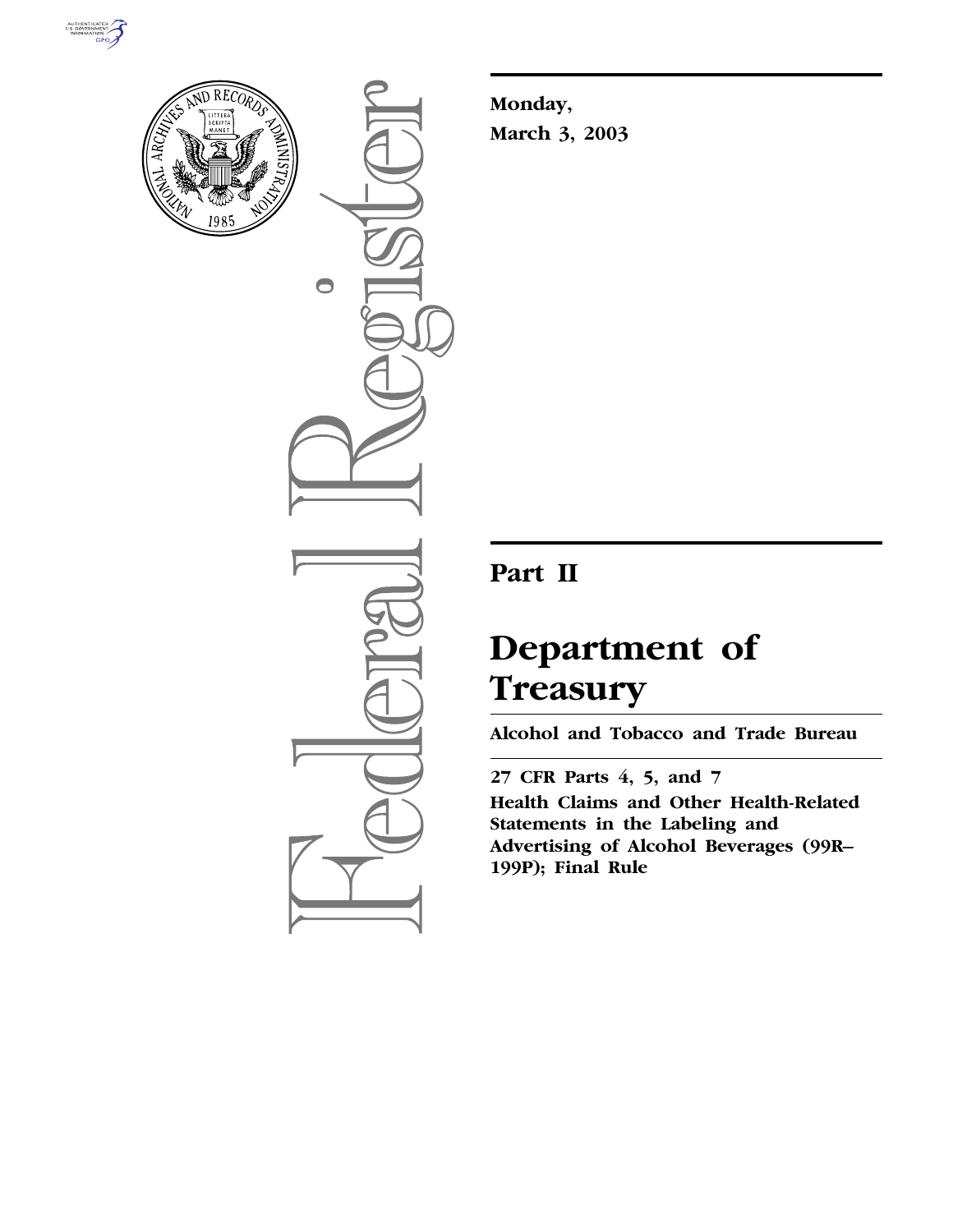Monday,

March 3, 2003

# Part II

# Department of Treasury

## Alcohol and Tobacco and Trade Bureau

**27 CFR Parts 4, 5, and 7**

**Health Claims and Other Health-Related Statements in the Labeling and Advertising of Alcohol Beverages (99R–199P); Final Rule**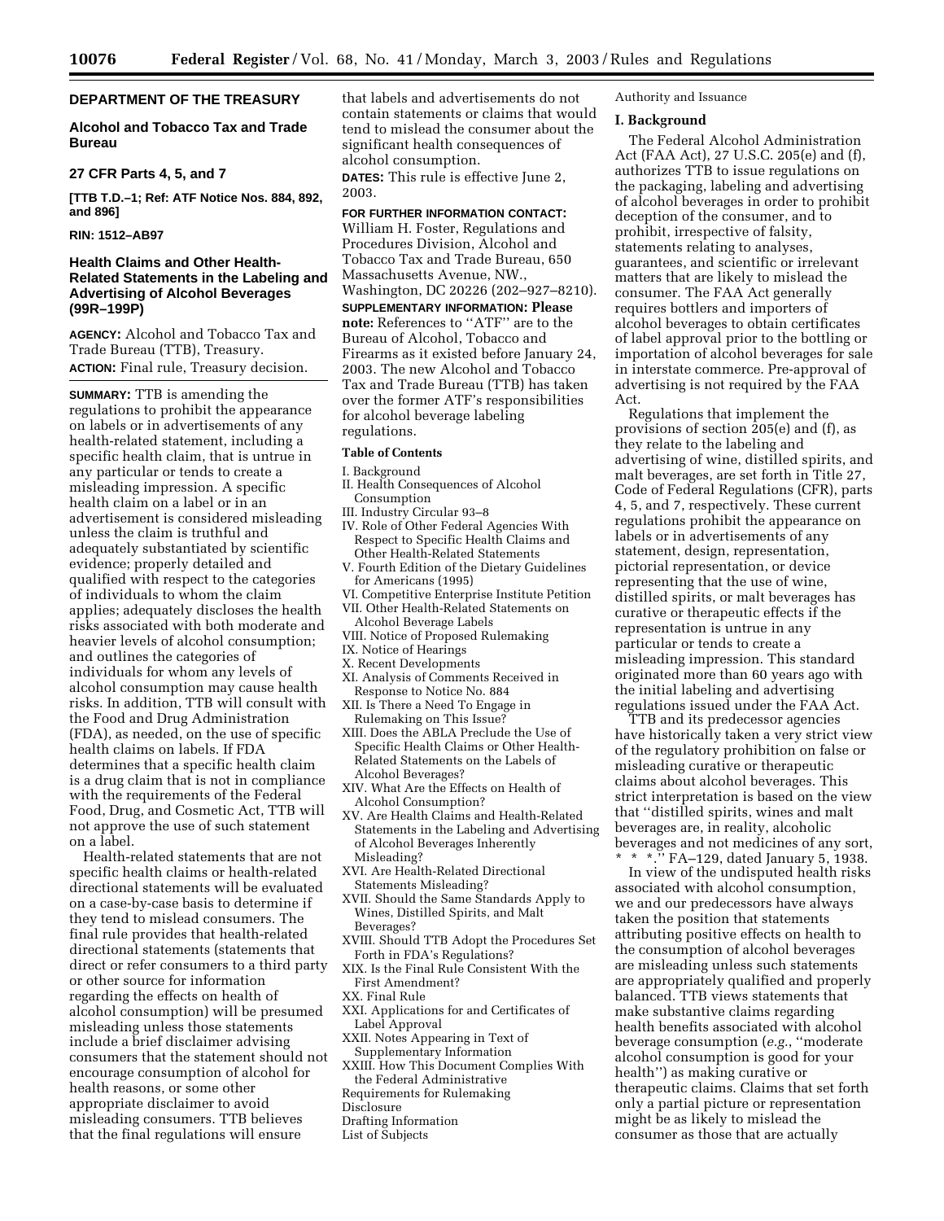## DEPARTMENT OF THE TREASURY

### Alcohol and Tobacco Tax and Trade Bureau

### 27 CFR Parts 4, 5, and 7

**[TTB T.D.–1; Ref: ATF Notice Nos. 884, 892, and 896]**

**RIN: 1512–AB97**

### Health Claims and Other Health-Related Statements in the Labeling and Advertising of Alcohol Beverages (99R–199P)

**AGENCY:** Alcohol and Tobacco Tax and Trade Bureau (TTB), Treasury.

**ACTION:** Final rule, Treasury decision.

**SUMMARY:** TTB is amending the regulations to prohibit the appearance on labels or in advertisements of any health-related statement, including a specific health claim, that is untrue in any particular or tends to create a misleading impression. A specific health claim on a label or in an advertisement is considered misleading unless the claim is truthful and adequately substantiated by scientific evidence; properly detailed and qualified with respect to the categories of individuals to whom the claim applies; adequately discloses the health risks associated with both moderate and heavier levels of alcohol consumption; and outlines the categories of individuals for whom any levels of alcohol consumption may cause health risks. In addition, TTB will consult with the Food and Drug Administration (FDA), as needed, on the use of specific health claims on labels. If FDA determines that a specific health claim is a drug claim that is not in compliance with the requirements of the Federal Food, Drug, and Cosmetic Act, TTB will not approve the use of such statement on a label.

Health-related statements that are not specific health claims or health-related directional statements will be evaluated on a case-by-case basis to determine if they tend to mislead consumers. The final rule provides that health-related directional statements (statements that direct or refer consumers to a third party or other source for information regarding the effects on health of alcohol consumption) will be presumed misleading unless those statements include a brief disclaimer advising consumers that the statement should not encourage consumption of alcohol for health reasons, or some other appropriate disclaimer to avoid misleading consumers. TTB believes that the final regulations will ensure that labels and advertisements do not contain statements or claims that would tend to mislead the consumer about the significant health consequences of alcohol consumption.

**DATES:** This rule is effective June 2, 2003.

**FOR FURTHER INFORMATION CONTACT:** William H. Foster, Regulations and Procedures Division, Alcohol and Tobacco Tax and Trade Bureau, 650 Massachusetts Avenue, NW., Washington, DC 20226 (202–927–8210).

**SUPPLEMENTARY INFORMATION: Please note:** References to "ATF" are to the Bureau of Alcohol, Tobacco and Firearms as it existed before January 24, 2003. The new Alcohol and Tobacco Tax and Trade Bureau (TTB) has taken over the former ATF's responsibilities for alcohol beverage labeling regulations.

**Table of Contents**

I. Background
II. Health Consequences of Alcohol Consumption
III. Industry Circular 93–8
IV. Role of Other Federal Agencies With Respect to Specific Health Claims and Other Health-Related Statements
V. Fourth Edition of the Dietary Guidelines for Americans (1995)
VI. Competitive Enterprise Institute Petition
VII. Other Health-Related Statements on Alcohol Beverage Labels
VIII. Notice of Proposed Rulemaking
IX. Notice of Hearings
X. Recent Developments
XI. Analysis of Comments Received in Response to Notice No. 884
XII. Is There a Need To Engage in Rulemaking on This Issue?
XIII. Does the ABLA Preclude the Use of Specific Health Claims or Other Health-Related Statements on the Labels of Alcohol Beverages?
XIV. What Are the Effects on Health of Alcohol Consumption?
XV. Are Health Claims and Health-Related Statements in the Labeling and Advertising of Alcohol Beverages Inherently Misleading?
XVI. Are Health-Related Directional Statements Misleading?
XVII. Should the Same Standards Apply to Wines, Distilled Spirits, and Malt Beverages?
XVIII. Should TTB Adopt the Procedures Set Forth in FDA's Regulations?
XIX. Is the Final Rule Consistent With the First Amendment?
XX. Final Rule
XXI. Applications for and Certificates of Label Approval
XXII. Notes Appearing in Text of Supplementary Information
XXIII. How This Document Complies With the Federal Administrative Requirements for Rulemaking
Disclosure
Drafting Information
List of Subjects
Authority and Issuance

### I. Background

The Federal Alcohol Administration Act (FAA Act), 27 U.S.C. 205(e) and (f), authorizes TTB to issue regulations on the packaging, labeling and advertising of alcohol beverages in order to prohibit deception of the consumer, and to prohibit, irrespective of falsity, statements relating to analyses, guarantees, and scientific or irrelevant matters that are likely to mislead the consumer. The FAA Act generally requires bottlers and importers of alcohol beverages to obtain certificates of label approval prior to the bottling or importation of alcohol beverages for sale in interstate commerce. Pre-approval of advertising is not required by the FAA Act.

Regulations that implement the provisions of section 205(e) and (f), as they relate to the labeling and advertising of wine, distilled spirits, and malt beverages, are set forth in Title 27, Code of Federal Regulations (CFR), parts 4, 5, and 7, respectively. These current regulations prohibit the appearance on labels or in advertisements of any statement, design, representation, pictorial representation, or device representing that the use of wine, distilled spirits, or malt beverages has curative or therapeutic effects if the representation is untrue in any particular or tends to create a misleading impression. This standard originated more than 60 years ago with the initial labeling and advertising regulations issued under the FAA Act.

TTB and its predecessor agencies have historically taken a very strict view of the regulatory prohibition on false or misleading curative or therapeutic claims about alcohol beverages. This strict interpretation is based on the view that "distilled spirits, wines and malt beverages are, in reality, alcoholic beverages and not medicines of any sort, * * *." FA–129, dated January 5, 1938.

In view of the undisputed health risks associated with alcohol consumption, we and our predecessors have always taken the position that statements attributing positive effects on health to the consumption of alcohol beverages are misleading unless such statements are appropriately qualified and properly balanced. TTB views statements that make substantive claims regarding health benefits associated with alcohol beverage consumption (*e.g.*, "moderate alcohol consumption is good for your health") as making curative or therapeutic claims. Claims that set forth only a partial picture or representation might be as likely to mislead the consumer as those that are actually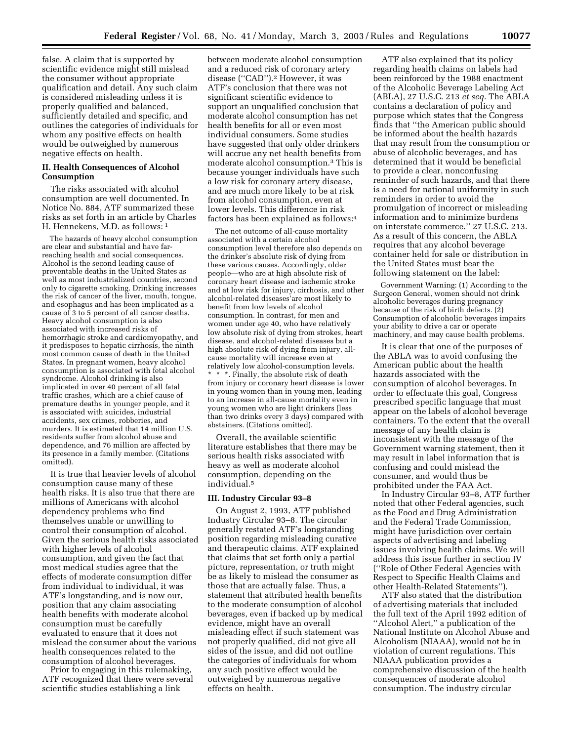false. A claim that is supported by scientific evidence might still mislead the consumer without appropriate qualification and detail. Any such claim is considered misleading unless it is properly qualified and balanced, sufficiently detailed and specific, and outlines the categories of individuals for whom any positive effects on health would be outweighed by numerous negative effects on health.

### II. Health Consequences of Alcohol Consumption

The risks associated with alcohol consumption are well documented. In Notice No. 884, ATF summarized these risks as set forth in an article by Charles H. Hennekens, M.D. as follows: [1]

> The hazards of heavy alcohol consumption are clear and substantial and have far-reaching health and social consequences. Alcohol is the second leading cause of preventable deaths in the United States as well as most industrialized countries, second only to cigarette smoking. Drinking increases the risk of cancer of the liver, mouth, tongue, and esophagus and has been implicated as a cause of 3 to 5 percent of all cancer deaths. Heavy alcohol consumption is also associated with increased risks of hemorrhagic stroke and cardiomyopathy, and it predisposes to hepatic cirrhosis, the ninth most common cause of death in the United States. In pregnant women, heavy alcohol consumption is associated with fetal alcohol syndrome. Alcohol drinking is also implicated in over 40 percent of all fatal traffic crashes, which are a chief cause of premature deaths in younger people, and it is associated with suicides, industrial accidents, sex crimes, robberies, and murders. It is estimated that 14 million U.S. residents suffer from alcohol abuse and dependence, and 76 million are affected by its presence in a family member. (Citations omitted).

It is true that heavier levels of alcohol consumption cause many of these health risks. It is also true that there are millions of Americans with alcohol dependency problems who find themselves unable or unwilling to control their consumption of alcohol. Given the serious health risks associated with higher levels of alcohol consumption, and given the fact that most medical studies agree that the effects of moderate consumption differ from individual to individual, it was ATF's longstanding, and is now our, position that any claim associating health benefits with moderate alcohol consumption must be carefully evaluated to ensure that it does not mislead the consumer about the various health consequences related to the consumption of alcohol beverages.

Prior to engaging in this rulemaking, ATF recognized that there were several scientific studies establishing a link between moderate alcohol consumption and a reduced risk of coronary artery disease (''CAD'').[2] However, it was ATF's conclusion that there was not significant scientific evidence to support an unqualified conclusion that moderate alcohol consumption has net health benefits for all or even most individual consumers. Some studies have suggested that only older drinkers will accrue any net health benefits from moderate alcohol consumption.[3] This is because younger individuals have such a low risk for coronary artery disease, and are much more likely to be at risk from alcohol consumption, even at lower levels. This difference in risk factors has been explained as follows:[4]

> The net outcome of all-cause mortality associated with a certain alcohol consumption level therefore also depends on the drinker's absolute risk of dying from these various causes. Accordingly, older people—who are at high absolute risk of coronary heart disease and ischemic stroke and at low risk for injury, cirrhosis, and other alcohol-related diseases'are most likely to benefit from low levels of alcohol consumption. In contrast, for men and women under age 40, who have relatively low absolute risk of dying from strokes, heart disease, and alcohol-related diseases but a high absolute risk of dying from injury, all-cause mortality will increase even at relatively low alcohol-consumption levels. * * *. Finally, the absolute risk of death from injury or coronary heart disease is lower in young women than in young men, leading to an increase in all-cause mortality even in young women who are light drinkers (less than two drinks every 3 days) compared with abstainers. (Citations omitted).

Overall, the available scientific literature establishes that there may be serious health risks associated with heavy as well as moderate alcohol consumption, depending on the individual.[5]

### III. Industry Circular 93–8

On August 2, 1993, ATF published Industry Circular 93–8. The circular generally restated ATF's longstanding position regarding misleading curative and therapeutic claims. ATF explained that claims that set forth only a partial picture, representation, or truth might be as likely to mislead the consumer as those that are actually false. Thus, a statement that attributed health benefits to the moderate consumption of alcohol beverages, even if backed up by medical evidence, might have an overall misleading effect if such statement was not properly qualified, did not give all sides of the issue, and did not outline the categories of individuals for whom any such positive effect would be outweighed by numerous negative effects on health.

ATF also explained that its policy regarding health claims on labels had been reinforced by the 1988 enactment of the Alcoholic Beverage Labeling Act (ABLA), 27 U.S.C. 213 *et seq.* The ABLA contains a declaration of policy and purpose which states that the Congress finds that ''the American public should be informed about the health hazards that may result from the consumption or abuse of alcoholic beverages, and has determined that it would be beneficial to provide a clear, nonconfusing reminder of such hazards, and that there is a need for national uniformity in such reminders in order to avoid the promulgation of incorrect or misleading information and to minimize burdens on interstate commerce.'' 27 U.S.C. 213. As a result of this concern, the ABLA requires that any alcohol beverage container held for sale or distribution in the United States must bear the following statement on the label:

> Government Warning: (1) According to the Surgeon General, women should not drink alcoholic beverages during pregnancy because of the risk of birth defects. (2) Consumption of alcoholic beverages impairs your ability to drive a car or operate machinery, and may cause health problems.

It is clear that one of the purposes of the ABLA was to avoid confusing the American public about the health hazards associated with the consumption of alcohol beverages. In order to effectuate this goal, Congress prescribed specific language that must appear on the labels of alcohol beverage containers. To the extent that the overall message of any health claim is inconsistent with the message of the Government warning statement, then it may result in label information that is confusing and could mislead the consumer, and would thus be prohibited under the FAA Act.

In Industry Circular 93–8, ATF further noted that other Federal agencies, such as the Food and Drug Administration and the Federal Trade Commission, might have jurisdiction over certain aspects of advertising and labeling issues involving health claims. We will address this issue further in section IV (''Role of Other Federal Agencies with Respect to Specific Health Claims and other Health-Related Statements'').

ATF also stated that the distribution of advertising materials that included the full text of the April 1992 edition of ''Alcohol Alert,'' a publication of the National Institute on Alcohol Abuse and Alcoholism (NIAAA), would not be in violation of current regulations. This NIAAA publication provides a comprehensive discussion of the health consequences of moderate alcohol consumption. The industry circular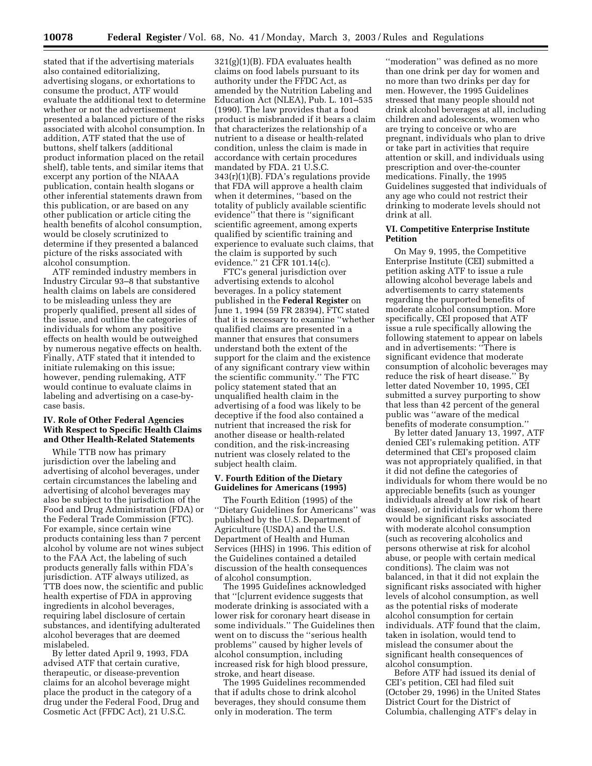stated that if the advertising materials also contained editorializing, advertising slogans, or exhortations to consume the product, ATF would evaluate the additional text to determine whether or not the advertisement presented a balanced picture of the risks associated with alcohol consumption. In addition, ATF stated that the use of buttons, shelf talkers (additional product information placed on the retail shelf), table tents, and similar items that excerpt any portion of the NIAAA publication, contain health slogans or other inferential statements drawn from this publication, or are based on any other publication or article citing the health benefits of alcohol consumption, would be closely scrutinized to determine if they presented a balanced picture of the risks associated with alcohol consumption.

ATF reminded industry members in Industry Circular 93–8 that substantive health claims on labels are considered to be misleading unless they are properly qualified, present all sides of the issue, and outline the categories of individuals for whom any positive effects on health would be outweighed by numerous negative effects on health. Finally, ATF stated that it intended to initiate rulemaking on this issue; however, pending rulemaking, ATF would continue to evaluate claims in labeling and advertising on a case-by-case basis.

## IV. Role of Other Federal Agencies With Respect to Specific Health Claims and Other Health-Related Statements

While TTB now has primary jurisdiction over the labeling and advertising of alcohol beverages, under certain circumstances the labeling and advertising of alcohol beverages may also be subject to the jurisdiction of the Food and Drug Administration (FDA) or the Federal Trade Commission (FTC). For example, since certain wine products containing less than 7 percent alcohol by volume are not wines subject to the FAA Act, the labeling of such products generally falls within FDA's jurisdiction. ATF always utilized, as TTB does now, the scientific and public health expertise of FDA in approving ingredients in alcohol beverages, requiring label disclosure of certain substances, and identifying adulterated alcohol beverages that are deemed mislabeled.

By letter dated April 9, 1993, FDA advised ATF that certain curative, therapeutic, or disease-prevention claims for an alcohol beverage might place the product in the category of a drug under the Federal Food, Drug and Cosmetic Act (FFDC Act), 21 U.S.C. 321(g)(1)(B). FDA evaluates health claims on food labels pursuant to its authority under the FFDC Act, as amended by the Nutrition Labeling and Education Act (NLEA), Pub. L. 101–535 (1990). The law provides that a food product is misbranded if it bears a claim that characterizes the relationship of a nutrient to a disease or health-related condition, unless the claim is made in accordance with certain procedures mandated by FDA. 21 U.S.C. 343(r)(1)(B). FDA's regulations provide that FDA will approve a health claim when it determines, ''based on the totality of publicly available scientific evidence'' that there is ''significant scientific agreement, among experts qualified by scientific training and experience to evaluate such claims, that the claim is supported by such evidence.'' 21 CFR 101.14(c).

FTC's general jurisdiction over advertising extends to alcohol beverages. In a policy statement published in the **Federal Register** on June 1, 1994 (59 FR 28394), FTC stated that it is necessary to examine ''whether qualified claims are presented in a manner that ensures that consumers understand both the extent of the support for the claim and the existence of any significant contrary view within the scientific community.'' The FTC policy statement stated that an unqualified health claim in the advertising of a food was likely to be deceptive if the food also contained a nutrient that increased the risk for another disease or health-related condition, and the risk-increasing nutrient was closely related to the subject health claim.

## V. Fourth Edition of the Dietary Guidelines for Americans (1995)

The Fourth Edition (1995) of the ''Dietary Guidelines for Americans'' was published by the U.S. Department of Agriculture (USDA) and the U.S. Department of Health and Human Services (HHS) in 1996. This edition of the Guidelines contained a detailed discussion of the health consequences of alcohol consumption.

The 1995 Guidelines acknowledged that ''[c]urrent evidence suggests that moderate drinking is associated with a lower risk for coronary heart disease in some individuals.'' The Guidelines then went on to discuss the ''serious health problems'' caused by higher levels of alcohol consumption, including increased risk for high blood pressure, stroke, and heart disease.

The 1995 Guidelines recommended that if adults chose to drink alcohol beverages, they should consume them only in moderation. The term ''moderation'' was defined as no more than one drink per day for women and no more than two drinks per day for men. However, the 1995 Guidelines stressed that many people should not drink alcohol beverages at all, including children and adolescents, women who are trying to conceive or who are pregnant, individuals who plan to drive or take part in activities that require attention or skill, and individuals using prescription and over-the-counter medications. Finally, the 1995 Guidelines suggested that individuals of any age who could not restrict their drinking to moderate levels should not drink at all.

## VI. Competitive Enterprise Institute Petition

On May 9, 1995, the Competitive Enterprise Institute (CEI) submitted a petition asking ATF to issue a rule allowing alcohol beverage labels and advertisements to carry statements regarding the purported benefits of moderate alcohol consumption. More specifically, CEI proposed that ATF issue a rule specifically allowing the following statement to appear on labels and in advertisements: ''There is significant evidence that moderate consumption of alcoholic beverages may reduce the risk of heart disease.'' By letter dated November 10, 1995, CEI submitted a survey purporting to show that less than 42 percent of the general public was ''aware of the medical benefits of moderate consumption.''

By letter dated January 13, 1997, ATF denied CEI's rulemaking petition. ATF determined that CEI's proposed claim was not appropriately qualified, in that it did not define the categories of individuals for whom there would be no appreciable benefits (such as younger individuals already at low risk of heart disease), or individuals for whom there would be significant risks associated with moderate alcohol consumption (such as recovering alcoholics and persons otherwise at risk for alcohol abuse, or people with certain medical conditions). The claim was not balanced, in that it did not explain the significant risks associated with higher levels of alcohol consumption, as well as the potential risks of moderate alcohol consumption for certain individuals. ATF found that the claim, taken in isolation, would tend to mislead the consumer about the significant health consequences of alcohol consumption.

Before ATF had issued its denial of CEI's petition, CEI had filed suit (October 29, 1996) in the United States District Court for the District of Columbia, challenging ATF's delay in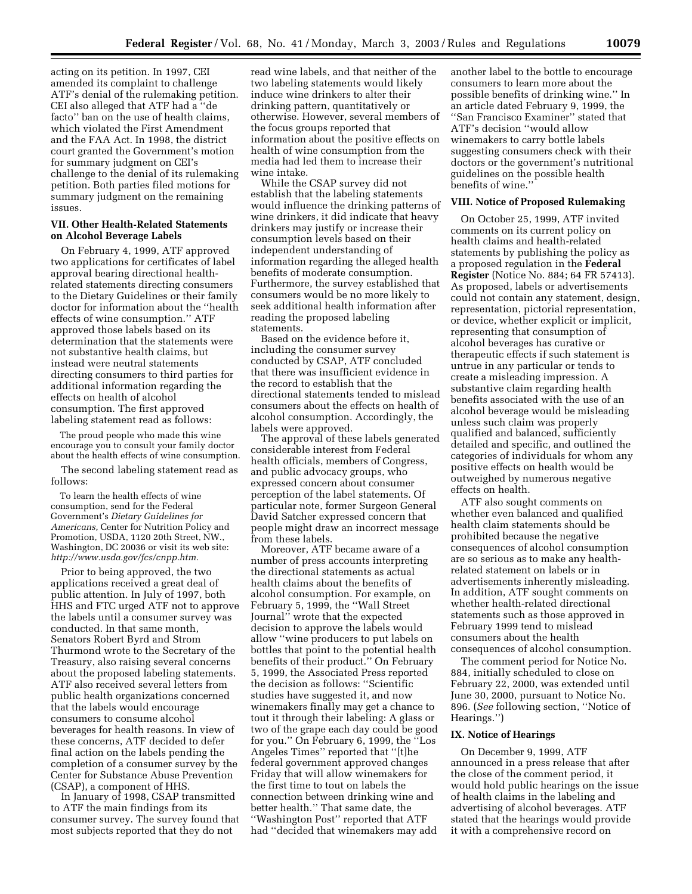acting on its petition. In 1997, CEI amended its complaint to challenge ATF's denial of the rulemaking petition. CEI also alleged that ATF had a ''de facto'' ban on the use of health claims, which violated the First Amendment and the FAA Act. In 1998, the district court granted the Government's motion for summary judgment on CEI's challenge to the denial of its rulemaking petition. Both parties filed motions for summary judgment on the remaining issues.

## VII. Other Health-Related Statements on Alcohol Beverage Labels

On February 4, 1999, ATF approved two applications for certificates of label approval bearing directional health-related statements directing consumers to the Dietary Guidelines or their family doctor for information about the ''health effects of wine consumption.'' ATF approved those labels based on its determination that the statements were not substantive health claims, but instead were neutral statements directing consumers to third parties for additional information regarding the effects on health of alcohol consumption. The first approved labeling statement read as follows:

> The proud people who made this wine encourage you to consult your family doctor about the health effects of wine consumption.

The second labeling statement read as follows:

> To learn the health effects of wine consumption, send for the Federal Government's *Dietary Guidelines for Americans,* Center for Nutrition Policy and Promotion, USDA, 1120 20th Street, NW., Washington, DC 20036 or visit its web site: *http://www.usda.gov/fcs/cnpp.htm.*

Prior to being approved, the two applications received a great deal of public attention. In July of 1997, both HHS and FTC urged ATF not to approve the labels until a consumer survey was conducted. In that same month, Senators Robert Byrd and Strom Thurmond wrote to the Secretary of the Treasury, also raising several concerns about the proposed labeling statements. ATF also received several letters from public health organizations concerned that the labels would encourage consumers to consume alcohol beverages for health reasons. In view of these concerns, ATF decided to defer final action on the labels pending the completion of a consumer survey by the Center for Substance Abuse Prevention (CSAP), a component of HHS.

In January of 1998, CSAP transmitted to ATF the main findings from its consumer survey. The survey found that most subjects reported that they do not read wine labels, and that neither of the two labeling statements would likely induce wine drinkers to alter their drinking pattern, quantitatively or otherwise. However, several members of the focus groups reported that information about the positive effects on health of wine consumption from the media had led them to increase their wine intake.

While the CSAP survey did not establish that the labeling statements would influence the drinking patterns of wine drinkers, it did indicate that heavy drinkers may justify or increase their consumption levels based on their independent understanding of information regarding the alleged health benefits of moderate consumption. Furthermore, the survey established that consumers would be no more likely to seek additional health information after reading the proposed labeling statements.

Based on the evidence before it, including the consumer survey conducted by CSAP, ATF concluded that there was insufficient evidence in the record to establish that the directional statements tended to mislead consumers about the effects on health of alcohol consumption. Accordingly, the labels were approved.

The approval of these labels generated considerable interest from Federal health officials, members of Congress, and public advocacy groups, who expressed concern about consumer perception of the label statements. Of particular note, former Surgeon General David Satcher expressed concern that people might draw an incorrect message from these labels.

Moreover, ATF became aware of a number of press accounts interpreting the directional statements as actual health claims about the benefits of alcohol consumption. For example, on February 5, 1999, the ''Wall Street Journal'' wrote that the expected decision to approve the labels would allow ''wine producers to put labels on bottles that point to the potential health benefits of their product.'' On February 5, 1999, the Associated Press reported the decision as follows: ''Scientific studies have suggested it, and now winemakers finally may get a chance to tout it through their labeling: A glass or two of the grape each day could be good for you.'' On February 6, 1999, the ''Los Angeles Times'' reported that ''[t]he federal government approved changes Friday that will allow winemakers for the first time to tout on labels the connection between drinking wine and better health.'' That same date, the ''Washington Post'' reported that ATF had ''decided that winemakers may add another label to the bottle to encourage consumers to learn more about the possible benefits of drinking wine.'' In an article dated February 9, 1999, the ''San Francisco Examiner'' stated that ATF's decision ''would allow winemakers to carry bottle labels suggesting consumers check with their doctors or the government's nutritional guidelines on the possible health benefits of wine.''

## VIII. Notice of Proposed Rulemaking

On October 25, 1999, ATF invited comments on its current policy on health claims and health-related statements by publishing the policy as a proposed regulation in the **Federal Register** (Notice No. 884; 64 FR 57413). As proposed, labels or advertisements could not contain any statement, design, representation, pictorial representation, or device, whether explicit or implicit, representing that consumption of alcohol beverages has curative or therapeutic effects if such statement is untrue in any particular or tends to create a misleading impression. A substantive claim regarding health benefits associated with the use of an alcohol beverage would be misleading unless such claim was properly qualified and balanced, sufficiently detailed and specific, and outlined the categories of individuals for whom any positive effects on health would be outweighed by numerous negative effects on health.

ATF also sought comments on whether even balanced and qualified health claim statements should be prohibited because the negative consequences of alcohol consumption are so serious as to make any health-related statement on labels or in advertisements inherently misleading. In addition, ATF sought comments on whether health-related directional statements such as those approved in February 1999 tend to mislead consumers about the health consequences of alcohol consumption.

The comment period for Notice No. 884, initially scheduled to close on February 22, 2000, was extended until June 30, 2000, pursuant to Notice No. 896. (*See* following section, ''Notice of Hearings.'')

## IX. Notice of Hearings

On December 9, 1999, ATF announced in a press release that after the close of the comment period, it would hold public hearings on the issue of health claims in the labeling and advertising of alcohol beverages. ATF stated that the hearings would provide it with a comprehensive record on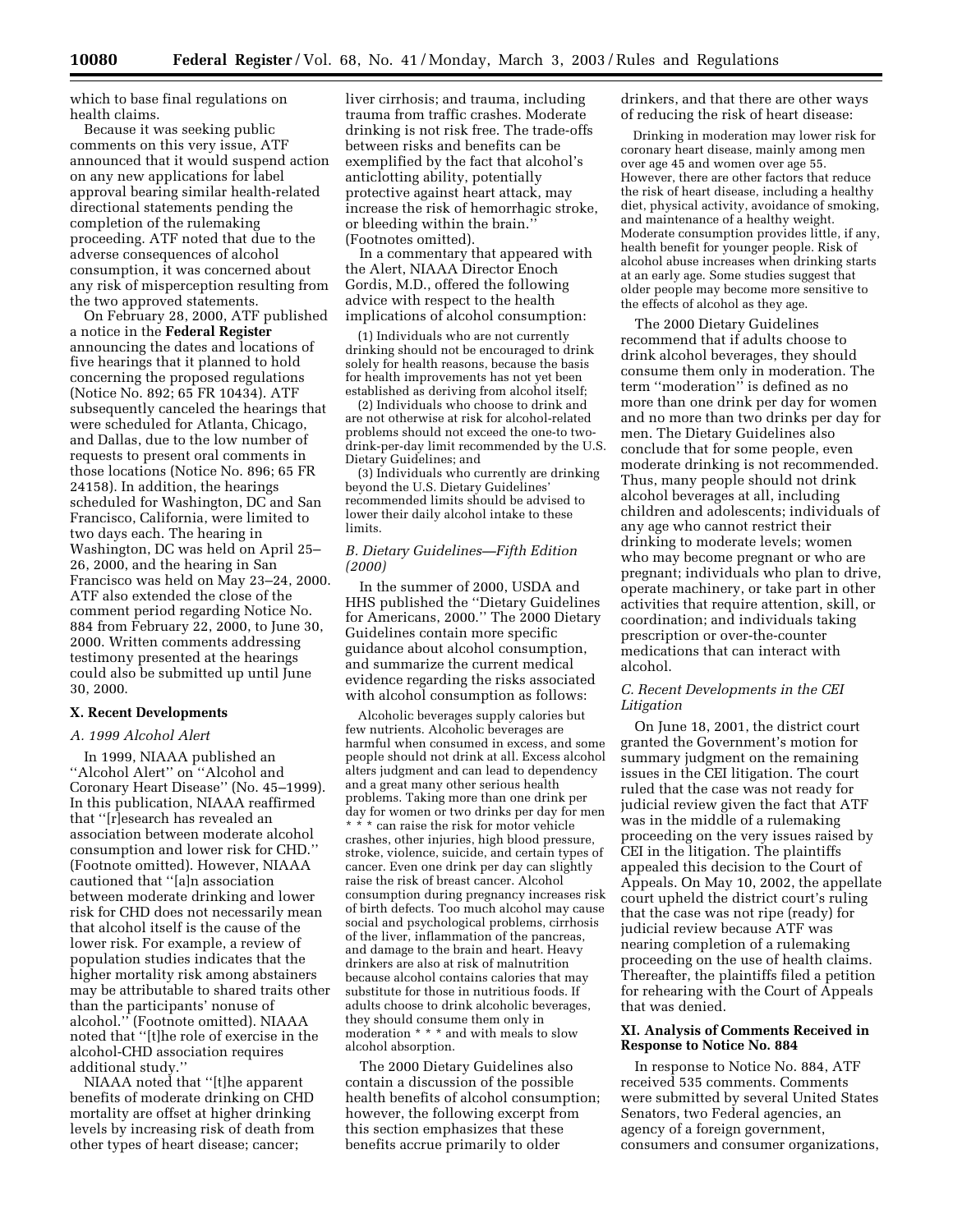which to base final regulations on health claims.

Because it was seeking public comments on this very issue, ATF announced that it would suspend action on any new applications for label approval bearing similar health-related directional statements pending the completion of the rulemaking proceeding. ATF noted that due to the adverse consequences of alcohol consumption, it was concerned about any risk of misperception resulting from the two approved statements.

On February 28, 2000, ATF published a notice in the **Federal Register** announcing the dates and locations of five hearings that it planned to hold concerning the proposed regulations (Notice No. 892; 65 FR 10434). ATF subsequently canceled the hearings that were scheduled for Atlanta, Chicago, and Dallas, due to the low number of requests to present oral comments in those locations (Notice No. 896; 65 FR 24158). In addition, the hearings scheduled for Washington, DC and San Francisco, California, were limited to two days each. The hearing in Washington, DC was held on April 25–26, 2000, and the hearing in San Francisco was held on May 23–24, 2000. ATF also extended the close of the comment period regarding Notice No. 884 from February 22, 2000, to June 30, 2000. Written comments addressing testimony presented at the hearings could also be submitted up until June 30, 2000.

## X. Recent Developments

### *A. 1999 Alcohol Alert*

In 1999, NIAAA published an ''Alcohol Alert'' on ''Alcohol and Coronary Heart Disease'' (No. 45–1999). In this publication, NIAAA reaffirmed that ''[r]esearch has revealed an association between moderate alcohol consumption and lower risk for CHD.'' (Footnote omitted). However, NIAAA cautioned that ''[a]n association between moderate drinking and lower risk for CHD does not necessarily mean that alcohol itself is the cause of the lower risk. For example, a review of population studies indicates that the higher mortality risk among abstainers may be attributable to shared traits other than the participants' nonuse of alcohol.'' (Footnote omitted). NIAAA noted that ''[t]he role of exercise in the alcohol-CHD association requires additional study.''

NIAAA noted that ''[t]he apparent benefits of moderate drinking on CHD mortality are offset at higher drinking levels by increasing risk of death from other types of heart disease; cancer; liver cirrhosis; and trauma, including trauma from traffic crashes. Moderate drinking is not risk free. The trade-offs between risks and benefits can be exemplified by the fact that alcohol's anticlotting ability, potentially protective against heart attack, may increase the risk of hemorrhagic stroke, or bleeding within the brain.'' (Footnotes omitted).

In a commentary that appeared with the Alert, NIAAA Director Enoch Gordis, M.D., offered the following advice with respect to the health implications of alcohol consumption:

> (1) Individuals who are not currently drinking should not be encouraged to drink solely for health reasons, because the basis for health improvements has not yet been established as deriving from alcohol itself;
>
> (2) Individuals who choose to drink and are not otherwise at risk for alcohol-related problems should not exceed the one-to two-drink-per-day limit recommended by the U.S. Dietary Guidelines; and
>
> (3) Individuals who currently are drinking beyond the U.S. Dietary Guidelines' recommended limits should be advised to lower their daily alcohol intake to these limits.

### *B. Dietary Guidelines—Fifth Edition (2000)*

In the summer of 2000, USDA and HHS published the ''Dietary Guidelines for Americans, 2000.'' The 2000 Dietary Guidelines contain more specific guidance about alcohol consumption, and summarize the current medical evidence regarding the risks associated with alcohol consumption as follows:

> Alcoholic beverages supply calories but few nutrients. Alcoholic beverages are harmful when consumed in excess, and some people should not drink at all. Excess alcohol alters judgment and can lead to dependency and a great many other serious health problems. Taking more than one drink per day for women or two drinks per day for men * * * can raise the risk for motor vehicle crashes, other injuries, high blood pressure, stroke, violence, suicide, and certain types of cancer. Even one drink per day can slightly raise the risk of breast cancer. Alcohol consumption during pregnancy increases risk of birth defects. Too much alcohol may cause social and psychological problems, cirrhosis of the liver, inflammation of the pancreas, and damage to the brain and heart. Heavy drinkers are also at risk of malnutrition because alcohol contains calories that may substitute for those in nutritious foods. If adults choose to drink alcoholic beverages, they should consume them only in moderation * * * and with meals to slow alcohol absorption.

The 2000 Dietary Guidelines also contain a discussion of the possible health benefits of alcohol consumption; however, the following excerpt from this section emphasizes that these benefits accrue primarily to older drinkers, and that there are other ways of reducing the risk of heart disease:

> Drinking in moderation may lower risk for coronary heart disease, mainly among men over age 45 and women over age 55. However, there are other factors that reduce the risk of heart disease, including a healthy diet, physical activity, avoidance of smoking, and maintenance of a healthy weight. Moderate consumption provides little, if any, health benefit for younger people. Risk of alcohol abuse increases when drinking starts at an early age. Some studies suggest that older people may become more sensitive to the effects of alcohol as they age.

The 2000 Dietary Guidelines recommend that if adults choose to drink alcohol beverages, they should consume them only in moderation. The term ''moderation'' is defined as no more than one drink per day for women and no more than two drinks per day for men. The Dietary Guidelines also conclude that for some people, even moderate drinking is not recommended. Thus, many people should not drink alcohol beverages at all, including children and adolescents; individuals of any age who cannot restrict their drinking to moderate levels; women who may become pregnant or who are pregnant; individuals who plan to drive, operate machinery, or take part in other activities that require attention, skill, or coordination; and individuals taking prescription or over-the-counter medications that can interact with alcohol.

### *C. Recent Developments in the CEI Litigation*

On June 18, 2001, the district court granted the Government's motion for summary judgment on the remaining issues in the CEI litigation. The court ruled that the case was not ready for judicial review given the fact that ATF was in the middle of a rulemaking proceeding on the very issues raised by CEI in the litigation. The plaintiffs appealed this decision to the Court of Appeals. On May 10, 2002, the appellate court upheld the district court's ruling that the case was not ripe (ready) for judicial review because ATF was nearing completion of a rulemaking proceeding on the use of health claims. Thereafter, the plaintiffs filed a petition for rehearing with the Court of Appeals that was denied.

## XI. Analysis of Comments Received in Response to Notice No. 884

In response to Notice No. 884, ATF received 535 comments. Comments were submitted by several United States Senators, two Federal agencies, an agency of a foreign government, consumers and consumer organizations,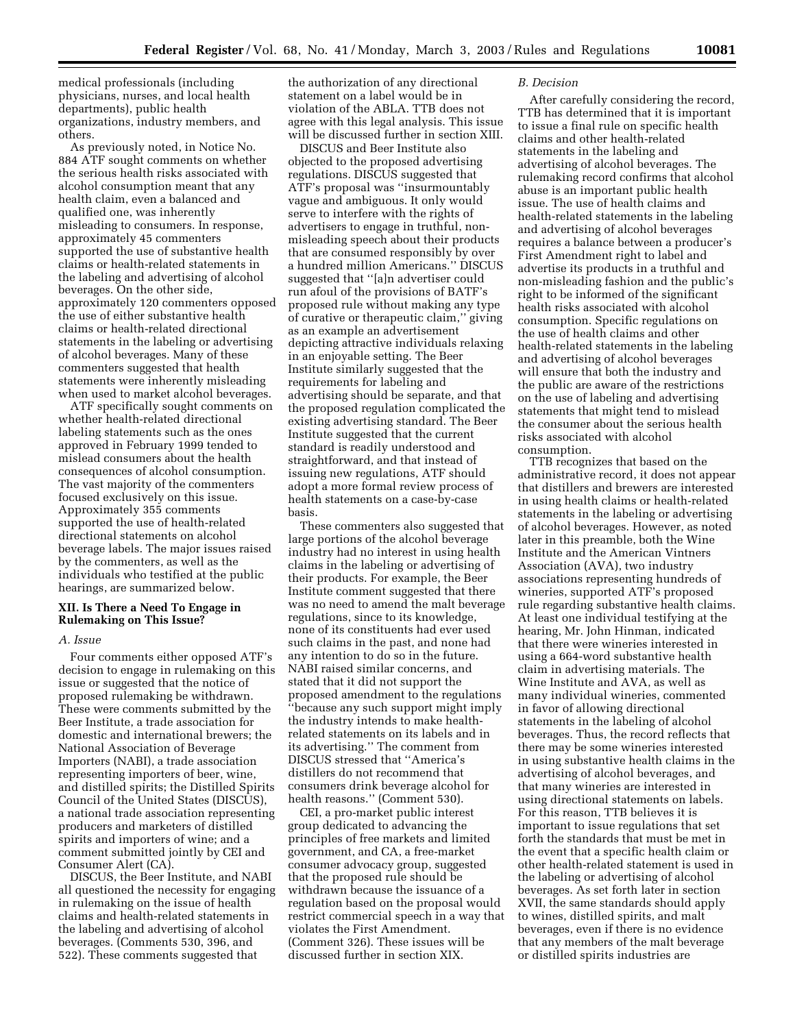medical professionals (including physicians, nurses, and local health departments), public health organizations, industry members, and others.

As previously noted, in Notice No. 884 ATF sought comments on whether the serious health risks associated with alcohol consumption meant that any health claim, even a balanced and qualified one, was inherently misleading to consumers. In response, approximately 45 commenters supported the use of substantive health claims or health-related statements in the labeling and advertising of alcohol beverages. On the other side, approximately 120 commenters opposed the use of either substantive health claims or health-related directional statements in the labeling or advertising of alcohol beverages. Many of these commenters suggested that health statements were inherently misleading when used to market alcohol beverages.

ATF specifically sought comments on whether health-related directional labeling statements such as the ones approved in February 1999 tended to mislead consumers about the health consequences of alcohol consumption. The vast majority of the commenters focused exclusively on this issue. Approximately 355 comments supported the use of health-related directional statements on alcohol beverage labels. The major issues raised by the commenters, as well as the individuals who testified at the public hearings, are summarized below.

## XII. Is There a Need To Engage in Rulemaking on This Issue?

### *A. Issue*

Four comments either opposed ATF's decision to engage in rulemaking on this issue or suggested that the notice of proposed rulemaking be withdrawn. These were comments submitted by the Beer Institute, a trade association for domestic and international brewers; the National Association of Beverage Importers (NABI), a trade association representing importers of beer, wine, and distilled spirits; the Distilled Spirits Council of the United States (DISCUS), a national trade association representing producers and marketers of distilled spirits and importers of wine; and a comment submitted jointly by CEI and Consumer Alert (CA).

DISCUS, the Beer Institute, and NABI all questioned the necessity for engaging in rulemaking on the issue of health claims and health-related statements in the labeling and advertising of alcohol beverages. (Comments 530, 396, and 522). These comments suggested that the authorization of any directional statement on a label would be in violation of the ABLA. TTB does not agree with this legal analysis. This issue will be discussed further in section XIII.

DISCUS and Beer Institute also objected to the proposed advertising regulations. DISCUS suggested that ATF's proposal was ''insurmountably vague and ambiguous. It only would serve to interfere with the rights of advertisers to engage in truthful, non-misleading speech about their products that are consumed responsibly by over a hundred million Americans.'' DISCUS suggested that ''[a]n advertiser could run afoul of the provisions of BATF's proposed rule without making any type of curative or therapeutic claim,'' giving as an example an advertisement depicting attractive individuals relaxing in an enjoyable setting. The Beer Institute similarly suggested that the requirements for labeling and advertising should be separate, and that the proposed regulation complicated the existing advertising standard. The Beer Institute suggested that the current standard is readily understood and straightforward, and that instead of issuing new regulations, ATF should adopt a more formal review process of health statements on a case-by-case basis.

These commenters also suggested that large portions of the alcohol beverage industry had no interest in using health claims in the labeling or advertising of their products. For example, the Beer Institute comment suggested that there was no need to amend the malt beverage regulations, since to its knowledge, none of its constituents had ever used such claims in the past, and none had any intention to do so in the future. NABI raised similar concerns, and stated that it did not support the proposed amendment to the regulations ''because any such support might imply the industry intends to make health-related statements on its labels and in its advertising.'' The comment from DISCUS stressed that ''America's distillers do not recommend that consumers drink beverage alcohol for health reasons.'' (Comment 530).

CEI, a pro-market public interest group dedicated to advancing the principles of free markets and limited government, and CA, a free-market consumer advocacy group, suggested that the proposed rule should be withdrawn because the issuance of a regulation based on the proposal would restrict commercial speech in a way that violates the First Amendment. (Comment 326). These issues will be discussed further in section XIX.

### *B. Decision*

After carefully considering the record, TTB has determined that it is important to issue a final rule on specific health claims and other health-related statements in the labeling and advertising of alcohol beverages. The rulemaking record confirms that alcohol abuse is an important public health issue. The use of health claims and health-related statements in the labeling and advertising of alcohol beverages requires a balance between a producer's First Amendment right to label and advertise its products in a truthful and non-misleading fashion and the public's right to be informed of the significant health risks associated with alcohol consumption. Specific regulations on the use of health claims and other health-related statements in the labeling and advertising of alcohol beverages will ensure that both the industry and the public are aware of the restrictions on the use of labeling and advertising statements that might tend to mislead the consumer about the serious health risks associated with alcohol consumption.

TTB recognizes that based on the administrative record, it does not appear that distillers and brewers are interested in using health claims or health-related statements in the labeling or advertising of alcohol beverages. However, as noted later in this preamble, both the Wine Institute and the American Vintners Association (AVA), two industry associations representing hundreds of wineries, supported ATF's proposed rule regarding substantive health claims. At least one individual testifying at the hearing, Mr. John Hinman, indicated that there were wineries interested in using a 664-word substantive health claim in advertising materials. The Wine Institute and AVA, as well as many individual wineries, commented in favor of allowing directional statements in the labeling of alcohol beverages. Thus, the record reflects that there may be some wineries interested in using substantive health claims in the advertising of alcohol beverages, and that many wineries are interested in using directional statements on labels. For this reason, TTB believes it is important to issue regulations that set forth the standards that must be met in the event that a specific health claim or other health-related statement is used in the labeling or advertising of alcohol beverages. As set forth later in section XVII, the same standards should apply to wines, distilled spirits, and malt beverages, even if there is no evidence that any members of the malt beverage or distilled spirits industries are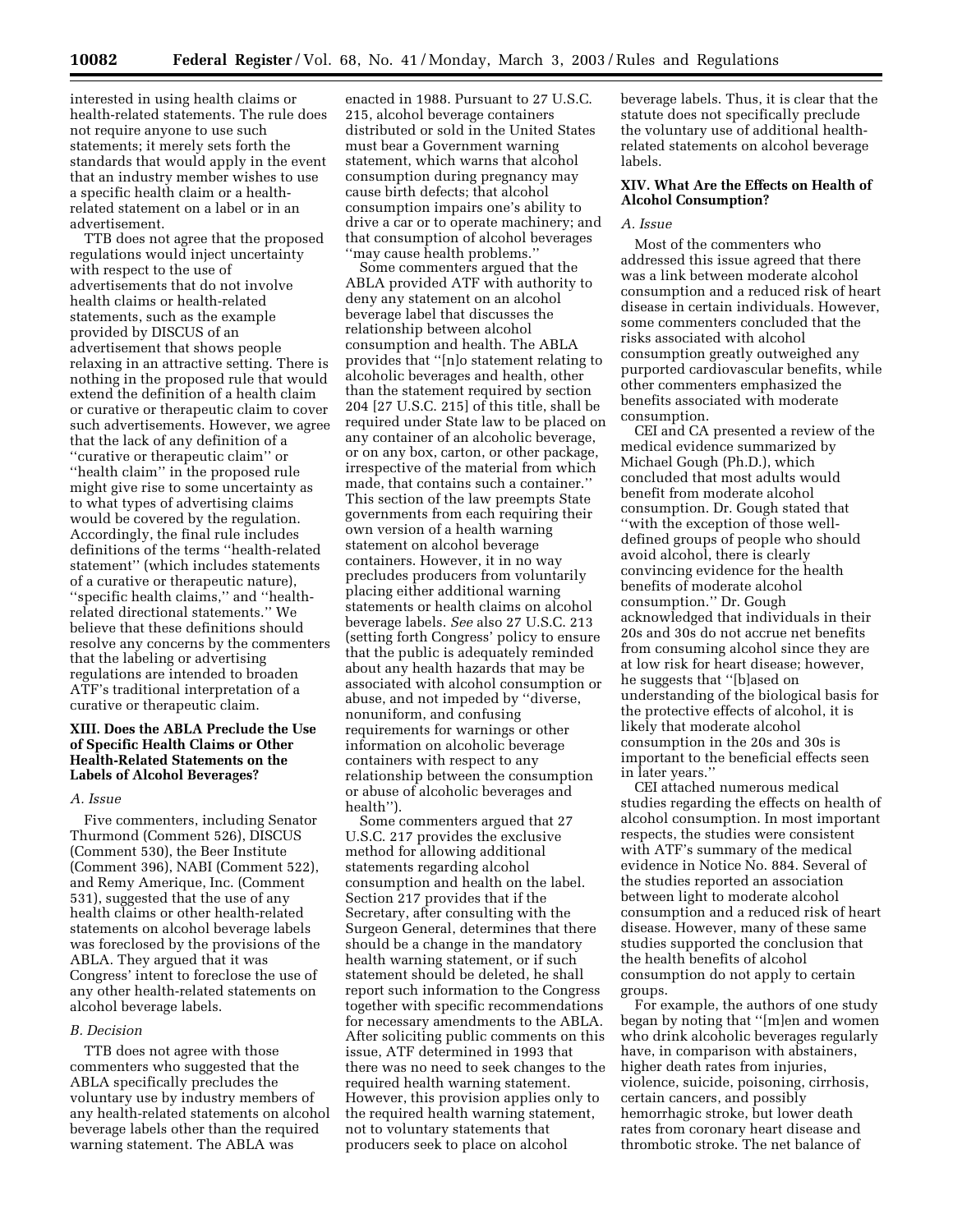interested in using health claims or health-related statements. The rule does not require anyone to use such statements; it merely sets forth the standards that would apply in the event that an industry member wishes to use a specific health claim or a health-related statement on a label or in an advertisement.

TTB does not agree that the proposed regulations would inject uncertainty with respect to the use of advertisements that do not involve health claims or health-related statements, such as the example provided by DISCUS of an advertisement that shows people relaxing in an attractive setting. There is nothing in the proposed rule that would extend the definition of a health claim or curative or therapeutic claim to cover such advertisements. However, we agree that the lack of any definition of a ''curative or therapeutic claim'' or ''health claim'' in the proposed rule might give rise to some uncertainty as to what types of advertising claims would be covered by the regulation. Accordingly, the final rule includes definitions of the terms ''health-related statement'' (which includes statements of a curative or therapeutic nature), ''specific health claims,'' and ''health-related directional statements.'' We believe that these definitions should resolve any concerns by the commenters that the labeling or advertising regulations are intended to broaden ATF's traditional interpretation of a curative or therapeutic claim.

## XIII. Does the ABLA Preclude the Use of Specific Health Claims or Other Health-Related Statements on the Labels of Alcohol Beverages?

### *A. Issue*

Five commenters, including Senator Thurmond (Comment 526), DISCUS (Comment 530), the Beer Institute (Comment 396), NABI (Comment 522), and Remy Amerique, Inc. (Comment 531), suggested that the use of any health claims or other health-related statements on alcohol beverage labels was foreclosed by the provisions of the ABLA. They argued that it was Congress' intent to foreclose the use of any other health-related statements on alcohol beverage labels.

### *B. Decision*

TTB does not agree with those commenters who suggested that the ABLA specifically precludes the voluntary use by industry members of any health-related statements on alcohol beverage labels other than the required warning statement. The ABLA was enacted in 1988. Pursuant to 27 U.S.C. 215, alcohol beverage containers distributed or sold in the United States must bear a Government warning statement, which warns that alcohol consumption during pregnancy may cause birth defects; that alcohol consumption impairs one's ability to drive a car or to operate machinery; and that consumption of alcohol beverages ''may cause health problems.''

Some commenters argued that the ABLA provided ATF with authority to deny any statement on an alcohol beverage label that discusses the relationship between alcohol consumption and health. The ABLA provides that ''[n]o statement relating to alcoholic beverages and health, other than the statement required by section 204 [27 U.S.C. 215] of this title, shall be required under State law to be placed on any container of an alcoholic beverage, or on any box, carton, or other package, irrespective of the material from which made, that contains such a container.'' This section of the law preempts State governments from each requiring their own version of a health warning statement on alcohol beverage containers. However, it in no way precludes producers from voluntarily placing either additional warning statements or health claims on alcohol beverage labels. *See* also 27 U.S.C. 213 (setting forth Congress' policy to ensure that the public is adequately reminded about any health hazards that may be associated with alcohol consumption or abuse, and not impeded by ''diverse, nonuniform, and confusing requirements for warnings or other information on alcoholic beverage containers with respect to any relationship between the consumption or abuse of alcoholic beverages and health'').

Some commenters argued that 27 U.S.C. 217 provides the exclusive method for allowing additional statements regarding alcohol consumption and health on the label. Section 217 provides that if the Secretary, after consulting with the Surgeon General, determines that there should be a change in the mandatory health warning statement, or if such statement should be deleted, he shall report such information to the Congress together with specific recommendations for necessary amendments to the ABLA. After soliciting public comments on this issue, ATF determined in 1993 that there was no need to seek changes to the required health warning statement. However, this provision applies only to the required health warning statement, not to voluntary statements that producers seek to place on alcohol beverage labels. Thus, it is clear that the statute does not specifically preclude the voluntary use of additional health-related statements on alcohol beverage labels.

## XIV. What Are the Effects on Health of Alcohol Consumption?

### *A. Issue*

Most of the commenters who addressed this issue agreed that there was a link between moderate alcohol consumption and a reduced risk of heart disease in certain individuals. However, some commenters concluded that the risks associated with alcohol consumption greatly outweighed any purported cardiovascular benefits, while other commenters emphasized the benefits associated with moderate consumption.

CEI and CA presented a review of the medical evidence summarized by Michael Gough (Ph.D.), which concluded that most adults would benefit from moderate alcohol consumption. Dr. Gough stated that ''with the exception of those well-defined groups of people who should avoid alcohol, there is clearly convincing evidence for the health benefits of moderate alcohol consumption.'' Dr. Gough acknowledged that individuals in their 20s and 30s do not accrue net benefits from consuming alcohol since they are at low risk for heart disease; however, he suggests that ''[b]ased on understanding of the biological basis for the protective effects of alcohol, it is likely that moderate alcohol consumption in the 20s and 30s is important to the beneficial effects seen in later years.''

CEI attached numerous medical studies regarding the effects on health of alcohol consumption. In most important respects, the studies were consistent with ATF's summary of the medical evidence in Notice No. 884. Several of the studies reported an association between light to moderate alcohol consumption and a reduced risk of heart disease. However, many of these same studies supported the conclusion that the health benefits of alcohol consumption do not apply to certain groups.

For example, the authors of one study began by noting that ''[m]en and women who drink alcoholic beverages regularly have, in comparison with abstainers, higher death rates from injuries, violence, suicide, poisoning, cirrhosis, certain cancers, and possibly hemorrhagic stroke, but lower death rates from coronary heart disease and thrombotic stroke. The net balance of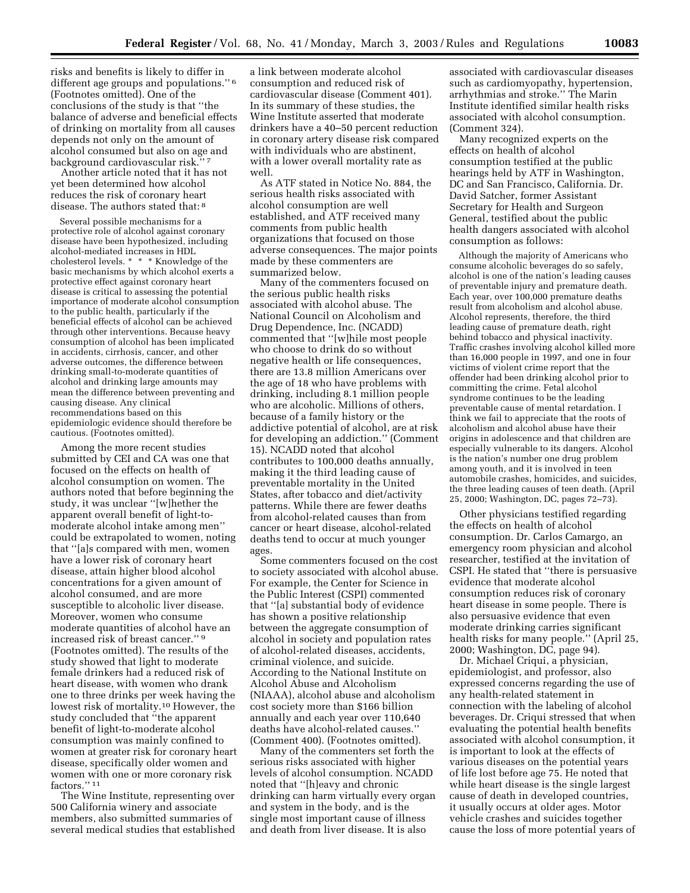risks and benefits is likely to differ in different age groups and populations.'' [6] (Footnotes omitted). One of the conclusions of the study is that ''the balance of adverse and beneficial effects of drinking on mortality from all causes depends not only on the amount of alcohol consumed but also on age and background cardiovascular risk.'' [7]

Another article noted that it has not yet been determined how alcohol reduces the risk of coronary heart disease. The authors stated that: [8]

> Several possible mechanisms for a protective role of alcohol against coronary disease have been hypothesized, including alcohol-mediated increases in HDL cholesterol levels. * * * Knowledge of the basic mechanisms by which alcohol exerts a protective effect against coronary heart disease is critical to assessing the potential importance of moderate alcohol consumption to the public health, particularly if the beneficial effects of alcohol can be achieved through other interventions. Because heavy consumption of alcohol has been implicated in accidents, cirrhosis, cancer, and other adverse outcomes, the difference between drinking small-to-moderate quantities of alcohol and drinking large amounts may mean the difference between preventing and causing disease. Any clinical recommendations based on this epidemiologic evidence should therefore be cautious. (Footnotes omitted).

Among the more recent studies submitted by CEI and CA was one that focused on the effects on health of alcohol consumption on women. The authors noted that before beginning the study, it was unclear ''[w]hether the apparent overall benefit of light-to-moderate alcohol intake among men'' could be extrapolated to women, noting that ''[a]s compared with men, women have a lower risk of coronary heart disease, attain higher blood alcohol concentrations for a given amount of alcohol consumed, and are more susceptible to alcoholic liver disease. Moreover, women who consume moderate quantities of alcohol have an increased risk of breast cancer.'' [9] (Footnotes omitted). The results of the study showed that light to moderate female drinkers had a reduced risk of heart disease, with women who drank one to three drinks per week having the lowest risk of mortality.[10] However, the study concluded that ''the apparent benefit of light-to-moderate alcohol consumption was mainly confined to women at greater risk for coronary heart disease, specifically older women and women with one or more coronary risk factors.'' [11]

The Wine Institute, representing over 500 California winery and associate members, also submitted summaries of several medical studies that established a link between moderate alcohol consumption and reduced risk of cardiovascular disease (Comment 401). In its summary of these studies, the Wine Institute asserted that moderate drinkers have a 40–50 percent reduction in coronary artery disease risk compared with individuals who are abstinent, with a lower overall mortality rate as well.

As ATF stated in Notice No. 884, the serious health risks associated with alcohol consumption are well established, and ATF received many comments from public health organizations that focused on those adverse consequences. The major points made by these commenters are summarized below.

Many of the commenters focused on the serious public health risks associated with alcohol abuse. The National Council on Alcoholism and Drug Dependence, Inc. (NCADD) commented that ''[w]hile most people who choose to drink do so without negative health or life consequences, there are 13.8 million Americans over the age of 18 who have problems with drinking, including 8.1 million people who are alcoholic. Millions of others, because of a family history or the addictive potential of alcohol, are at risk for developing an addiction.'' (Comment 15). NCADD noted that alcohol contributes to 100,000 deaths annually, making it the third leading cause of preventable mortality in the United States, after tobacco and diet/activity patterns. While there are fewer deaths from alcohol-related causes than from cancer or heart disease, alcohol-related deaths tend to occur at much younger ages.

Some commenters focused on the cost to society associated with alcohol abuse. For example, the Center for Science in the Public Interest (CSPI) commented that ''[a] substantial body of evidence has shown a positive relationship between the aggregate consumption of alcohol in society and population rates of alcohol-related diseases, accidents, criminal violence, and suicide. According to the National Institute on Alcohol Abuse and Alcoholism (NIAAA), alcohol abuse and alcoholism cost society more than $166 billion annually and each year over 110,640 deaths have alcohol-related causes.'' (Comment 400). (Footnotes omitted).

Many of the commenters set forth the serious risks associated with higher levels of alcohol consumption. NCADD noted that ''[h]eavy and chronic drinking can harm virtually every organ and system in the body, and is the single most important cause of illness and death from liver disease. It is also associated with cardiovascular diseases such as cardiomyopathy, hypertension, arrhythmias and stroke.'' The Marin Institute identified similar health risks associated with alcohol consumption. (Comment 324).

Many recognized experts on the effects on health of alcohol consumption testified at the public hearings held by ATF in Washington, DC and San Francisco, California. Dr. David Satcher, former Assistant Secretary for Health and Surgeon General, testified about the public health dangers associated with alcohol consumption as follows:

> Although the majority of Americans who consume alcoholic beverages do so safely, alcohol is one of the nation's leading causes of preventable injury and premature death. Each year, over 100,000 premature deaths result from alcoholism and alcohol abuse. Alcohol represents, therefore, the third leading cause of premature death, right behind tobacco and physical inactivity. Traffic crashes involving alcohol killed more than 16,000 people in 1997, and one in four victims of violent crime report that the offender had been drinking alcohol prior to committing the crime. Fetal alcohol syndrome continues to be the leading preventable cause of mental retardation. I think we fail to appreciate that the roots of alcoholism and alcohol abuse have their origins in adolescence and that children are especially vulnerable to its dangers. Alcohol is the nation's number one drug problem among youth, and it is involved in teen automobile crashes, homicides, and suicides, the three leading causes of teen death. (April 25, 2000; Washington, DC, pages 72–73).

Other physicians testified regarding the effects on health of alcohol consumption. Dr. Carlos Camargo, an emergency room physician and alcohol researcher, testified at the invitation of CSPI. He stated that ''there is persuasive evidence that moderate alcohol consumption reduces risk of coronary heart disease in some people. There is also persuasive evidence that even moderate drinking carries significant health risks for many people.'' (April 25, 2000; Washington, DC, page 94).

Dr. Michael Criqui, a physician, epidemiologist, and professor, also expressed concerns regarding the use of any health-related statement in connection with the labeling of alcohol beverages. Dr. Criqui stressed that when evaluating the potential health benefits associated with alcohol consumption, it is important to look at the effects of various diseases on the potential years of life lost before age 75. He noted that while heart disease is the single largest cause of death in developed countries, it usually occurs at older ages. Motor vehicle crashes and suicides together cause the loss of more potential years of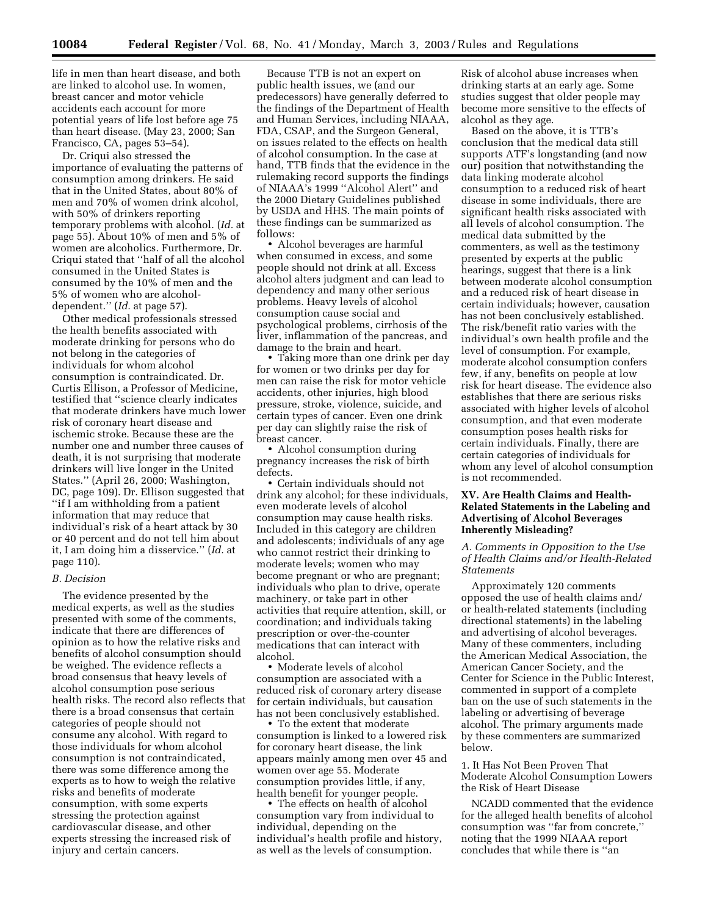life in men than heart disease, and both are linked to alcohol use. In women, breast cancer and motor vehicle accidents each account for more potential years of life lost before age 75 than heart disease. (May 23, 2000; San Francisco, CA, pages 53–54).

Dr. Criqui also stressed the importance of evaluating the patterns of consumption among drinkers. He said that in the United States, about 80% of men and 70% of women drink alcohol, with 50% of drinkers reporting temporary problems with alcohol. (*Id.* at page 55). About 10% of men and 5% of women are alcoholics. Furthermore, Dr. Criqui stated that ''half of all the alcohol consumed in the United States is consumed by the 10% of men and the 5% of women who are alcohol-dependent.'' (*Id.* at page 57).

Other medical professionals stressed the health benefits associated with moderate drinking for persons who do not belong in the categories of individuals for whom alcohol consumption is contraindicated. Dr. Curtis Ellison, a Professor of Medicine, testified that ''science clearly indicates that moderate drinkers have much lower risk of coronary heart disease and ischemic stroke. Because these are the number one and number three causes of death, it is not surprising that moderate drinkers will live longer in the United States.'' (April 26, 2000; Washington, DC, page 109). Dr. Ellison suggested that ''if I am withholding from a patient information that may reduce that individual's risk of a heart attack by 30 or 40 percent and do not tell him about it, I am doing him a disservice.'' (*Id.* at page 110).

### *B. Decision*

The evidence presented by the medical experts, as well as the studies presented with some of the comments, indicate that there are differences of opinion as to how the relative risks and benefits of alcohol consumption should be weighed. The evidence reflects a broad consensus that heavy levels of alcohol consumption pose serious health risks. The record also reflects that there is a broad consensus that certain categories of people should not consume any alcohol. With regard to those individuals for whom alcohol consumption is not contraindicated, there was some difference among the experts as to how to weigh the relative risks and benefits of moderate consumption, with some experts stressing the protection against cardiovascular disease, and other experts stressing the increased risk of injury and certain cancers.

Because TTB is not an expert on public health issues, we (and our predecessors) have generally deferred to the findings of the Department of Health and Human Services, including NIAAA, FDA, CSAP, and the Surgeon General, on issues related to the effects on health of alcohol consumption. In the case at hand, TTB finds that the evidence in the rulemaking record supports the findings of NIAAA's 1999 ''Alcohol Alert'' and the 2000 Dietary Guidelines published by USDA and HHS. The main points of these findings can be summarized as follows:

- Alcohol beverages are harmful when consumed in excess, and some people should not drink at all. Excess alcohol alters judgment and can lead to dependency and many other serious problems. Heavy levels of alcohol consumption cause social and psychological problems, cirrhosis of the liver, inflammation of the pancreas, and damage to the brain and heart.
- Taking more than one drink per day for women or two drinks per day for men can raise the risk for motor vehicle accidents, other injuries, high blood pressure, stroke, violence, suicide, and certain types of cancer. Even one drink per day can slightly raise the risk of breast cancer.
- Alcohol consumption during pregnancy increases the risk of birth defects.
- Certain individuals should not drink any alcohol; for these individuals, even moderate levels of alcohol consumption may cause health risks. Included in this category are children and adolescents; individuals of any age who cannot restrict their drinking to moderate levels; women who may become pregnant or who are pregnant; individuals who plan to drive, operate machinery, or take part in other activities that require attention, skill, or coordination; and individuals taking prescription or over-the-counter medications that can interact with alcohol.
- Moderate levels of alcohol consumption are associated with a reduced risk of coronary artery disease for certain individuals, but causation has not been conclusively established.
- To the extent that moderate consumption is linked to a lowered risk for coronary heart disease, the link appears mainly among men over 45 and women over age 55. Moderate consumption provides little, if any, health benefit for younger people.
- The effects on health of alcohol consumption vary from individual to individual, depending on the individual's health profile and history, as well as the levels of consumption. Risk of alcohol abuse increases when drinking starts at an early age. Some studies suggest that older people may become more sensitive to the effects of alcohol as they age.

Based on the above, it is TTB's conclusion that the medical data still supports ATF's longstanding (and now our) position that notwithstanding the data linking moderate alcohol consumption to a reduced risk of heart disease in some individuals, there are significant health risks associated with all levels of alcohol consumption. The medical data submitted by the commenters, as well as the testimony presented by experts at the public hearings, suggest that there is a link between moderate alcohol consumption and a reduced risk of heart disease in certain individuals; however, causation has not been conclusively established. The risk/benefit ratio varies with the individual's own health profile and the level of consumption. For example, moderate alcohol consumption confers few, if any, benefits on people at low risk for heart disease. The evidence also establishes that there are serious risks associated with higher levels of alcohol consumption, and that even moderate consumption poses health risks for certain individuals. Finally, there are certain categories of individuals for whom any level of alcohol consumption is not recommended.

## XV. Are Health Claims and Health-Related Statements in the Labeling and Advertising of Alcohol Beverages Inherently Misleading?

### *A. Comments in Opposition to the Use of Health Claims and/or Health-Related Statements*

Approximately 120 comments opposed the use of health claims and/or health-related statements (including directional statements) in the labeling and advertising of alcohol beverages. Many of these commenters, including the American Medical Association, the American Cancer Society, and the Center for Science in the Public Interest, commented in support of a complete ban on the use of such statements in the labeling or advertising of beverage alcohol. The primary arguments made by these commenters are summarized below.

#### 1. It Has Not Been Proven That Moderate Alcohol Consumption Lowers the Risk of Heart Disease

NCADD commented that the evidence for the alleged health benefits of alcohol consumption was ''far from concrete,'' noting that the 1999 NIAAA report concludes that while there is ''an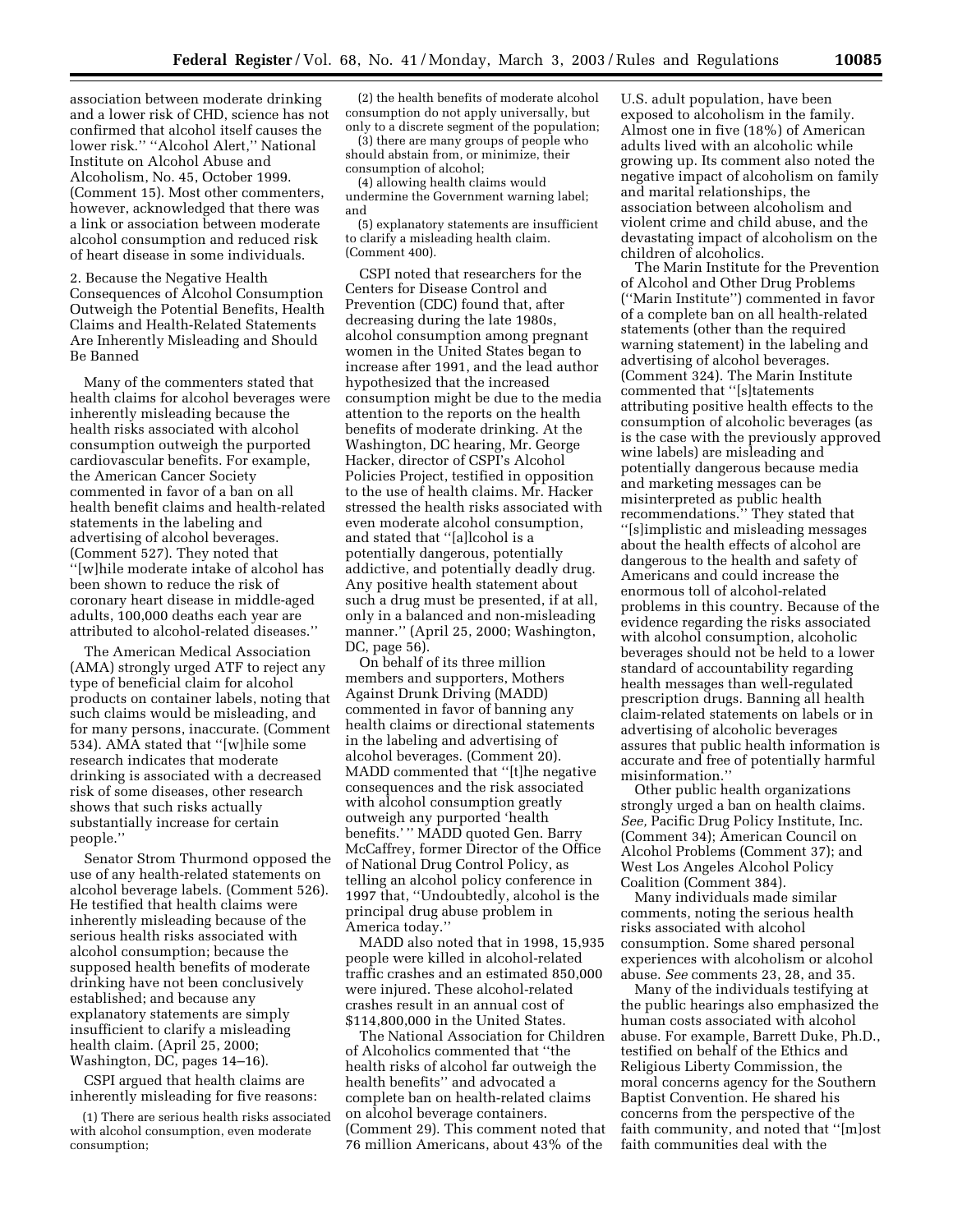association between moderate drinking and a lower risk of CHD, science has not confirmed that alcohol itself causes the lower risk.'' ''Alcohol Alert,'' National Institute on Alcohol Abuse and Alcoholism, No. 45, October 1999. (Comment 15). Most other commenters, however, acknowledged that there was a link or association between moderate alcohol consumption and reduced risk of heart disease in some individuals.

2. Because the Negative Health Consequences of Alcohol Consumption Outweigh the Potential Benefits, Health Claims and Health-Related Statements Are Inherently Misleading and Should Be Banned

Many of the commenters stated that health claims for alcohol beverages were inherently misleading because the health risks associated with alcohol consumption outweigh the purported cardiovascular benefits. For example, the American Cancer Society commented in favor of a ban on all health benefit claims and health-related statements in the labeling and advertising of alcohol beverages. (Comment 527). They noted that ''[w]hile moderate intake of alcohol has been shown to reduce the risk of coronary heart disease in middle-aged adults, 100,000 deaths each year are attributed to alcohol-related diseases.''

The American Medical Association (AMA) strongly urged ATF to reject any type of beneficial claim for alcohol products on container labels, noting that such claims would be misleading, and for many persons, inaccurate. (Comment 534). AMA stated that ''[w]hile some research indicates that moderate drinking is associated with a decreased risk of some diseases, other research shows that such risks actually substantially increase for certain people.''

Senator Strom Thurmond opposed the use of any health-related statements on alcohol beverage labels. (Comment 526). He testified that health claims were inherently misleading because of the serious health risks associated with alcohol consumption; because the supposed health benefits of moderate drinking have not been conclusively established; and because any explanatory statements are simply insufficient to clarify a misleading health claim. (April 25, 2000; Washington, DC, pages 14–16).

CSPI argued that health claims are inherently misleading for five reasons:

(1) There are serious health risks associated with alcohol consumption, even moderate consumption;

(2) the health benefits of moderate alcohol consumption do not apply universally, but only to a discrete segment of the population;

(3) there are many groups of people who should abstain from, or minimize, their consumption of alcohol;

(4) allowing health claims would undermine the Government warning label; and

(5) explanatory statements are insufficient to clarify a misleading health claim. (Comment 400).

CSPI noted that researchers for the Centers for Disease Control and Prevention (CDC) found that, after decreasing during the late 1980s, alcohol consumption among pregnant women in the United States began to increase after 1991, and the lead author hypothesized that the increased consumption might be due to the media attention to the reports on the health benefits of moderate drinking. At the Washington, DC hearing, Mr. George Hacker, director of CSPI's Alcohol Policies Project, testified in opposition to the use of health claims. Mr. Hacker stressed the health risks associated with even moderate alcohol consumption, and stated that ''[a]lcohol is a potentially dangerous, potentially addictive, and potentially deadly drug. Any positive health statement about such a drug must be presented, if at all, only in a balanced and non-misleading manner.'' (April 25, 2000; Washington, DC, page 56).

On behalf of its three million members and supporters, Mothers Against Drunk Driving (MADD) commented in favor of banning any health claims or directional statements in the labeling and advertising of alcohol beverages. (Comment 20). MADD commented that ''[t]he negative consequences and the risk associated with alcohol consumption greatly outweigh any purported 'health benefits.' '' MADD quoted Gen. Barry McCaffrey, former Director of the Office of National Drug Control Policy, as telling an alcohol policy conference in 1997 that, ''Undoubtedly, alcohol is the principal drug abuse problem in America today.''

MADD also noted that in 1998, 15,935 people were killed in alcohol-related traffic crashes and an estimated 850,000 were injured. These alcohol-related crashes result in an annual cost of $114,800,000 in the United States.

The National Association for Children of Alcoholics commented that ''the health risks of alcohol far outweigh the health benefits'' and advocated a complete ban on health-related claims on alcohol beverage containers. (Comment 29). This comment noted that 76 million Americans, about 43% of the U.S. adult population, have been exposed to alcoholism in the family. Almost one in five (18%) of American adults lived with an alcoholic while growing up. Its comment also noted the negative impact of alcoholism on family and marital relationships, the association between alcoholism and violent crime and child abuse, and the devastating impact of alcoholism on the children of alcoholics.

The Marin Institute for the Prevention of Alcohol and Other Drug Problems (''Marin Institute'') commented in favor of a complete ban on all health-related statements (other than the required warning statement) in the labeling and advertising of alcohol beverages. (Comment 324). The Marin Institute commented that ''[s]tatements attributing positive health effects to the consumption of alcoholic beverages (as is the case with the previously approved wine labels) are misleading and potentially dangerous because media and marketing messages can be misinterpreted as public health recommendations.'' They stated that ''[s]implistic and misleading messages about the health effects of alcohol are dangerous to the health and safety of Americans and could increase the enormous toll of alcohol-related problems in this country. Because of the evidence regarding the risks associated with alcohol consumption, alcoholic beverages should not be held to a lower standard of accountability regarding health messages than well-regulated prescription drugs. Banning all health claim-related statements on labels or in advertising of alcoholic beverages assures that public health information is accurate and free of potentially harmful misinformation.''

Other public health organizations strongly urged a ban on health claims. *See,* Pacific Drug Policy Institute, Inc. (Comment 34); American Council on Alcohol Problems (Comment 37); and West Los Angeles Alcohol Policy Coalition (Comment 384).

Many individuals made similar comments, noting the serious health risks associated with alcohol consumption. Some shared personal experiences with alcoholism or alcohol abuse. *See* comments 23, 28, and 35.

Many of the individuals testifying at the public hearings also emphasized the human costs associated with alcohol abuse. For example, Barrett Duke, Ph.D., testified on behalf of the Ethics and Religious Liberty Commission, the moral concerns agency for the Southern Baptist Convention. He shared his concerns from the perspective of the faith community, and noted that ''[m]ost faith communities deal with the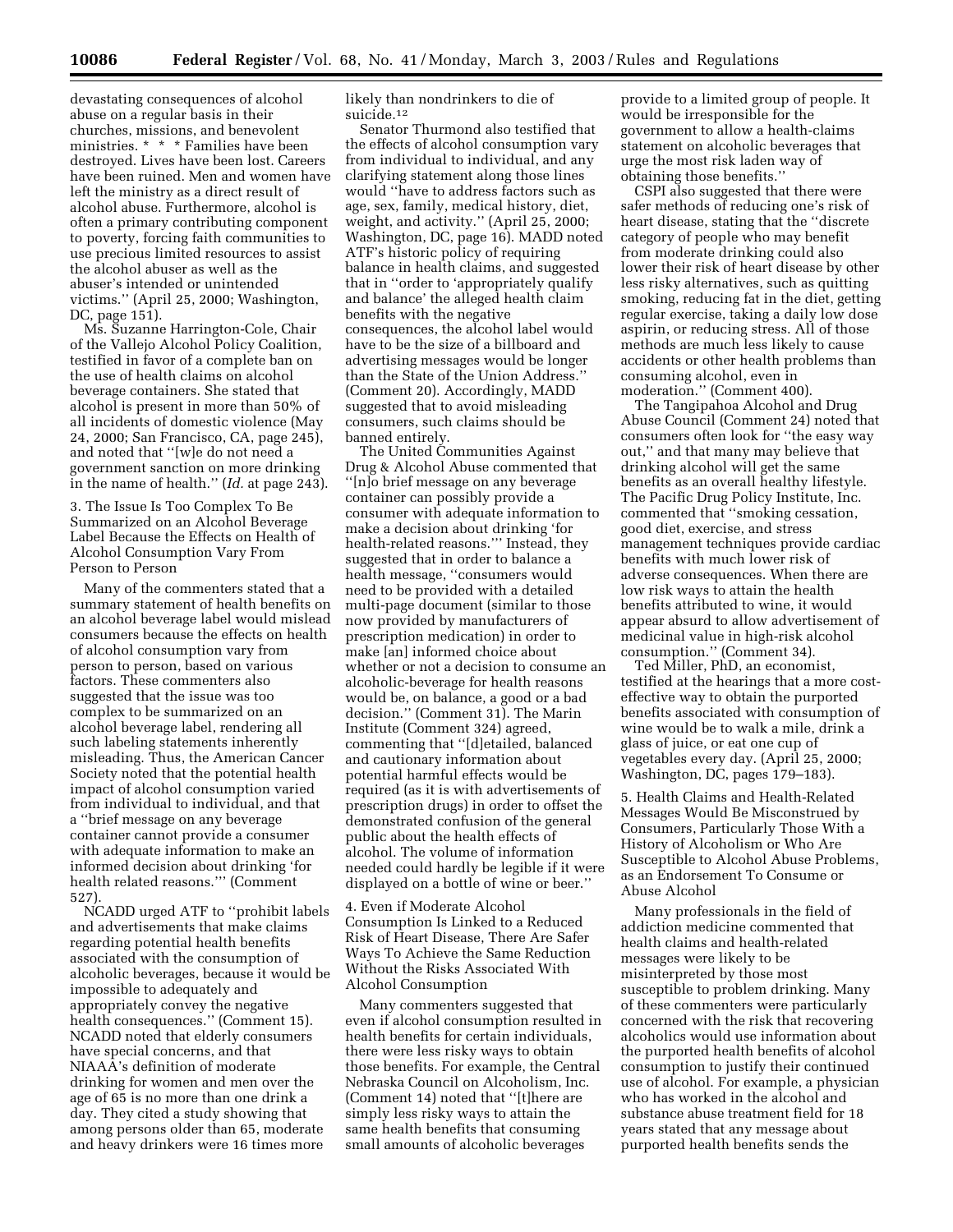devastating consequences of alcohol abuse on a regular basis in their churches, missions, and benevolent ministries. * * * Families have been destroyed. Lives have been lost. Careers have been ruined. Men and women have left the ministry as a direct result of alcohol abuse. Furthermore, alcohol is often a primary contributing component to poverty, forcing faith communities to use precious limited resources to assist the alcohol abuser as well as the abuser's intended or unintended victims.'' (April 25, 2000; Washington, DC, page 151).

Ms. Suzanne Harrington-Cole, Chair of the Vallejo Alcohol Policy Coalition, testified in favor of a complete ban on the use of health claims on alcohol beverage containers. She stated that alcohol is present in more than 50% of all incidents of domestic violence (May 24, 2000; San Francisco, CA, page 245), and noted that ''[w]e do not need a government sanction on more drinking in the name of health.'' (*Id.* at page 243).

3. The Issue Is Too Complex To Be Summarized on an Alcohol Beverage Label Because the Effects on Health of Alcohol Consumption Vary From Person to Person

Many of the commenters stated that a summary statement of health benefits on an alcohol beverage label would mislead consumers because the effects on health of alcohol consumption vary from person to person, based on various factors. These commenters also suggested that the issue was too complex to be summarized on an alcohol beverage label, rendering all such labeling statements inherently misleading. Thus, the American Cancer Society noted that the potential health impact of alcohol consumption varied from individual to individual, and that a ''brief message on any beverage container cannot provide a consumer with adequate information to make an informed decision about drinking 'for health related reasons.''' (Comment 527).

NCADD urged ATF to ''prohibit labels and advertisements that make claims regarding potential health benefits associated with the consumption of alcoholic beverages, because it would be impossible to adequately and appropriately convey the negative health consequences.'' (Comment 15). NCADD noted that elderly consumers have special concerns, and that NIAAA's definition of moderate drinking for women and men over the age of 65 is no more than one drink a day. They cited a study showing that among persons older than 65, moderate and heavy drinkers were 16 times more likely than nondrinkers to die of suicide.[12]

Senator Thurmond also testified that the effects of alcohol consumption vary from individual to individual, and any clarifying statement along those lines would ''have to address factors such as age, sex, family, medical history, diet, weight, and activity.'' (April 25, 2000; Washington, DC, page 16). MADD noted ATF's historic policy of requiring balance in health claims, and suggested that in ''order to 'appropriately qualify and balance' the alleged health claim benefits with the negative consequences, the alcohol label would have to be the size of a billboard and advertising messages would be longer than the State of the Union Address.'' (Comment 20). Accordingly, MADD suggested that to avoid misleading consumers, such claims should be banned entirely.

The United Communities Against Drug & Alcohol Abuse commented that ''[n]o brief message on any beverage container can possibly provide a consumer with adequate information to make a decision about drinking 'for health-related reasons.''' Instead, they suggested that in order to balance a health message, ''consumers would need to be provided with a detailed multi-page document (similar to those now provided by manufacturers of prescription medication) in order to make [an] informed choice about whether or not a decision to consume an alcoholic-beverage for health reasons would be, on balance, a good or a bad decision.'' (Comment 31). The Marin Institute (Comment 324) agreed, commenting that ''[d]etailed, balanced and cautionary information about potential harmful effects would be required (as it is with advertisements of prescription drugs) in order to offset the demonstrated confusion of the general public about the health effects of alcohol. The volume of information needed could hardly be legible if it were displayed on a bottle of wine or beer.''

4. Even if Moderate Alcohol Consumption Is Linked to a Reduced Risk of Heart Disease, There Are Safer Ways To Achieve the Same Reduction Without the Risks Associated With Alcohol Consumption

Many commenters suggested that even if alcohol consumption resulted in health benefits for certain individuals, there were less risky ways to obtain those benefits. For example, the Central Nebraska Council on Alcoholism, Inc. (Comment 14) noted that ''[t]here are simply less risky ways to attain the same health benefits that consuming small amounts of alcoholic beverages provide to a limited group of people. It would be irresponsible for the government to allow a health-claims statement on alcoholic beverages that urge the most risk laden way of obtaining those benefits.''

CSPI also suggested that there were safer methods of reducing one's risk of heart disease, stating that the ''discrete category of people who may benefit from moderate drinking could also lower their risk of heart disease by other less risky alternatives, such as quitting smoking, reducing fat in the diet, getting regular exercise, taking a daily low dose aspirin, or reducing stress. All of those methods are much less likely to cause accidents or other health problems than consuming alcohol, even in moderation.'' (Comment 400).

The Tangipahoa Alcohol and Drug Abuse Council (Comment 24) noted that consumers often look for ''the easy way out,'' and that many may believe that drinking alcohol will get the same benefits as an overall healthy lifestyle. The Pacific Drug Policy Institute, Inc. commented that ''smoking cessation, good diet, exercise, and stress management techniques provide cardiac benefits with much lower risk of adverse consequences. When there are low risk ways to attain the health benefits attributed to wine, it would appear absurd to allow advertisement of medicinal value in high-risk alcohol consumption.'' (Comment 34).

Ted Miller, PhD, an economist, testified at the hearings that a more cost-effective way to obtain the purported benefits associated with consumption of wine would be to walk a mile, drink a glass of juice, or eat one cup of vegetables every day. (April 25, 2000; Washington, DC, pages 179–183).

5. Health Claims and Health-Related Messages Would Be Misconstrued by Consumers, Particularly Those With a History of Alcoholism or Who Are Susceptible to Alcohol Abuse Problems, as an Endorsement To Consume or Abuse Alcohol

Many professionals in the field of addiction medicine commented that health claims and health-related messages were likely to be misinterpreted by those most susceptible to problem drinking. Many of these commenters were particularly concerned with the risk that recovering alcoholics would use information about the purported health benefits of alcohol consumption to justify their continued use of alcohol. For example, a physician who has worked in the alcohol and substance abuse treatment field for 18 years stated that any message about purported health benefits sends the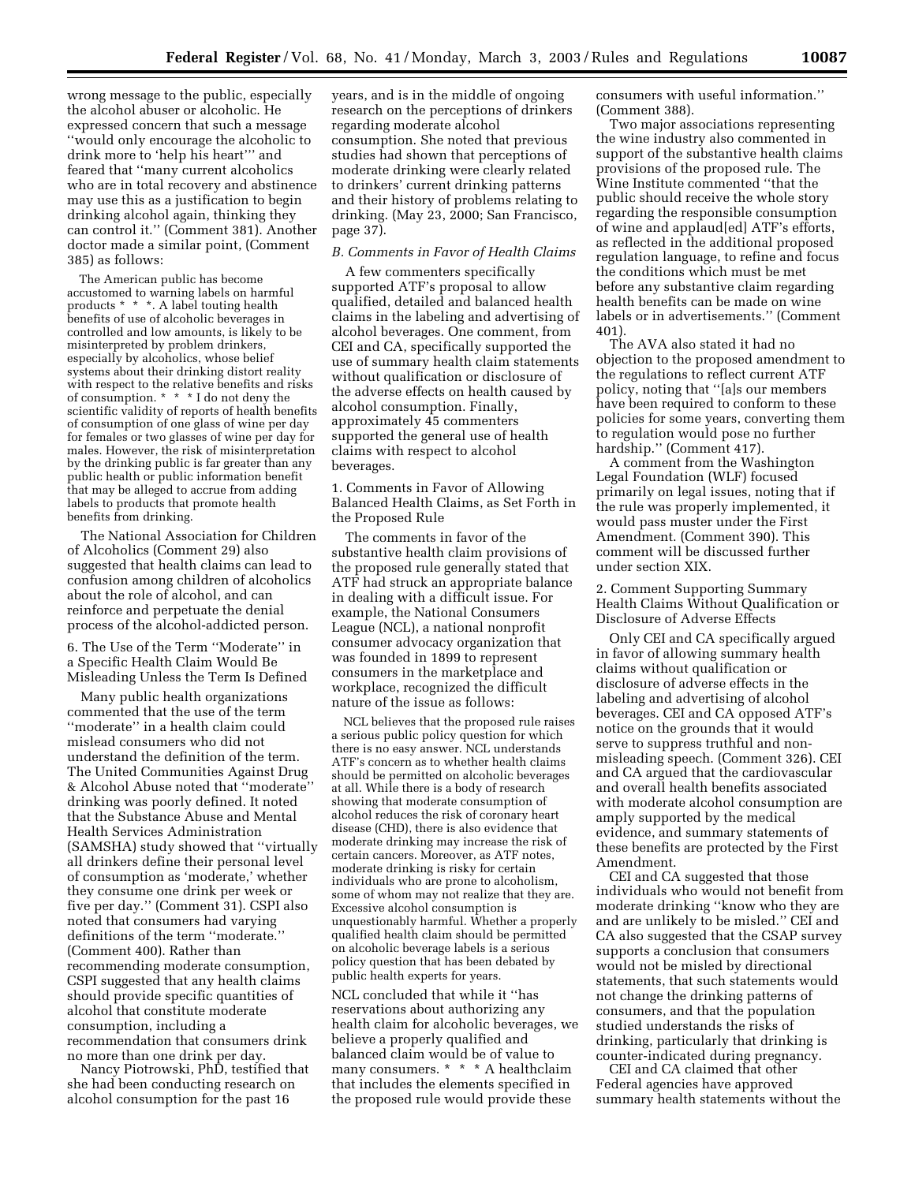wrong message to the public, especially the alcohol abuser or alcoholic. He expressed concern that such a message ''would only encourage the alcoholic to drink more to 'help his heart''' and feared that ''many current alcoholics who are in total recovery and abstinence may use this as a justification to begin drinking alcohol again, thinking they can control it.'' (Comment 381). Another doctor made a similar point, (Comment 385) as follows:

> The American public has become accustomed to warning labels on harmful products * * *. A label touting health benefits of use of alcoholic beverages in controlled and low amounts, is likely to be misinterpreted by problem drinkers, especially by alcoholics, whose belief systems about their drinking distort reality with respect to the relative benefits and risks of consumption. * * * I do not deny the scientific validity of reports of health benefits of consumption of one glass of wine per day for females or two glasses of wine per day for males. However, the risk of misinterpretation by the drinking public is far greater than any public health or public information benefit that may be alleged to accrue from adding labels to products that promote health benefits from drinking.

The National Association for Children of Alcoholics (Comment 29) also suggested that health claims can lead to confusion among children of alcoholics about the role of alcohol, and can reinforce and perpetuate the denial process of the alcohol-addicted person.

6. The Use of the Term ''Moderate'' in a Specific Health Claim Would Be Misleading Unless the Term Is Defined

Many public health organizations commented that the use of the term ''moderate'' in a health claim could mislead consumers who did not understand the definition of the term. The United Communities Against Drug & Alcohol Abuse noted that ''moderate'' drinking was poorly defined. It noted that the Substance Abuse and Mental Health Services Administration (SAMSHA) study showed that ''virtually all drinkers define their personal level of consumption as 'moderate,' whether they consume one drink per week or five per day.'' (Comment 31). CSPI also noted that consumers had varying definitions of the term ''moderate.'' (Comment 400). Rather than recommending moderate consumption, CSPI suggested that any health claims should provide specific quantities of alcohol that constitute moderate consumption, including a recommendation that consumers drink no more than one drink per day.

Nancy Piotrowski, PhD, testified that she had been conducting research on alcohol consumption for the past 16 years, and is in the middle of ongoing research on the perceptions of drinkers regarding moderate alcohol consumption. She noted that previous studies had shown that perceptions of moderate drinking were clearly related to drinkers' current drinking patterns and their history of problems relating to drinking. (May 23, 2000; San Francisco, page 37).

*B. Comments in Favor of Health Claims*

A few commenters specifically supported ATF's proposal to allow qualified, detailed and balanced health claims in the labeling and advertising of alcohol beverages. One comment, from CEI and CA, specifically supported the use of summary health claim statements without qualification or disclosure of the adverse effects on health caused by alcohol consumption. Finally, approximately 45 commenters supported the general use of health claims with respect to alcohol beverages.

1. Comments in Favor of Allowing Balanced Health Claims, as Set Forth in the Proposed Rule

The comments in favor of the substantive health claim provisions of the proposed rule generally stated that ATF had struck an appropriate balance in dealing with a difficult issue. For example, the National Consumers League (NCL), a national nonprofit consumer advocacy organization that was founded in 1899 to represent consumers in the marketplace and workplace, recognized the difficult nature of the issue as follows:

> NCL believes that the proposed rule raises a serious public policy question for which there is no easy answer. NCL understands ATF's concern as to whether health claims should be permitted on alcoholic beverages at all. While there is a body of research showing that moderate consumption of alcohol reduces the risk of coronary heart disease (CHD), there is also evidence that moderate drinking may increase the risk of certain cancers. Moreover, as ATF notes, moderate drinking is risky for certain individuals who are prone to alcoholism, some of whom may not realize that they are. Excessive alcohol consumption is unquestionably harmful. Whether a properly qualified health claim should be permitted on alcoholic beverage labels is a serious policy question that has been debated by public health experts for years.

NCL concluded that while it ''has reservations about authorizing any health claim for alcoholic beverages, we believe a properly qualified and balanced claim would be of value to many consumers. * * * A healthclaim that includes the elements specified in the proposed rule would provide these consumers with useful information.'' (Comment 388).

Two major associations representing the wine industry also commented in support of the substantive health claims provisions of the proposed rule. The Wine Institute commented ''that the public should receive the whole story regarding the responsible consumption of wine and applaud[ed] ATF's efforts, as reflected in the additional proposed regulation language, to refine and focus the conditions which must be met before any substantive claim regarding health benefits can be made on wine labels or in advertisements.'' (Comment 401).

The AVA also stated it had no objection to the proposed amendment to the regulations to reflect current ATF policy, noting that ''[a]s our members have been required to conform to these policies for some years, converting them to regulation would pose no further hardship.'' (Comment 417).

A comment from the Washington Legal Foundation (WLF) focused primarily on legal issues, noting that if the rule was properly implemented, it would pass muster under the First Amendment. (Comment 390). This comment will be discussed further under section XIX.

2. Comment Supporting Summary Health Claims Without Qualification or Disclosure of Adverse Effects

Only CEI and CA specifically argued in favor of allowing summary health claims without qualification or disclosure of adverse effects in the labeling and advertising of alcohol beverages. CEI and CA opposed ATF's notice on the grounds that it would serve to suppress truthful and non-misleading speech. (Comment 326). CEI and CA argued that the cardiovascular and overall health benefits associated with moderate alcohol consumption are amply supported by the medical evidence, and summary statements of these benefits are protected by the First Amendment.

CEI and CA suggested that those individuals who would not benefit from moderate drinking ''know who they are and are unlikely to be misled.'' CEI and CA also suggested that the CSAP survey supports a conclusion that consumers would not be misled by directional statements, that such statements would not change the drinking patterns of consumers, and that the population studied understands the risks of drinking, particularly that drinking is counter-indicated during pregnancy.

CEI and CA claimed that other Federal agencies have approved summary health statements without the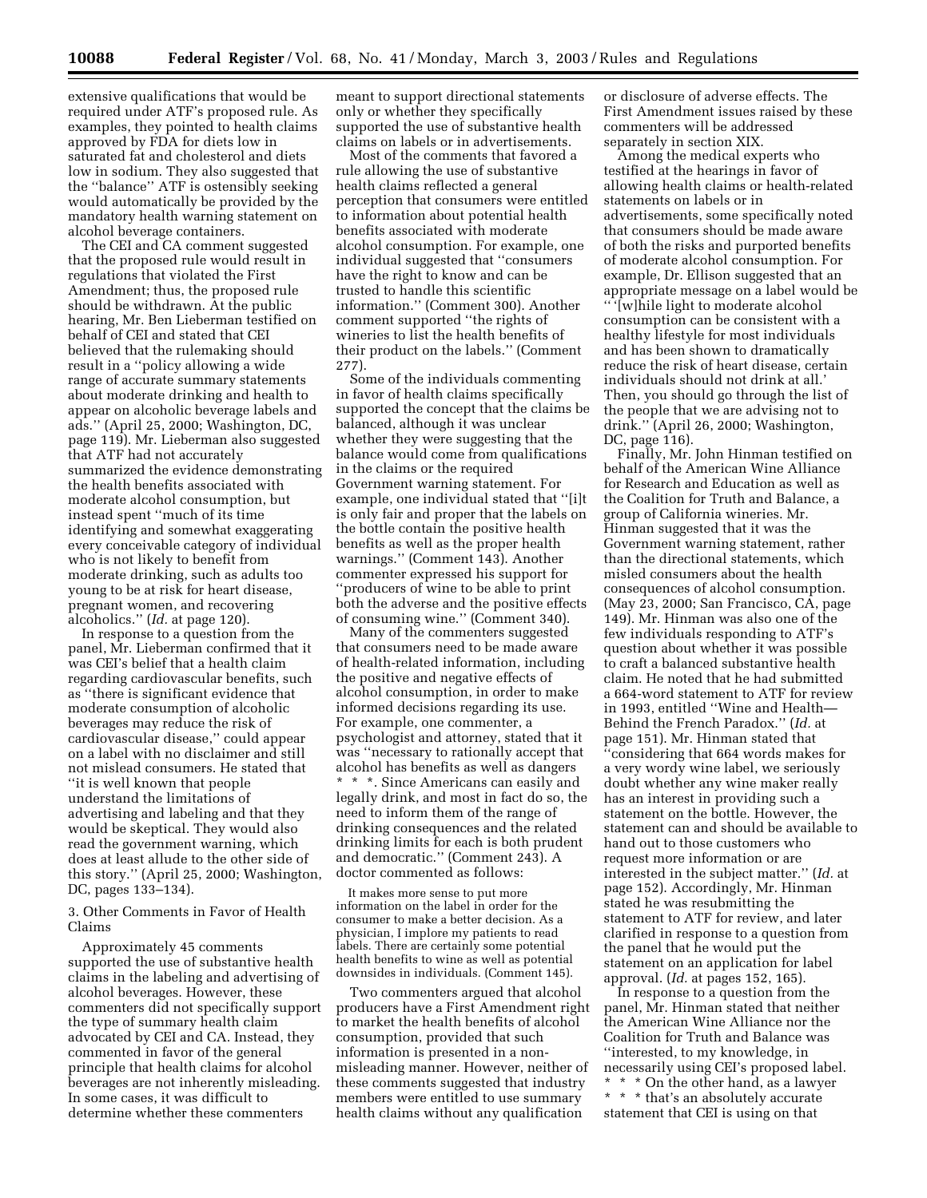extensive qualifications that would be required under ATF's proposed rule. As examples, they pointed to health claims approved by FDA for diets low in saturated fat and cholesterol and diets low in sodium. They also suggested that the ''balance'' ATF is ostensibly seeking would automatically be provided by the mandatory health warning statement on alcohol beverage containers.

The CEI and CA comment suggested that the proposed rule would result in regulations that violated the First Amendment; thus, the proposed rule should be withdrawn. At the public hearing, Mr. Ben Lieberman testified on behalf of CEI and stated that CEI believed that the rulemaking should result in a ''policy allowing a wide range of accurate summary statements about moderate drinking and health to appear on alcoholic beverage labels and ads.'' (April 25, 2000; Washington, DC, page 119). Mr. Lieberman also suggested that ATF had not accurately summarized the evidence demonstrating the health benefits associated with moderate alcohol consumption, but instead spent ''much of its time identifying and somewhat exaggerating every conceivable category of individual who is not likely to benefit from moderate drinking, such as adults too young to be at risk for heart disease, pregnant women, and recovering alcoholics.'' (*Id.* at page 120).

In response to a question from the panel, Mr. Lieberman confirmed that it was CEI's belief that a health claim regarding cardiovascular benefits, such as ''there is significant evidence that moderate consumption of alcoholic beverages may reduce the risk of cardiovascular disease,'' could appear on a label with no disclaimer and still not mislead consumers. He stated that ''it is well known that people understand the limitations of advertising and labeling and that they would be skeptical. They would also read the government warning, which does at least allude to the other side of this story.'' (April 25, 2000; Washington, DC, pages 133–134).

3. Other Comments in Favor of Health Claims

Approximately 45 comments supported the use of substantive health claims in the labeling and advertising of alcohol beverages. However, these commenters did not specifically support the type of summary health claim advocated by CEI and CA. Instead, they commented in favor of the general principle that health claims for alcohol beverages are not inherently misleading. In some cases, it was difficult to determine whether these commenters meant to support directional statements only or whether they specifically supported the use of substantive health claims on labels or in advertisements.

Most of the comments that favored a rule allowing the use of substantive health claims reflected a general perception that consumers were entitled to information about potential health benefits associated with moderate alcohol consumption. For example, one individual suggested that ''consumers have the right to know and can be trusted to handle this scientific information.'' (Comment 300). Another comment supported ''the rights of wineries to list the health benefits of their product on the labels.'' (Comment 277).

Some of the individuals commenting in favor of health claims specifically supported the concept that the claims be balanced, although it was unclear whether they were suggesting that the balance would come from qualifications in the claims or the required Government warning statement. For example, one individual stated that ''[i]t is only fair and proper that the labels on the bottle contain the positive health benefits as well as the proper health warnings.'' (Comment 143). Another commenter expressed his support for ''producers of wine to be able to print both the adverse and the positive effects of consuming wine.'' (Comment 340).

Many of the commenters suggested that consumers need to be made aware of health-related information, including the positive and negative effects of alcohol consumption, in order to make informed decisions regarding its use. For example, one commenter, a psychologist and attorney, stated that it was ''necessary to rationally accept that alcohol has benefits as well as dangers * * *. Since Americans can easily and legally drink, and most in fact do so, the need to inform them of the range of drinking consequences and the related drinking limits for each is both prudent and democratic.'' (Comment 243). A doctor commented as follows:

> It makes more sense to put more information on the label in order for the consumer to make a better decision. As a physician, I implore my patients to read labels. There are certainly some potential health benefits to wine as well as potential downsides in individuals. (Comment 145).

Two commenters argued that alcohol producers have a First Amendment right to market the health benefits of alcohol consumption, provided that such information is presented in a non-misleading manner. However, neither of these comments suggested that industry members were entitled to use summary health claims without any qualification or disclosure of adverse effects. The First Amendment issues raised by these commenters will be addressed separately in section XIX.

Among the medical experts who testified at the hearings in favor of allowing health claims or health-related statements on labels or in advertisements, some specifically noted that consumers should be made aware of both the risks and purported benefits of moderate alcohol consumption. For example, Dr. Ellison suggested that an appropriate message on a label would be '' '[w]hile light to moderate alcohol consumption can be consistent with a healthy lifestyle for most individuals and has been shown to dramatically reduce the risk of heart disease, certain individuals should not drink at all.' Then, you should go through the list of the people that we are advising not to drink.'' (April 26, 2000; Washington, DC, page 116).

Finally, Mr. John Hinman testified on behalf of the American Wine Alliance for Research and Education as well as the Coalition for Truth and Balance, a group of California wineries. Mr. Hinman suggested that it was the Government warning statement, rather than the directional statements, which misled consumers about the health consequences of alcohol consumption. (May 23, 2000; San Francisco, CA, page 149). Mr. Hinman was also one of the few individuals responding to ATF's question about whether it was possible to craft a balanced substantive health claim. He noted that he had submitted a 664-word statement to ATF for review in 1993, entitled ''Wine and Health—Behind the French Paradox.'' (*Id.* at page 151). Mr. Hinman stated that ''considering that 664 words makes for a very wordy wine label, we seriously doubt whether any wine maker really has an interest in providing such a statement on the bottle. However, the statement can and should be available to hand out to those customers who request more information or are interested in the subject matter.'' (*Id.* at page 152). Accordingly, Mr. Hinman stated he was resubmitting the statement to ATF for review, and later clarified in response to a question from the panel that he would put the statement on an application for label approval. (*Id.* at pages 152, 165).

In response to a question from the panel, Mr. Hinman stated that neither the American Wine Alliance nor the Coalition for Truth and Balance was ''interested, to my knowledge, in necessarily using CEI's proposed label. * * * On the other hand, as a lawyer * * * that's an absolutely accurate statement that CEI is using on that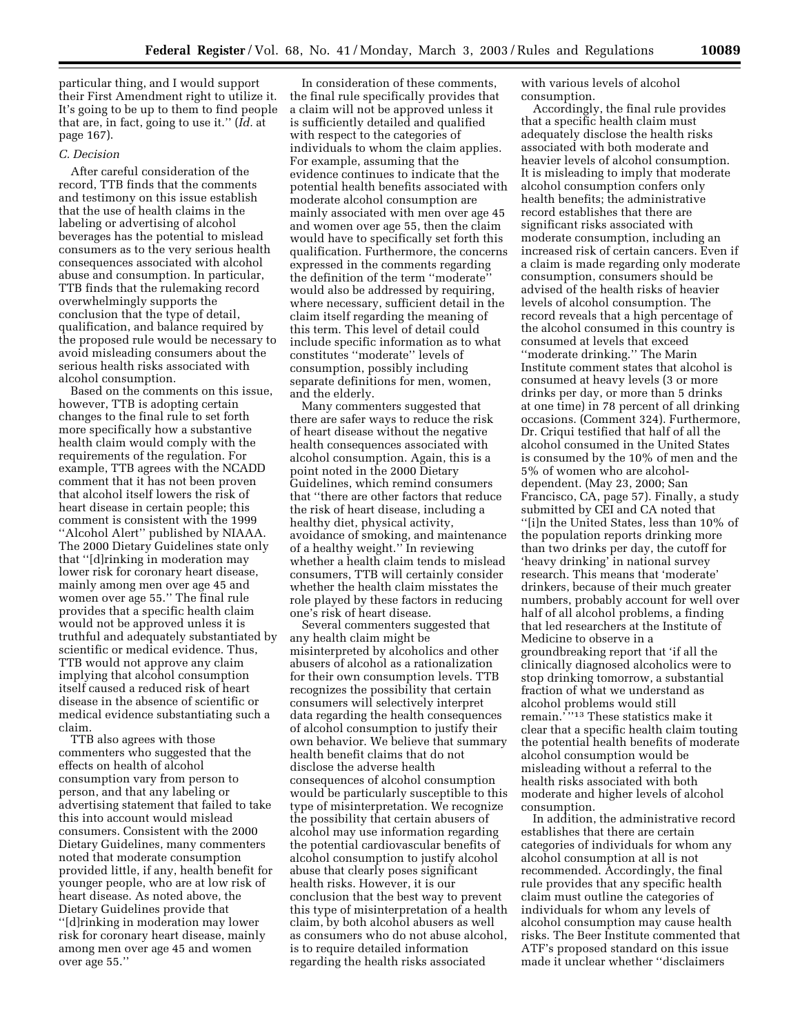particular thing, and I would support their First Amendment right to utilize it. It's going to be up to them to find people that are, in fact, going to use it.'' (*Id.* at page 167).

*C. Decision*

After careful consideration of the record, TTB finds that the comments and testimony on this issue establish that the use of health claims in the labeling or advertising of alcohol beverages has the potential to mislead consumers as to the very serious health consequences associated with alcohol abuse and consumption. In particular, TTB finds that the rulemaking record overwhelmingly supports the conclusion that the type of detail, qualification, and balance required by the proposed rule would be necessary to avoid misleading consumers about the serious health risks associated with alcohol consumption.

Based on the comments on this issue, however, TTB is adopting certain changes to the final rule to set forth more specifically how a substantive health claim would comply with the requirements of the regulation. For example, TTB agrees with the NCADD comment that it has not been proven that alcohol itself lowers the risk of heart disease in certain people; this comment is consistent with the 1999 ''Alcohol Alert'' published by NIAAA. The 2000 Dietary Guidelines state only that ''[d]rinking in moderation may lower risk for coronary heart disease, mainly among men over age 45 and women over age 55.'' The final rule provides that a specific health claim would not be approved unless it is truthful and adequately substantiated by scientific or medical evidence. Thus, TTB would not approve any claim implying that alcohol consumption itself caused a reduced risk of heart disease in the absence of scientific or medical evidence substantiating such a claim.

TTB also agrees with those commenters who suggested that the effects on health of alcohol consumption vary from person to person, and that any labeling or advertising statement that failed to take this into account would mislead consumers. Consistent with the 2000 Dietary Guidelines, many commenters noted that moderate consumption provided little, if any, health benefit for younger people, who are at low risk of heart disease. As noted above, the Dietary Guidelines provide that ''[d]rinking in moderation may lower risk for coronary heart disease, mainly among men over age 45 and women over age 55.''

In consideration of these comments, the final rule specifically provides that a claim will not be approved unless it is sufficiently detailed and qualified with respect to the categories of individuals to whom the claim applies. For example, assuming that the evidence continues to indicate that the potential health benefits associated with moderate alcohol consumption are mainly associated with men over age 45 and women over age 55, then the claim would have to specifically set forth this qualification. Furthermore, the concerns expressed in the comments regarding the definition of the term ''moderate'' would also be addressed by requiring, where necessary, sufficient detail in the claim itself regarding the meaning of this term. This level of detail could include specific information as to what constitutes ''moderate'' levels of consumption, possibly including separate definitions for men, women, and the elderly.

Many commenters suggested that there are safer ways to reduce the risk of heart disease without the negative health consequences associated with alcohol consumption. Again, this is a point noted in the 2000 Dietary Guidelines, which remind consumers that ''there are other factors that reduce the risk of heart disease, including a healthy diet, physical activity, avoidance of smoking, and maintenance of a healthy weight.'' In reviewing whether a health claim tends to mislead consumers, TTB will certainly consider whether the health claim misstates the role played by these factors in reducing one's risk of heart disease.

Several commenters suggested that any health claim might be misinterpreted by alcoholics and other abusers of alcohol as a rationalization for their own consumption levels. TTB recognizes the possibility that certain consumers will selectively interpret data regarding the health consequences of alcohol consumption to justify their own behavior. We believe that summary health benefit claims that do not disclose the adverse health consequences of alcohol consumption would be particularly susceptible to this type of misinterpretation. We recognize the possibility that certain abusers of alcohol may use information regarding the potential cardiovascular benefits of alcohol consumption to justify alcohol abuse that clearly poses significant health risks. However, it is our conclusion that the best way to prevent this type of misinterpretation of a health claim, by both alcohol abusers as well as consumers who do not abuse alcohol, is to require detailed information regarding the health risks associated with various levels of alcohol consumption.

Accordingly, the final rule provides that a specific health claim must adequately disclose the health risks associated with both moderate and heavier levels of alcohol consumption. It is misleading to imply that moderate alcohol consumption confers only health benefits; the administrative record establishes that there are significant risks associated with moderate consumption, including an increased risk of certain cancers. Even if a claim is made regarding only moderate consumption, consumers should be advised of the health risks of heavier levels of alcohol consumption. The record reveals that a high percentage of the alcohol consumed in this country is consumed at levels that exceed ''moderate drinking.'' The Marin Institute comment states that alcohol is consumed at heavy levels (3 or more drinks per day, or more than 5 drinks at one time) in 78 percent of all drinking occasions. (Comment 324). Furthermore, Dr. Criqui testified that half of all the alcohol consumed in the United States is consumed by the 10% of men and the 5% of women who are alcohol-dependent. (May 23, 2000; San Francisco, CA, page 57). Finally, a study submitted by CEI and CA noted that ''[i]n the United States, less than 10% of the population reports drinking more than two drinks per day, the cutoff for 'heavy drinking' in national survey research. This means that 'moderate' drinkers, because of their much greater numbers, probably account for well over half of all alcohol problems, a finding that led researchers at the Institute of Medicine to observe in a groundbreaking report that 'if all the clinically diagnosed alcoholics were to stop drinking tomorrow, a substantial fraction of what we understand as alcohol problems would still remain.' ''[13] These statistics make it clear that a specific health claim touting the potential health benefits of moderate alcohol consumption would be misleading without a referral to the health risks associated with both moderate and higher levels of alcohol consumption.

In addition, the administrative record establishes that there are certain categories of individuals for whom any alcohol consumption at all is not recommended. Accordingly, the final rule provides that any specific health claim must outline the categories of individuals for whom any levels of alcohol consumption may cause health risks. The Beer Institute commented that ATF's proposed standard on this issue made it unclear whether ''disclaimers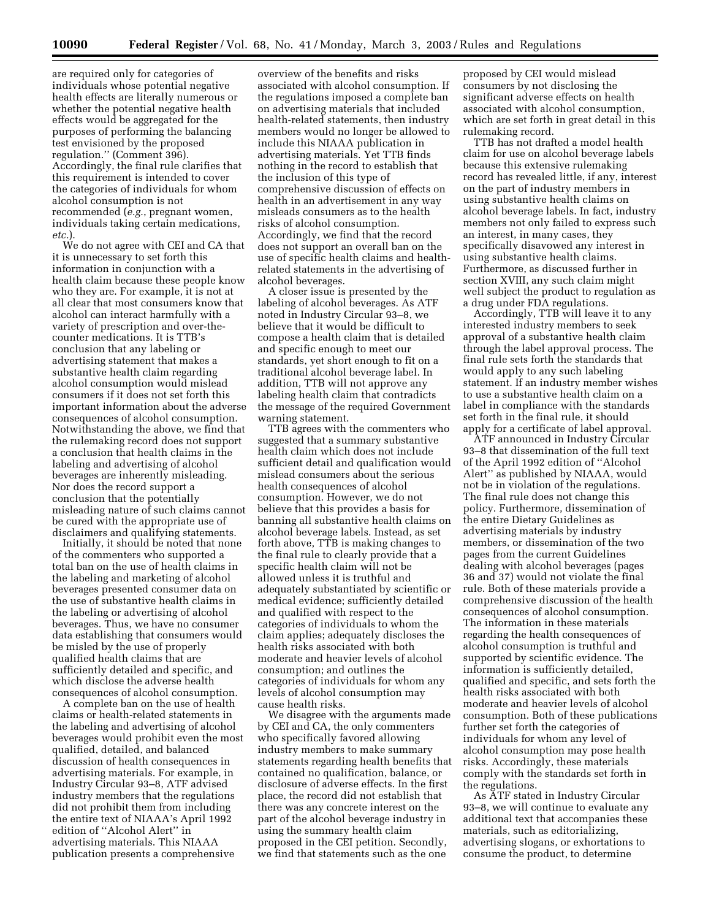are required only for categories of individuals whose potential negative health effects are literally numerous or whether the potential negative health effects would be aggregated for the purposes of performing the balancing test envisioned by the proposed regulation.'' (Comment 396). Accordingly, the final rule clarifies that this requirement is intended to cover the categories of individuals for whom alcohol consumption is not recommended (*e.g.*, pregnant women, individuals taking certain medications, *etc.*).

We do not agree with CEI and CA that it is unnecessary to set forth this information in conjunction with a health claim because these people know who they are. For example, it is not at all clear that most consumers know that alcohol can interact harmfully with a variety of prescription and over-the-counter medications. It is TTB's conclusion that any labeling or advertising statement that makes a substantive health claim regarding alcohol consumption would mislead consumers if it does not set forth this important information about the adverse consequences of alcohol consumption. Notwithstanding the above, we find that the rulemaking record does not support a conclusion that health claims in the labeling and advertising of alcohol beverages are inherently misleading. Nor does the record support a conclusion that the potentially misleading nature of such claims cannot be cured with the appropriate use of disclaimers and qualifying statements.

Initially, it should be noted that none of the commenters who supported a total ban on the use of health claims in the labeling and marketing of alcohol beverages presented consumer data on the use of substantive health claims in the labeling or advertising of alcohol beverages. Thus, we have no consumer data establishing that consumers would be misled by the use of properly qualified health claims that are sufficiently detailed and specific, and which disclose the adverse health consequences of alcohol consumption.

A complete ban on the use of health claims or health-related statements in the labeling and advertising of alcohol beverages would prohibit even the most qualified, detailed, and balanced discussion of health consequences in advertising materials. For example, in Industry Circular 93–8, ATF advised industry members that the regulations did not prohibit them from including the entire text of NIAAA's April 1992 edition of ''Alcohol Alert'' in advertising materials. This NIAAA publication presents a comprehensive overview of the benefits and risks associated with alcohol consumption. If the regulations imposed a complete ban on advertising materials that included health-related statements, then industry members would no longer be allowed to include this NIAAA publication in advertising materials. Yet TTB finds nothing in the record to establish that the inclusion of this type of comprehensive discussion of effects on health in an advertisement in any way misleads consumers as to the health risks of alcohol consumption. Accordingly, we find that the record does not support an overall ban on the use of specific health claims and health-related statements in the advertising of alcohol beverages.

A closer issue is presented by the labeling of alcohol beverages. As ATF noted in Industry Circular 93–8, we believe that it would be difficult to compose a health claim that is detailed and specific enough to meet our standards, yet short enough to fit on a traditional alcohol beverage label. In addition, TTB will not approve any labeling health claim that contradicts the message of the required Government warning statement.

TTB agrees with the commenters who suggested that a summary substantive health claim which does not include sufficient detail and qualification would mislead consumers about the serious health consequences of alcohol consumption. However, we do not believe that this provides a basis for banning all substantive health claims on alcohol beverage labels. Instead, as set forth above, TTB is making changes to the final rule to clearly provide that a specific health claim will not be allowed unless it is truthful and adequately substantiated by scientific or medical evidence; sufficiently detailed and qualified with respect to the categories of individuals to whom the claim applies; adequately discloses the health risks associated with both moderate and heavier levels of alcohol consumption; and outlines the categories of individuals for whom any levels of alcohol consumption may cause health risks.

We disagree with the arguments made by CEI and CA, the only commenters who specifically favored allowing industry members to make summary statements regarding health benefits that contained no qualification, balance, or disclosure of adverse effects. In the first place, the record did not establish that there was any concrete interest on the part of the alcohol beverage industry in using the summary health claim proposed in the CEI petition. Secondly, we find that statements such as the one proposed by CEI would mislead consumers by not disclosing the significant adverse effects on health associated with alcohol consumption, which are set forth in great detail in this rulemaking record.

TTB has not drafted a model health claim for use on alcohol beverage labels because this extensive rulemaking record has revealed little, if any, interest on the part of industry members in using substantive health claims on alcohol beverage labels. In fact, industry members not only failed to express such an interest, in many cases, they specifically disavowed any interest in using substantive health claims. Furthermore, as discussed further in section XVIII, any such claim might well subject the product to regulation as a drug under FDA regulations.

Accordingly, TTB will leave it to any interested industry members to seek approval of a substantive health claim through the label approval process. The final rule sets forth the standards that would apply to any such labeling statement. If an industry member wishes to use a substantive health claim on a label in compliance with the standards set forth in the final rule, it should apply for a certificate of label approval.

ATF announced in Industry Circular 93–8 that dissemination of the full text of the April 1992 edition of ''Alcohol Alert'' as published by NIAAA, would not be in violation of the regulations. The final rule does not change this policy. Furthermore, dissemination of the entire Dietary Guidelines as advertising materials by industry members, or dissemination of the two pages from the current Guidelines dealing with alcohol beverages (pages 36 and 37) would not violate the final rule. Both of these materials provide a comprehensive discussion of the health consequences of alcohol consumption. The information in these materials regarding the health consequences of alcohol consumption is truthful and supported by scientific evidence. The information is sufficiently detailed, qualified and specific, and sets forth the health risks associated with both moderate and heavier levels of alcohol consumption. Both of these publications further set forth the categories of individuals for whom any level of alcohol consumption may pose health risks. Accordingly, these materials comply with the standards set forth in the regulations.

As ATF stated in Industry Circular 93–8, we will continue to evaluate any additional text that accompanies these materials, such as editorializing, advertising slogans, or exhortations to consume the product, to determine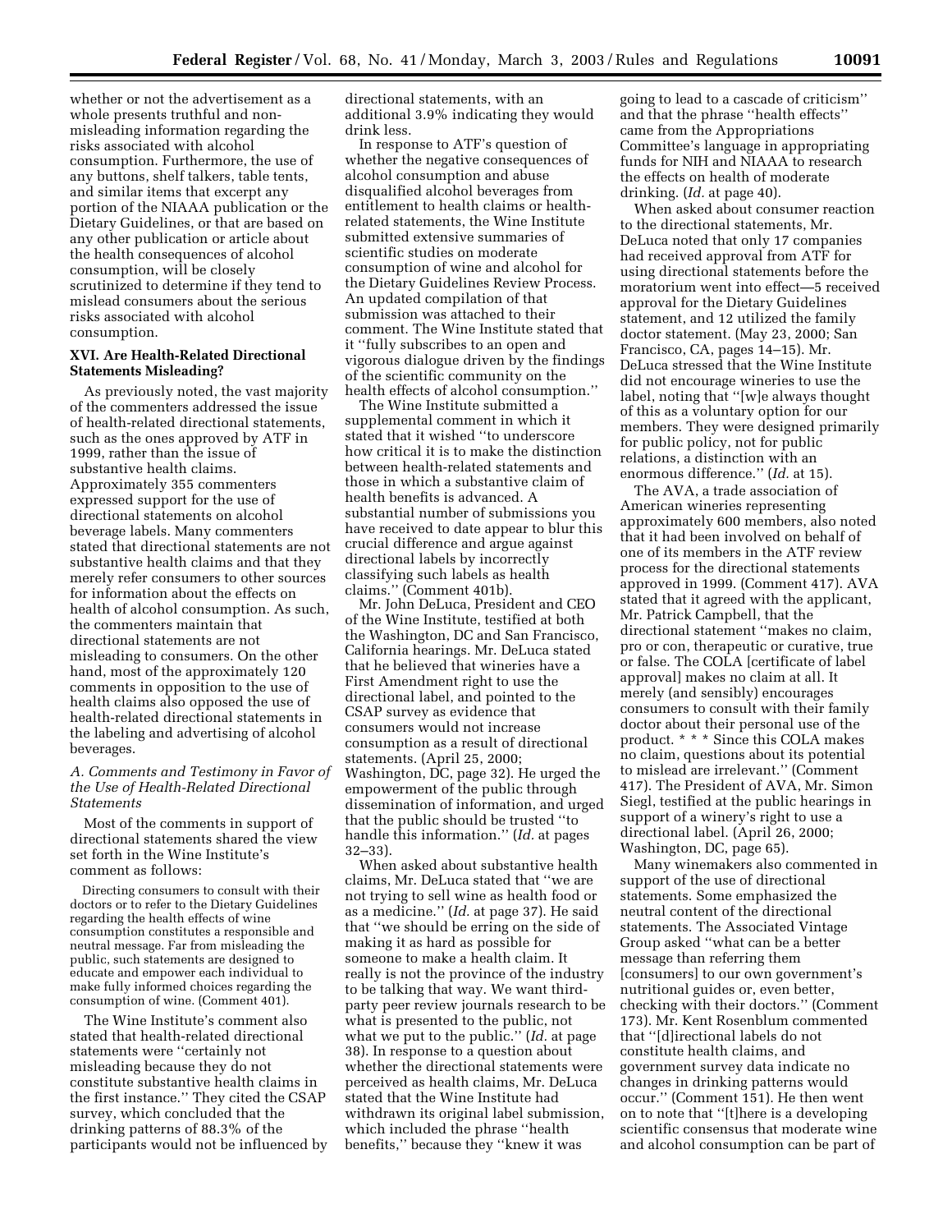whether or not the advertisement as a whole presents truthful and non-misleading information regarding the risks associated with alcohol consumption. Furthermore, the use of any buttons, shelf talkers, table tents, and similar items that excerpt any portion of the NIAAA publication or the Dietary Guidelines, or that are based on any other publication or article about the health consequences of alcohol consumption, will be closely scrutinized to determine if they tend to mislead consumers about the serious risks associated with alcohol consumption.

## XVI. Are Health-Related Directional Statements Misleading?

As previously noted, the vast majority of the commenters addressed the issue of health-related directional statements, such as the ones approved by ATF in 1999, rather than the issue of substantive health claims. Approximately 355 commenters expressed support for the use of directional statements on alcohol beverage labels. Many commenters stated that directional statements are not substantive health claims and that they merely refer consumers to other sources for information about the effects on health of alcohol consumption. As such, the commenters maintain that directional statements are not misleading to consumers. On the other hand, most of the approximately 120 comments in opposition to the use of health claims also opposed the use of health-related directional statements in the labeling and advertising of alcohol beverages.

### *A. Comments and Testimony in Favor of the Use of Health-Related Directional Statements*

Most of the comments in support of directional statements shared the view set forth in the Wine Institute's comment as follows:

> Directing consumers to consult with their doctors or to refer to the Dietary Guidelines regarding the health effects of wine consumption constitutes a responsible and neutral message. Far from misleading the public, such statements are designed to educate and empower each individual to make fully informed choices regarding the consumption of wine. (Comment 401).

The Wine Institute's comment also stated that health-related directional statements were "certainly not misleading because they do not constitute substantive health claims in the first instance." They cited the CSAP survey, which concluded that the drinking patterns of 88.3% of the participants would not be influenced by directional statements, with an additional 3.9% indicating they would drink less.

In response to ATF's question of whether the negative consequences of alcohol consumption and abuse disqualified alcohol beverages from entitlement to health claims or health-related statements, the Wine Institute submitted extensive summaries of scientific studies on moderate consumption of wine and alcohol for the Dietary Guidelines Review Process. An updated compilation of that submission was attached to their comment. The Wine Institute stated that it "fully subscribes to an open and vigorous dialogue driven by the findings of the scientific community on the health effects of alcohol consumption."

The Wine Institute submitted a supplemental comment in which it stated that it wished "to underscore how critical it is to make the distinction between health-related statements and those in which a substantive claim of health benefits is advanced. A substantial number of submissions you have received to date appear to blur this crucial difference and argue against directional labels by incorrectly classifying such labels as health claims." (Comment 401b).

Mr. John DeLuca, President and CEO of the Wine Institute, testified at both the Washington, DC and San Francisco, California hearings. Mr. DeLuca stated that he believed that wineries have a First Amendment right to use the directional label, and pointed to the CSAP survey as evidence that consumers would not increase consumption as a result of directional statements. (April 25, 2000; Washington, DC, page 32). He urged the empowerment of the public through dissemination of information, and urged that the public should be trusted "to handle this information." (*Id.* at pages 32–33).

When asked about substantive health claims, Mr. DeLuca stated that "we are not trying to sell wine as health food or as a medicine." (*Id.* at page 37). He said that "we should be erring on the side of making it as hard as possible for someone to make a health claim. It really is not the province of the industry to be talking that way. We want third-party peer review journals research to be what is presented to the public, not what we put to the public." (*Id.* at page 38). In response to a question about whether the directional statements were perceived as health claims, Mr. DeLuca stated that the Wine Institute had withdrawn its original label submission, which included the phrase "health benefits," because they "knew it was going to lead to a cascade of criticism" and that the phrase "health effects" came from the Appropriations Committee's language in appropriating funds for NIH and NIAAA to research the effects on health of moderate drinking. (*Id.* at page 40).

When asked about consumer reaction to the directional statements, Mr. DeLuca noted that only 17 companies had received approval from ATF for using directional statements before the moratorium went into effect—5 received approval for the Dietary Guidelines statement, and 12 utilized the family doctor statement. (May 23, 2000; San Francisco, CA, pages 14–15). Mr. DeLuca stressed that the Wine Institute did not encourage wineries to use the label, noting that "[w]e always thought of this as a voluntary option for our members. They were designed primarily for public policy, not for public relations, a distinction with an enormous difference." (*Id.* at 15).

The AVA, a trade association of American wineries representing approximately 600 members, also noted that it had been involved on behalf of one of its members in the ATF review process for the directional statements approved in 1999. (Comment 417). AVA stated that it agreed with the applicant, Mr. Patrick Campbell, that the directional statement "makes no claim, pro or con, therapeutic or curative, true or false. The COLA [certificate of label approval] makes no claim at all. It merely (and sensibly) encourages consumers to consult with their family doctor about their personal use of the product. * * * Since this COLA makes no claim, questions about its potential to mislead are irrelevant." (Comment 417). The President of AVA, Mr. Simon Siegl, testified at the public hearings in support of a winery's right to use a directional label. (April 26, 2000; Washington, DC, page 65).

Many winemakers also commented in support of the use of directional statements. Some emphasized the neutral content of the directional statements. The Associated Vintage Group asked "what can be a better message than referring them [consumers] to our own government's nutritional guides or, even better, checking with their doctors." (Comment 173). Mr. Kent Rosenblum commented that "[d]irectional labels do not constitute health claims, and government survey data indicate no changes in drinking patterns would occur." (Comment 151). He then went on to note that "[t]here is a developing scientific consensus that moderate wine and alcohol consumption can be part of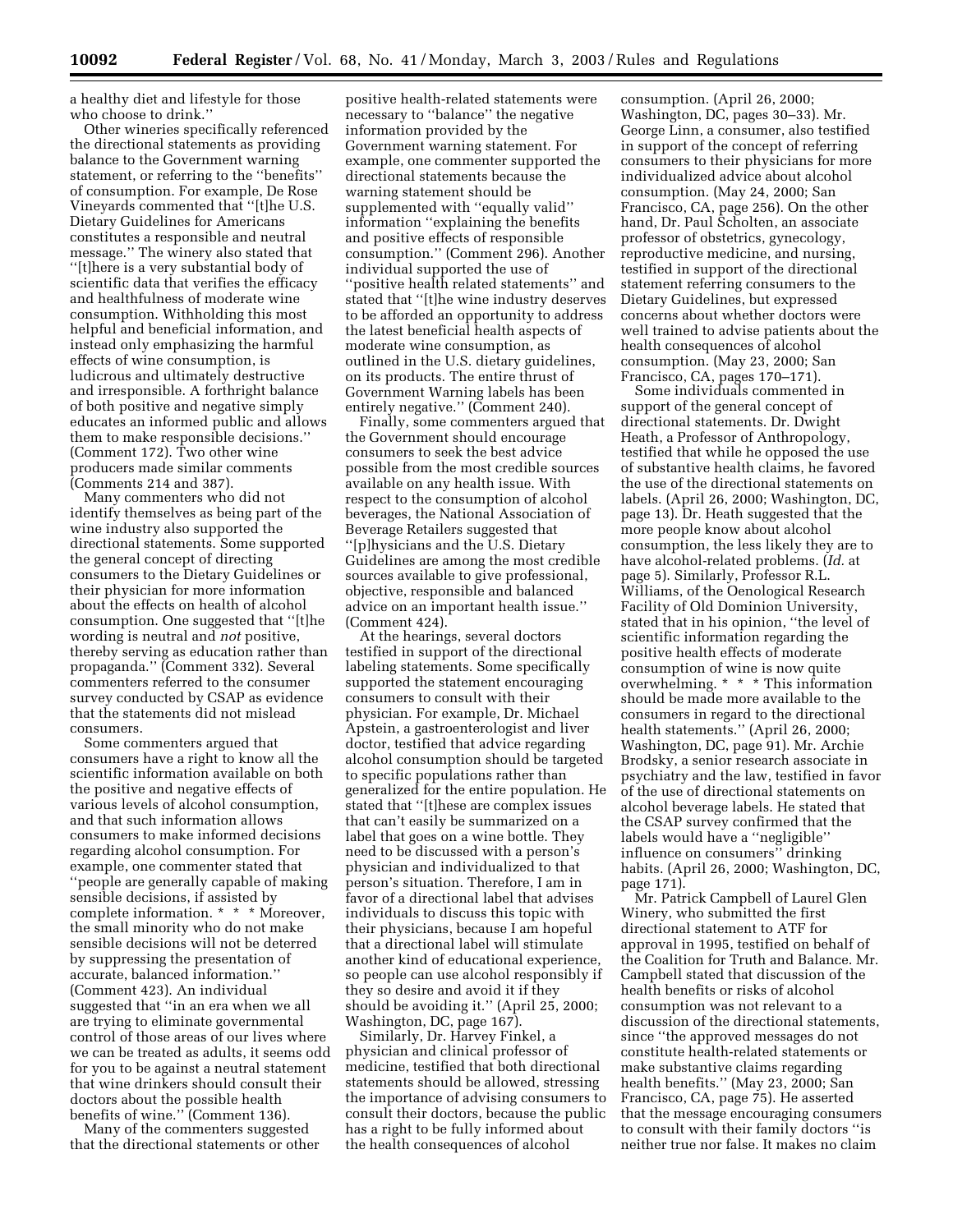a healthy diet and lifestyle for those who choose to drink.''

Other wineries specifically referenced the directional statements as providing balance to the Government warning statement, or referring to the ''benefits'' of consumption. For example, De Rose Vineyards commented that ''[t]he U.S. Dietary Guidelines for Americans constitutes a responsible and neutral message.'' The winery also stated that ''[t]here is a very substantial body of scientific data that verifies the efficacy and healthfulness of moderate wine consumption. Withholding this most helpful and beneficial information, and instead only emphasizing the harmful effects of wine consumption, is ludicrous and ultimately destructive and irresponsible. A forthright balance of both positive and negative simply educates an informed public and allows them to make responsible decisions.'' (Comment 172). Two other wine producers made similar comments (Comments 214 and 387).

Many commenters who did not identify themselves as being part of the wine industry also supported the directional statements. Some supported the general concept of directing consumers to the Dietary Guidelines or their physician for more information about the effects on health of alcohol consumption. One suggested that ''[t]he wording is neutral and *not* positive, thereby serving as education rather than propaganda.'' (Comment 332). Several commenters referred to the consumer survey conducted by CSAP as evidence that the statements did not mislead consumers.

Some commenters argued that consumers have a right to know all the scientific information available on both the positive and negative effects of various levels of alcohol consumption, and that such information allows consumers to make informed decisions regarding alcohol consumption. For example, one commenter stated that ''people are generally capable of making sensible decisions, if assisted by complete information. * * * Moreover, the small minority who do not make sensible decisions will not be deterred by suppressing the presentation of accurate, balanced information.'' (Comment 423). An individual suggested that ''in an era when we all are trying to eliminate governmental control of those areas of our lives where we can be treated as adults, it seems odd for you to be against a neutral statement that wine drinkers should consult their doctors about the possible health benefits of wine.'' (Comment 136).

Many of the commenters suggested that the directional statements or other positive health-related statements were necessary to ''balance'' the negative information provided by the Government warning statement. For example, one commenter supported the directional statements because the warning statement should be supplemented with ''equally valid'' information ''explaining the benefits and positive effects of responsible consumption.'' (Comment 296). Another individual supported the use of ''positive health related statements'' and stated that ''[t]he wine industry deserves to be afforded an opportunity to address the latest beneficial health aspects of moderate wine consumption, as outlined in the U.S. dietary guidelines, on its products. The entire thrust of Government Warning labels has been entirely negative.'' (Comment 240).

Finally, some commenters argued that the Government should encourage consumers to seek the best advice possible from the most credible sources available on any health issue. With respect to the consumption of alcohol beverages, the National Association of Beverage Retailers suggested that ''[p]hysicians and the U.S. Dietary Guidelines are among the most credible sources available to give professional, objective, responsible and balanced advice on an important health issue.'' (Comment 424).

At the hearings, several doctors testified in support of the directional labeling statements. Some specifically supported the statement encouraging consumers to consult with their physician. For example, Dr. Michael Apstein, a gastroenterologist and liver doctor, testified that advice regarding alcohol consumption should be targeted to specific populations rather than generalized for the entire population. He stated that ''[t]hese are complex issues that can't easily be summarized on a label that goes on a wine bottle. They need to be discussed with a person's physician and individualized to that person's situation. Therefore, I am in favor of a directional label that advises individuals to discuss this topic with their physicians, because I am hopeful that a directional label will stimulate another kind of educational experience, so people can use alcohol responsibly if they so desire and avoid it if they should be avoiding it.'' (April 25, 2000; Washington, DC, page 167).

Similarly, Dr. Harvey Finkel, a physician and clinical professor of medicine, testified that both directional statements should be allowed, stressing the importance of advising consumers to consult their doctors, because the public has a right to be fully informed about the health consequences of alcohol consumption. (April 26, 2000; Washington, DC, pages 30–33). Mr. George Linn, a consumer, also testified in support of the concept of referring consumers to their physicians for more individualized advice about alcohol consumption. (May 24, 2000; San Francisco, CA, page 256). On the other hand, Dr. Paul Scholten, an associate professor of obstetrics, gynecology, reproductive medicine, and nursing, testified in support of the directional statement referring consumers to the Dietary Guidelines, but expressed concerns about whether doctors were well trained to advise patients about the health consequences of alcohol consumption. (May 23, 2000; San Francisco, CA, pages 170–171).

Some individuals commented in support of the general concept of directional statements. Dr. Dwight Heath, a Professor of Anthropology, testified that while he opposed the use of substantive health claims, he favored the use of the directional statements on labels. (April 26, 2000; Washington, DC, page 13). Dr. Heath suggested that the more people know about alcohol consumption, the less likely they are to have alcohol-related problems. (*Id.* at page 5). Similarly, Professor R.L. Williams, of the Oenological Research Facility of Old Dominion University, stated that in his opinion, ''the level of scientific information regarding the positive health effects of moderate consumption of wine is now quite overwhelming. * * * This information should be made more available to the consumers in regard to the directional health statements.'' (April 26, 2000; Washington, DC, page 91). Mr. Archie Brodsky, a senior research associate in psychiatry and the law, testified in favor of the use of directional statements on alcohol beverage labels. He stated that the CSAP survey confirmed that the labels would have a ''negligible'' influence on consumers'' drinking habits. (April 26, 2000; Washington, DC, page 171).

Mr. Patrick Campbell of Laurel Glen Winery, who submitted the first directional statement to ATF for approval in 1995, testified on behalf of the Coalition for Truth and Balance. Mr. Campbell stated that discussion of the health benefits or risks of alcohol consumption was not relevant to a discussion of the directional statements, since ''the approved messages do not constitute health-related statements or make substantive claims regarding health benefits.'' (May 23, 2000; San Francisco, CA, page 75). He asserted that the message encouraging consumers to consult with their family doctors ''is neither true nor false. It makes no claim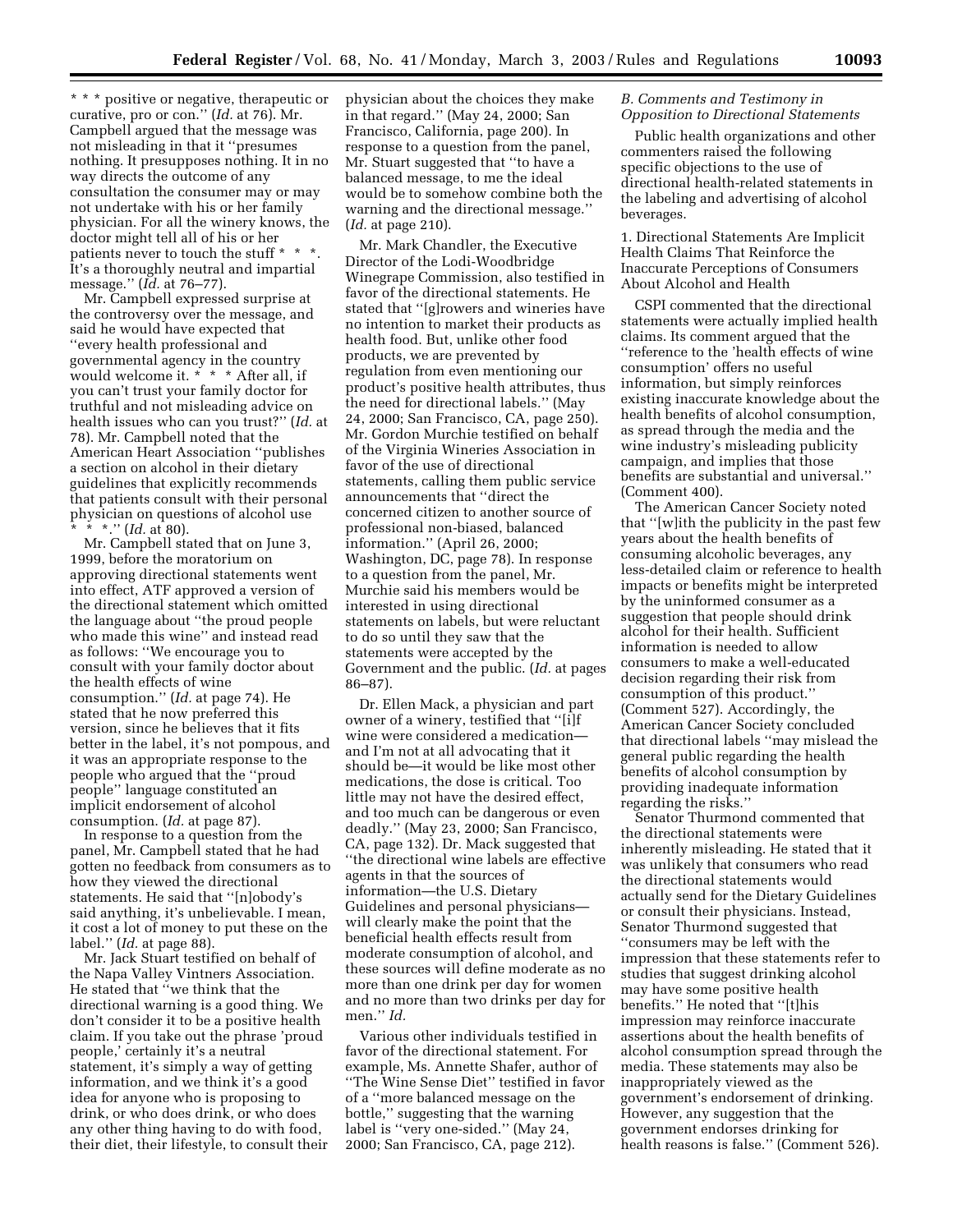* * * positive or negative, therapeutic or curative, pro or con.'' (*Id.* at 76). Mr. Campbell argued that the message was not misleading in that it ''presumes nothing. It presupposes nothing. It in no way directs the outcome of any consultation the consumer may or may not undertake with his or her family physician. For all the winery knows, the doctor might tell all of his or her patients never to touch the stuff * * *. It's a thoroughly neutral and impartial message.'' (*Id.* at 76–77).

Mr. Campbell expressed surprise at the controversy over the message, and said he would have expected that ''every health professional and governmental agency in the country would welcome it. * * * After all, if you can't trust your family doctor for truthful and not misleading advice on health issues who can you trust?'' (*Id.* at 78). Mr. Campbell noted that the American Heart Association ''publishes a section on alcohol in their dietary guidelines that explicitly recommends that patients consult with their personal physician on questions of alcohol use * * *.'' (*Id.* at 80).

Mr. Campbell stated that on June 3, 1999, before the moratorium on approving directional statements went into effect, ATF approved a version of the directional statement which omitted the language about ''the proud people who made this wine'' and instead read as follows: ''We encourage you to consult with your family doctor about the health effects of wine consumption.'' (*Id.* at page 74). He stated that he now preferred this version, since he believes that it fits better in the label, it's not pompous, and it was an appropriate response to the people who argued that the ''proud people'' language constituted an implicit endorsement of alcohol consumption. (*Id.* at page 87).

In response to a question from the panel, Mr. Campbell stated that he had gotten no feedback from consumers as to how they viewed the directional statements. He said that ''[n]obody's said anything, it's unbelievable. I mean, it cost a lot of money to put these on the label.'' (*Id.* at page 88).

Mr. Jack Stuart testified on behalf of the Napa Valley Vintners Association. He stated that ''we think that the directional warning is a good thing. We don't consider it to be a positive health claim. If you take out the phrase 'proud people,' certainly it's a neutral statement, it's simply a way of getting information, and we think it's a good idea for anyone who is proposing to drink, or who does drink, or who does any other thing having to do with food, their diet, their lifestyle, to consult their physician about the choices they make in that regard.'' (May 24, 2000; San Francisco, California, page 200). In response to a question from the panel, Mr. Stuart suggested that ''to have a balanced message, to me the ideal would be to somehow combine both the warning and the directional message.'' (*Id.* at page 210).

Mr. Mark Chandler, the Executive Director of the Lodi-Woodbridge Winegrape Commission, also testified in favor of the directional statements. He stated that ''[g]rowers and wineries have no intention to market their products as health food. But, unlike other food products, we are prevented by regulation from even mentioning our product's positive health attributes, thus the need for directional labels.'' (May 24, 2000; San Francisco, CA, page 250). Mr. Gordon Murchie testified on behalf of the Virginia Wineries Association in favor of the use of directional statements, calling them public service announcements that ''direct the concerned citizen to another source of professional non-biased, balanced information.'' (April 26, 2000; Washington, DC, page 78). In response to a question from the panel, Mr. Murchie said his members would be interested in using directional statements on labels, but were reluctant to do so until they saw that the statements were accepted by the Government and the public. (*Id.* at pages 86–87).

Dr. Ellen Mack, a physician and part owner of a winery, testified that ''[i]f wine were considered a medication—and I'm not at all advocating that it should be—it would be like most other medications, the dose is critical. Too little may not have the desired effect, and too much can be dangerous or even deadly.'' (May 23, 2000; San Francisco, CA, page 132). Dr. Mack suggested that ''the directional wine labels are effective agents in that the sources of information—the U.S. Dietary Guidelines and personal physicians—will clearly make the point that the beneficial health effects result from moderate consumption of alcohol, and these sources will define moderate as no more than one drink per day for women and no more than two drinks per day for men.'' *Id.*

Various other individuals testified in favor of the directional statement. For example, Ms. Annette Shafer, author of ''The Wine Sense Diet'' testified in favor of a ''more balanced message on the bottle,'' suggesting that the warning label is ''very one-sided.'' (May 24, 2000; San Francisco, CA, page 212).

### *B. Comments and Testimony in Opposition to Directional Statements*

Public health organizations and other commenters raised the following specific objections to the use of directional health-related statements in the labeling and advertising of alcohol beverages.

#### 1. Directional Statements Are Implicit Health Claims That Reinforce the Inaccurate Perceptions of Consumers About Alcohol and Health

CSPI commented that the directional statements were actually implied health claims. Its comment argued that the ''reference to the 'health effects of wine consumption' offers no useful information, but simply reinforces existing inaccurate knowledge about the health benefits of alcohol consumption, as spread through the media and the wine industry's misleading publicity campaign, and implies that those benefits are substantial and universal.'' (Comment 400).

The American Cancer Society noted that ''[w]ith the publicity in the past few years about the health benefits of consuming alcoholic beverages, any less-detailed claim or reference to health impacts or benefits might be interpreted by the uninformed consumer as a suggestion that people should drink alcohol for their health. Sufficient information is needed to allow consumers to make a well-educated decision regarding their risk from consumption of this product.'' (Comment 527). Accordingly, the American Cancer Society concluded that directional labels ''may mislead the general public regarding the health benefits of alcohol consumption by providing inadequate information regarding the risks.''

Senator Thurmond commented that the directional statements were inherently misleading. He stated that it was unlikely that consumers who read the directional statements would actually send for the Dietary Guidelines or consult their physicians. Instead, Senator Thurmond suggested that ''consumers may be left with the impression that these statements refer to studies that suggest drinking alcohol may have some positive health benefits.'' He noted that ''[t]his impression may reinforce inaccurate assertions about the health benefits of alcohol consumption spread through the media. These statements may also be inappropriately viewed as the government's endorsement of drinking. However, any suggestion that the government endorses drinking for health reasons is false.'' (Comment 526).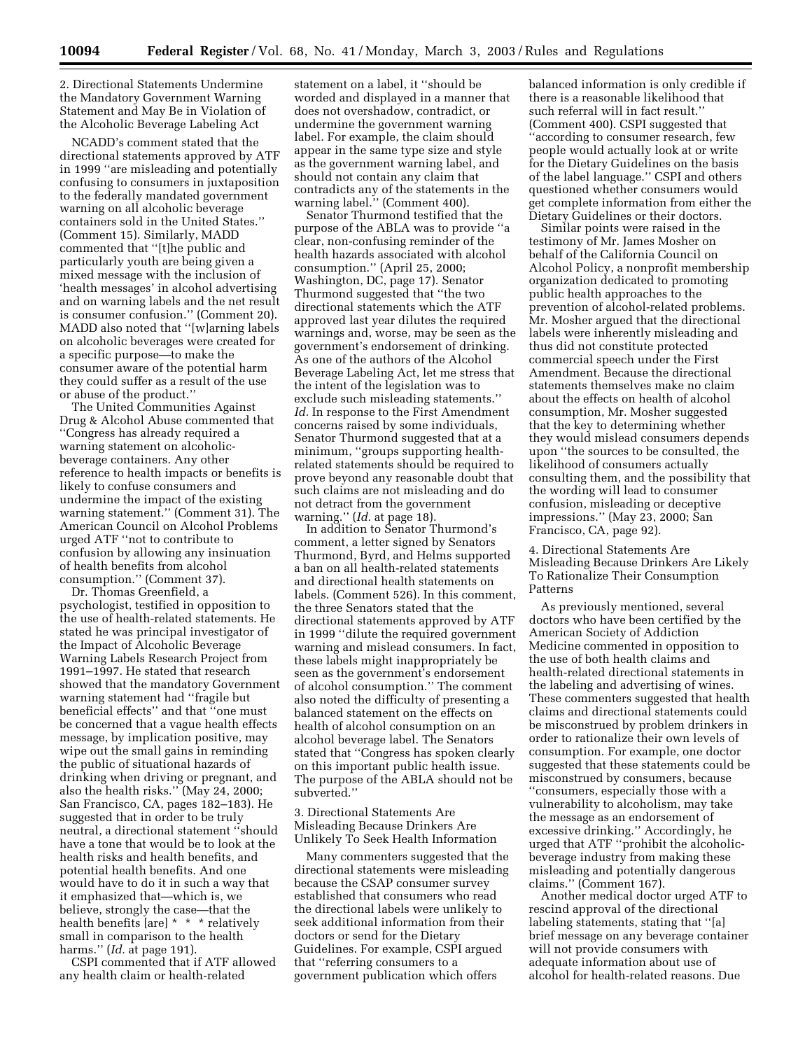2. Directional Statements Undermine the Mandatory Government Warning Statement and May Be in Violation of the Alcoholic Beverage Labeling Act

NCADD's comment stated that the directional statements approved by ATF in 1999 ''are misleading and potentially confusing to consumers in juxtaposition to the federally mandated government warning on all alcoholic beverage containers sold in the United States.'' (Comment 15). Similarly, MADD commented that ''[t]he public and particularly youth are being given a mixed message with the inclusion of 'health messages' in alcohol advertising and on warning labels and the net result is consumer confusion.'' (Comment 20). MADD also noted that ''[w]arning labels on alcoholic beverages were created for a specific purpose—to make the consumer aware of the potential harm they could suffer as a result of the use or abuse of the product.''

The United Communities Against Drug & Alcohol Abuse commented that ''Congress has already required a warning statement on alcoholic-beverage containers. Any other reference to health impacts or benefits is likely to confuse consumers and undermine the impact of the existing warning statement.'' (Comment 31). The American Council on Alcohol Problems urged ATF ''not to contribute to confusion by allowing any insinuation of health benefits from alcohol consumption.'' (Comment 37).

Dr. Thomas Greenfield, a psychologist, testified in opposition to the use of health-related statements. He stated he was principal investigator of the Impact of Alcoholic Beverage Warning Labels Research Project from 1991–1997. He stated that research showed that the mandatory Government warning statement had ''fragile but beneficial effects'' and that ''one must be concerned that a vague health effects message, by implication positive, may wipe out the small gains in reminding the public of situational hazards of drinking when driving or pregnant, and also the health risks.'' (May 24, 2000; San Francisco, CA, pages 182–183). He suggested that in order to be truly neutral, a directional statement ''should have a tone that would be to look at the health risks and health benefits, and potential health benefits. And one would have to do it in such a way that it emphasized that—which is, we believe, strongly the case—that the health benefits [are] * * * relatively small in comparison to the health harms.'' (*Id.* at page 191).

CSPI commented that if ATF allowed any health claim or health-related statement on a label, it ''should be worded and displayed in a manner that does not overshadow, contradict, or undermine the government warning label. For example, the claim should appear in the same type size and style as the government warning label, and should not contain any claim that contradicts any of the statements in the warning label.'' (Comment 400).

Senator Thurmond testified that the purpose of the ABLA was to provide ''a clear, non-confusing reminder of the health hazards associated with alcohol consumption.'' (April 25, 2000; Washington, DC, page 17). Senator Thurmond suggested that ''the two directional statements which the ATF approved last year dilutes the required warnings and, worse, may be seen as the government's endorsement of drinking. As one of the authors of the Alcohol Beverage Labeling Act, let me stress that the intent of the legislation was to exclude such misleading statements.'' *Id.* In response to the First Amendment concerns raised by some individuals, Senator Thurmond suggested that at a minimum, ''groups supporting health-related statements should be required to prove beyond any reasonable doubt that such claims are not misleading and do not detract from the government warning.'' (*Id.* at page 18).

In addition to Senator Thurmond's comment, a letter signed by Senators Thurmond, Byrd, and Helms supported a ban on all health-related statements and directional health statements on labels. (Comment 526). In this comment, the three Senators stated that the directional statements approved by ATF in 1999 ''dilute the required government warning and mislead consumers. In fact, these labels might inappropriately be seen as the government's endorsement of alcohol consumption.'' The comment also noted the difficulty of presenting a balanced statement on the effects on health of alcohol consumption on an alcohol beverage label. The Senators stated that ''Congress has spoken clearly on this important public health issue. The purpose of the ABLA should not be subverted.''

3. Directional Statements Are Misleading Because Drinkers Are Unlikely To Seek Health Information

Many commenters suggested that the directional statements were misleading because the CSAP consumer survey established that consumers who read the directional labels were unlikely to seek additional information from their doctors or send for the Dietary Guidelines. For example, CSPI argued that ''referring consumers to a government publication which offers balanced information is only credible if there is a reasonable likelihood that such referral will in fact result.'' (Comment 400). CSPI suggested that ''according to consumer research, few people would actually look at or write for the Dietary Guidelines on the basis of the label language.'' CSPI and others questioned whether consumers would get complete information from either the Dietary Guidelines or their doctors.

Similar points were raised in the testimony of Mr. James Mosher on behalf of the California Council on Alcohol Policy, a nonprofit membership organization dedicated to promoting public health approaches to the prevention of alcohol-related problems. Mr. Mosher argued that the directional labels were inherently misleading and thus did not constitute protected commercial speech under the First Amendment. Because the directional statements themselves make no claim about the effects on health of alcohol consumption, Mr. Mosher suggested that the key to determining whether they would mislead consumers depends upon ''the sources to be consulted, the likelihood of consumers actually consulting them, and the possibility that the wording will lead to consumer confusion, misleading or deceptive impressions.'' (May 23, 2000; San Francisco, CA, page 92).

4. Directional Statements Are Misleading Because Drinkers Are Likely To Rationalize Their Consumption Patterns

As previously mentioned, several doctors who have been certified by the American Society of Addiction Medicine commented in opposition to the use of both health claims and health-related directional statements in the labeling and advertising of wines. These commenters suggested that health claims and directional statements could be misconstrued by problem drinkers in order to rationalize their own levels of consumption. For example, one doctor suggested that these statements could be misconstrued by consumers, because ''consumers, especially those with a vulnerability to alcoholism, may take the message as an endorsement of excessive drinking.'' Accordingly, he urged that ATF ''prohibit the alcoholic-beverage industry from making these misleading and potentially dangerous claims.'' (Comment 167).

Another medical doctor urged ATF to rescind approval of the directional labeling statements, stating that ''[a] brief message on any beverage container will not provide consumers with adequate information about use of alcohol for health-related reasons. Due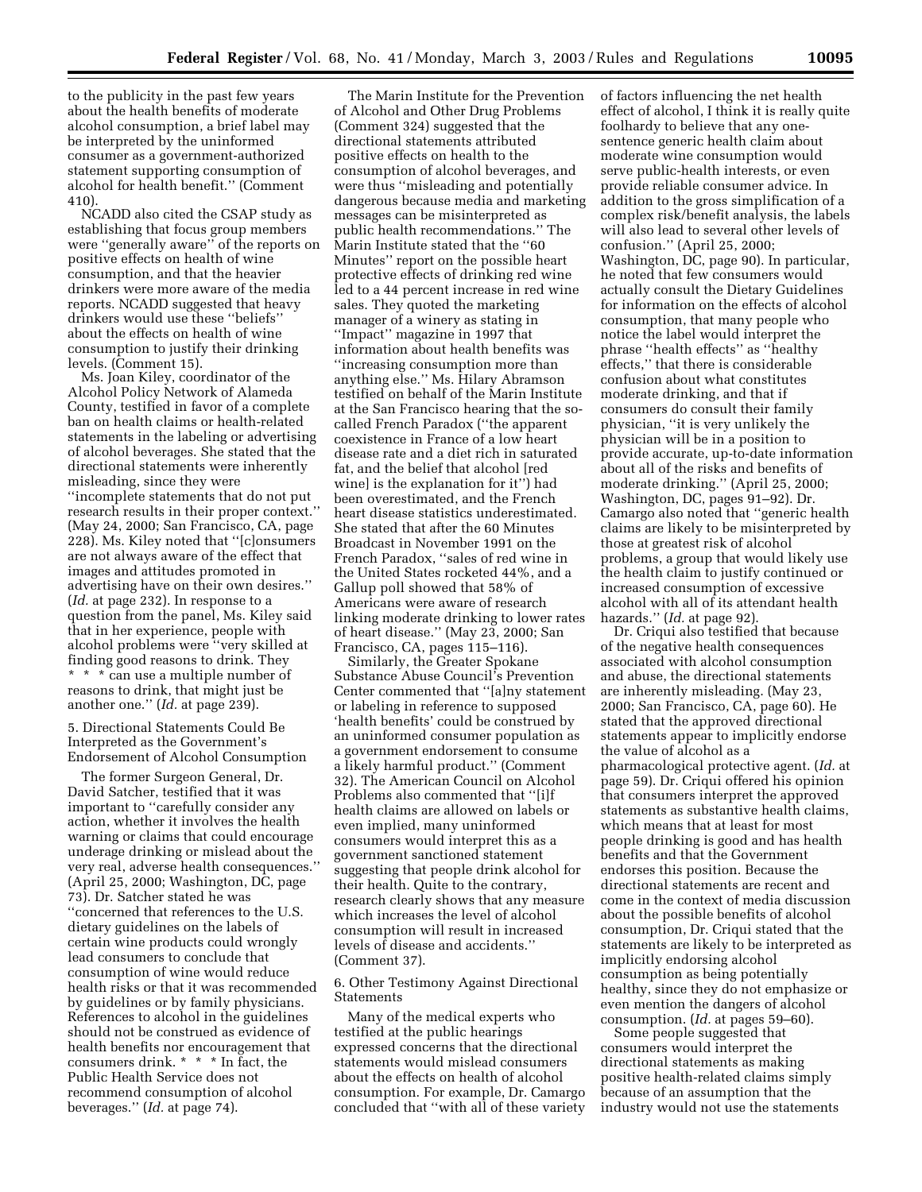to the publicity in the past few years about the health benefits of moderate alcohol consumption, a brief label may be interpreted by the uninformed consumer as a government-authorized statement supporting consumption of alcohol for health benefit.'' (Comment 410).

NCADD also cited the CSAP study as establishing that focus group members were ''generally aware'' of the reports on positive effects on health of wine consumption, and that the heavier drinkers were more aware of the media reports. NCADD suggested that heavy drinkers would use these ''beliefs'' about the effects on health of wine consumption to justify their drinking levels. (Comment 15).

Ms. Joan Kiley, coordinator of the Alcohol Policy Network of Alameda County, testified in favor of a complete ban on health claims or health-related statements in the labeling or advertising of alcohol beverages. She stated that the directional statements were inherently misleading, since they were ''incomplete statements that do not put research results in their proper context.'' (May 24, 2000; San Francisco, CA, page 228). Ms. Kiley noted that ''[c]onsumers are not always aware of the effect that images and attitudes promoted in advertising have on their own desires.'' (*Id.* at page 232). In response to a question from the panel, Ms. Kiley said that in her experience, people with alcohol problems were ''very skilled at finding good reasons to drink. They * * * can use a multiple number of reasons to drink, that might just be another one.'' (*Id.* at page 239).

5. Directional Statements Could Be Interpreted as the Government's Endorsement of Alcohol Consumption

The former Surgeon General, Dr. David Satcher, testified that it was important to ''carefully consider any action, whether it involves the health warning or claims that could encourage underage drinking or mislead about the very real, adverse health consequences.'' (April 25, 2000; Washington, DC, page 73). Dr. Satcher stated he was ''concerned that references to the U.S. dietary guidelines on the labels of certain wine products could wrongly lead consumers to conclude that consumption of wine would reduce health risks or that it was recommended by guidelines or by family physicians. References to alcohol in the guidelines should not be construed as evidence of health benefits nor encouragement that consumers drink. * * * In fact, the Public Health Service does not recommend consumption of alcohol beverages.'' (*Id.* at page 74).

The Marin Institute for the Prevention of Alcohol and Other Drug Problems (Comment 324) suggested that the directional statements attributed positive effects on health to the consumption of alcohol beverages, and were thus ''misleading and potentially dangerous because media and marketing messages can be misinterpreted as public health recommendations.'' The Marin Institute stated that the ''60 Minutes'' report on the possible heart protective effects of drinking red wine led to a 44 percent increase in red wine sales. They quoted the marketing manager of a winery as stating in ''Impact'' magazine in 1997 that information about health benefits was ''increasing consumption more than anything else.'' Ms. Hilary Abramson testified on behalf of the Marin Institute at the San Francisco hearing that the so-called French Paradox (''the apparent coexistence in France of a low heart disease rate and a diet rich in saturated fat, and the belief that alcohol [red wine] is the explanation for it'') had been overestimated, and the French heart disease statistics underestimated. She stated that after the 60 Minutes Broadcast in November 1991 on the French Paradox, ''sales of red wine in the United States rocketed 44%, and a Gallup poll showed that 58% of Americans were aware of research linking moderate drinking to lower rates of heart disease.'' (May 23, 2000; San Francisco, CA, pages 115–116).

Similarly, the Greater Spokane Substance Abuse Council's Prevention Center commented that ''[a]ny statement or labeling in reference to supposed 'health benefits' could be construed by an uninformed consumer population as a government endorsement to consume a likely harmful product.'' (Comment 32). The American Council on Alcohol Problems also commented that ''[i]f health claims are allowed on labels or even implied, many uninformed consumers would interpret this as a government sanctioned statement suggesting that people drink alcohol for their health. Quite to the contrary, research clearly shows that any measure which increases the level of alcohol consumption will result in increased levels of disease and accidents.'' (Comment 37).

6. Other Testimony Against Directional Statements

Many of the medical experts who testified at the public hearings expressed concerns that the directional statements would mislead consumers about the effects on health of alcohol consumption. For example, Dr. Camargo concluded that ''with all of these variety of factors influencing the net health effect of alcohol, I think it is really quite foolhardy to believe that any one-sentence generic health claim about moderate wine consumption would serve public-health interests, or even provide reliable consumer advice. In addition to the gross simplification of a complex risk/benefit analysis, the labels will also lead to several other levels of confusion.'' (April 25, 2000; Washington, DC, page 90). In particular, he noted that few consumers would actually consult the Dietary Guidelines for information on the effects of alcohol consumption, that many people who notice the label would interpret the phrase ''health effects'' as ''healthy effects,'' that there is considerable confusion about what constitutes moderate drinking, and that if consumers do consult their family physician, ''it is very unlikely the physician will be in a position to provide accurate, up-to-date information about all of the risks and benefits of moderate drinking.'' (April 25, 2000; Washington, DC, pages 91–92). Dr. Camargo also noted that ''generic health claims are likely to be misinterpreted by those at greatest risk of alcohol problems, a group that would likely use the health claim to justify continued or increased consumption of excessive alcohol with all of its attendant health hazards.'' (*Id.* at page 92).

Dr. Criqui also testified that because of the negative health consequences associated with alcohol consumption and abuse, the directional statements are inherently misleading. (May 23, 2000; San Francisco, CA, page 60). He stated that the approved directional statements appear to implicitly endorse the value of alcohol as a pharmacological protective agent. (*Id.* at page 59). Dr. Criqui offered his opinion that consumers interpret the approved statements as substantive health claims, which means that at least for most people drinking is good and has health benefits and that the Government endorses this position. Because the directional statements are recent and come in the context of media discussion about the possible benefits of alcohol consumption, Dr. Criqui stated that the statements are likely to be interpreted as implicitly endorsing alcohol consumption as being potentially healthy, since they do not emphasize or even mention the dangers of alcohol consumption. (*Id.* at pages 59–60).

Some people suggested that consumers would interpret the directional statements as making positive health-related claims simply because of an assumption that the industry would not use the statements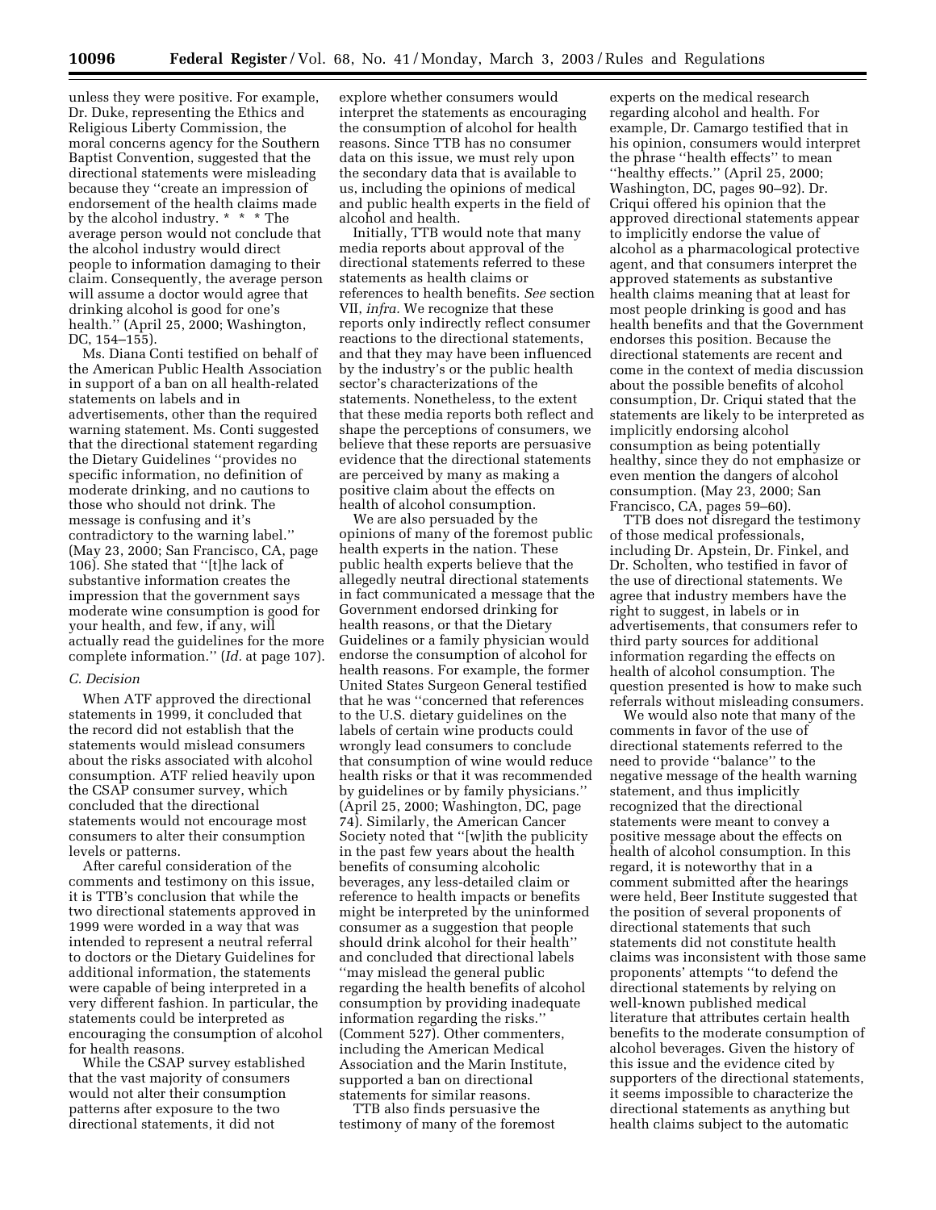unless they were positive. For example, Dr. Duke, representing the Ethics and Religious Liberty Commission, the moral concerns agency for the Southern Baptist Convention, suggested that the directional statements were misleading because they ''create an impression of endorsement of the health claims made by the alcohol industry. * * * The average person would not conclude that the alcohol industry would direct people to information damaging to their claim. Consequently, the average person will assume a doctor would agree that drinking alcohol is good for one's health.'' (April 25, 2000; Washington, DC, 154–155).

Ms. Diana Conti testified on behalf of the American Public Health Association in support of a ban on all health-related statements on labels and in advertisements, other than the required warning statement. Ms. Conti suggested that the directional statement regarding the Dietary Guidelines ''provides no specific information, no definition of moderate drinking, and no cautions to those who should not drink. The message is confusing and it's contradictory to the warning label.'' (May 23, 2000; San Francisco, CA, page 106). She stated that ''[t]he lack of substantive information creates the impression that the government says moderate wine consumption is good for your health, and few, if any, will actually read the guidelines for the more complete information.'' (*Id.* at page 107).

### *C. Decision*

When ATF approved the directional statements in 1999, it concluded that the record did not establish that the statements would mislead consumers about the risks associated with alcohol consumption. ATF relied heavily upon the CSAP consumer survey, which concluded that the directional statements would not encourage most consumers to alter their consumption levels or patterns.

After careful consideration of the comments and testimony on this issue, it is TTB's conclusion that while the two directional statements approved in 1999 were worded in a way that was intended to represent a neutral referral to doctors or the Dietary Guidelines for additional information, the statements were capable of being interpreted in a very different fashion. In particular, the statements could be interpreted as encouraging the consumption of alcohol for health reasons.

While the CSAP survey established that the vast majority of consumers would not alter their consumption patterns after exposure to the two directional statements, it did not explore whether consumers would interpret the statements as encouraging the consumption of alcohol for health reasons. Since TTB has no consumer data on this issue, we must rely upon the secondary data that is available to us, including the opinions of medical and public health experts in the field of alcohol and health.

Initially, TTB would note that many media reports about approval of the directional statements referred to these statements as health claims or references to health benefits. *See* section VII, *infra.* We recognize that these reports only indirectly reflect consumer reactions to the directional statements, and that they may have been influenced by the industry's or the public health sector's characterizations of the statements. Nonetheless, to the extent that these media reports both reflect and shape the perceptions of consumers, we believe that these reports are persuasive evidence that the directional statements are perceived by many as making a positive claim about the effects on health of alcohol consumption.

We are also persuaded by the opinions of many of the foremost public health experts in the nation. These public health experts believe that the allegedly neutral directional statements in fact communicated a message that the Government endorsed drinking for health reasons, or that the Dietary Guidelines or a family physician would endorse the consumption of alcohol for health reasons. For example, the former United States Surgeon General testified that he was ''concerned that references to the U.S. dietary guidelines on the labels of certain wine products could wrongly lead consumers to conclude that consumption of wine would reduce health risks or that it was recommended by guidelines or by family physicians.'' (April 25, 2000; Washington, DC, page 74). Similarly, the American Cancer Society noted that ''[w]ith the publicity in the past few years about the health benefits of consuming alcoholic beverages, any less-detailed claim or reference to health impacts or benefits might be interpreted by the uninformed consumer as a suggestion that people should drink alcohol for their health'' and concluded that directional labels ''may mislead the general public regarding the health benefits of alcohol consumption by providing inadequate information regarding the risks.'' (Comment 527). Other commenters, including the American Medical Association and the Marin Institute, supported a ban on directional statements for similar reasons.

TTB also finds persuasive the testimony of many of the foremost experts on the medical research regarding alcohol and health. For example, Dr. Camargo testified that in his opinion, consumers would interpret the phrase ''health effects'' to mean ''healthy effects.'' (April 25, 2000; Washington, DC, pages 90–92). Dr. Criqui offered his opinion that the approved directional statements appear to implicitly endorse the value of alcohol as a pharmacological protective agent, and that consumers interpret the approved statements as substantive health claims meaning that at least for most people drinking is good and has health benefits and that the Government endorses this position. Because the directional statements are recent and come in the context of media discussion about the possible benefits of alcohol consumption, Dr. Criqui stated that the statements are likely to be interpreted as implicitly endorsing alcohol consumption as being potentially healthy, since they do not emphasize or even mention the dangers of alcohol consumption. (May 23, 2000; San Francisco, CA, pages 59–60).

TTB does not disregard the testimony of those medical professionals, including Dr. Apstein, Dr. Finkel, and Dr. Scholten, who testified in favor of the use of directional statements. We agree that industry members have the right to suggest, in labels or in advertisements, that consumers refer to third party sources for additional information regarding the effects on health of alcohol consumption. The question presented is how to make such referrals without misleading consumers.

We would also note that many of the comments in favor of the use of directional statements referred to the need to provide ''balance'' to the negative message of the health warning statement, and thus implicitly recognized that the directional statements were meant to convey a positive message about the effects on health of alcohol consumption. In this regard, it is noteworthy that in a comment submitted after the hearings were held, Beer Institute suggested that the position of several proponents of directional statements that such statements did not constitute health claims was inconsistent with those same proponents' attempts ''to defend the directional statements by relying on well-known published medical literature that attributes certain health benefits to the moderate consumption of alcohol beverages. Given the history of this issue and the evidence cited by supporters of the directional statements, it seems impossible to characterize the directional statements as anything but health claims subject to the automatic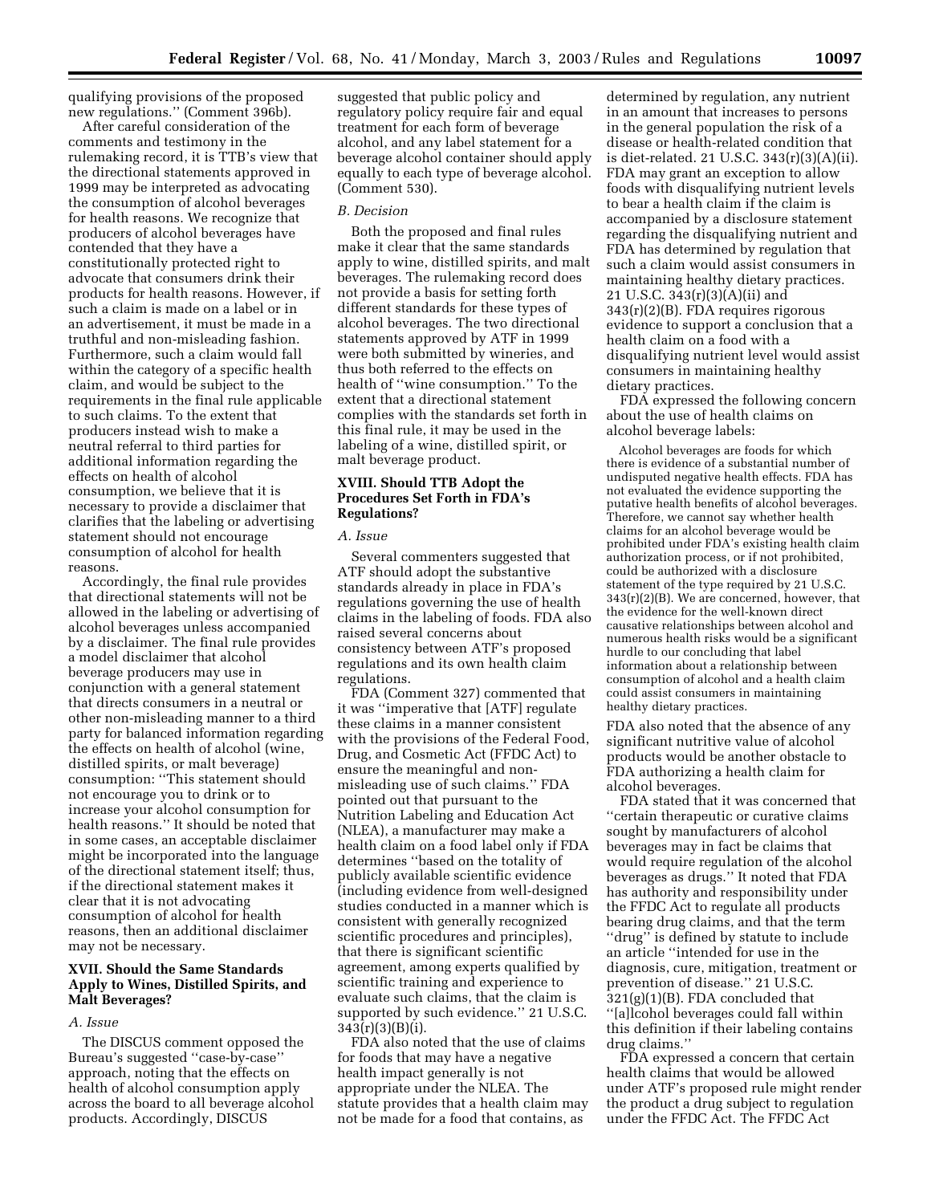qualifying provisions of the proposed new regulations.'' (Comment 396b).

After careful consideration of the comments and testimony in the rulemaking record, it is TTB's view that the directional statements approved in 1999 may be interpreted as advocating the consumption of alcohol beverages for health reasons. We recognize that producers of alcohol beverages have contended that they have a constitutionally protected right to advocate that consumers drink their products for health reasons. However, if such a claim is made on a label or in an advertisement, it must be made in a truthful and non-misleading fashion. Furthermore, such a claim would fall within the category of a specific health claim, and would be subject to the requirements in the final rule applicable to such claims. To the extent that producers instead wish to make a neutral referral to third parties for additional information regarding the effects on health of alcohol consumption, we believe that it is necessary to provide a disclaimer that clarifies that the labeling or advertising statement should not encourage consumption of alcohol for health reasons.

Accordingly, the final rule provides that directional statements will not be allowed in the labeling or advertising of alcohol beverages unless accompanied by a disclaimer. The final rule provides a model disclaimer that alcohol beverage producers may use in conjunction with a general statement that directs consumers in a neutral or other non-misleading manner to a third party for balanced information regarding the effects on health of alcohol (wine, distilled spirits, or malt beverage) consumption: ''This statement should not encourage you to drink or to increase your alcohol consumption for health reasons.'' It should be noted that in some cases, an acceptable disclaimer might be incorporated into the language of the directional statement itself; thus, if the directional statement makes it clear that it is not advocating consumption of alcohol for health reasons, then an additional disclaimer may not be necessary.

## XVII. Should the Same Standards Apply to Wines, Distilled Spirits, and Malt Beverages?

### *A. Issue*

The DISCUS comment opposed the Bureau's suggested ''case-by-case'' approach, noting that the effects on health of alcohol consumption apply across the board to all beverage alcohol products. Accordingly, DISCUS suggested that public policy and regulatory policy require fair and equal treatment for each form of beverage alcohol, and any label statement for a beverage alcohol container should apply equally to each type of beverage alcohol. (Comment 530).

### *B. Decision*

Both the proposed and final rules make it clear that the same standards apply to wine, distilled spirits, and malt beverages. The rulemaking record does not provide a basis for setting forth different standards for these types of alcohol beverages. The two directional statements approved by ATF in 1999 were both submitted by wineries, and thus both referred to the effects on health of ''wine consumption.'' To the extent that a directional statement complies with the standards set forth in this final rule, it may be used in the labeling of a wine, distilled spirit, or malt beverage product.

## XVIII. Should TTB Adopt the Procedures Set Forth in FDA's Regulations?

### *A. Issue*

Several commenters suggested that ATF should adopt the substantive standards already in place in FDA's regulations governing the use of health claims in the labeling of foods. FDA also raised several concerns about consistency between ATF's proposed regulations and its own health claim regulations.

FDA (Comment 327) commented that it was ''imperative that [ATF] regulate these claims in a manner consistent with the provisions of the Federal Food, Drug, and Cosmetic Act (FFDC Act) to ensure the meaningful and non-misleading use of such claims.'' FDA pointed out that pursuant to the Nutrition Labeling and Education Act (NLEA), a manufacturer may make a health claim on a food label only if FDA determines ''based on the totality of publicly available scientific evidence (including evidence from well-designed studies conducted in a manner which is consistent with generally recognized scientific procedures and principles), that there is significant scientific agreement, among experts qualified by scientific training and experience to evaluate such claims, that the claim is supported by such evidence.'' 21 U.S.C. 343(r)(3)(B)(i).

FDA also noted that the use of claims for foods that may have a negative health impact generally is not appropriate under the NLEA. The statute provides that a health claim may not be made for a food that contains, as determined by regulation, any nutrient in an amount that increases to persons in the general population the risk of a disease or health-related condition that is diet-related. 21 U.S.C. 343(r)(3)(A)(ii). FDA may grant an exception to allow foods with disqualifying nutrient levels to bear a health claim if the claim is accompanied by a disclosure statement regarding the disqualifying nutrient and FDA has determined by regulation that such a claim would assist consumers in maintaining healthy dietary practices. 21 U.S.C. 343(r)(3)(A)(ii) and 343(r)(2)(B). FDA requires rigorous evidence to support a conclusion that a health claim on a food with a disqualifying nutrient level would assist consumers in maintaining healthy dietary practices.

FDA expressed the following concern about the use of health claims on alcohol beverage labels:

> Alcohol beverages are foods for which there is evidence of a substantial number of undisputed negative health effects. FDA has not evaluated the evidence supporting the putative health benefits of alcohol beverages. Therefore, we cannot say whether health claims for an alcohol beverage would be prohibited under FDA's existing health claim authorization process, or if not prohibited, could be authorized with a disclosure statement of the type required by 21 U.S.C. 343(r)(2)(B). We are concerned, however, that the evidence for the well-known direct causative relationships between alcohol and numerous health risks would be a significant hurdle to our concluding that label information about a relationship between consumption of alcohol and a health claim could assist consumers in maintaining healthy dietary practices.

FDA also noted that the absence of any significant nutritive value of alcohol products would be another obstacle to FDA authorizing a health claim for alcohol beverages.

FDA stated that it was concerned that ''certain therapeutic or curative claims sought by manufacturers of alcohol beverages may in fact be claims that would require regulation of the alcohol beverages as drugs.'' It noted that FDA has authority and responsibility under the FFDC Act to regulate all products bearing drug claims, and that the term ''drug'' is defined by statute to include an article ''intended for use in the diagnosis, cure, mitigation, treatment or prevention of disease.'' 21 U.S.C. 321(g)(1)(B). FDA concluded that ''[a]lcohol beverages could fall within this definition if their labeling contains drug claims.''

FDA expressed a concern that certain health claims that would be allowed under ATF's proposed rule might render the product a drug subject to regulation under the FFDC Act. The FFDC Act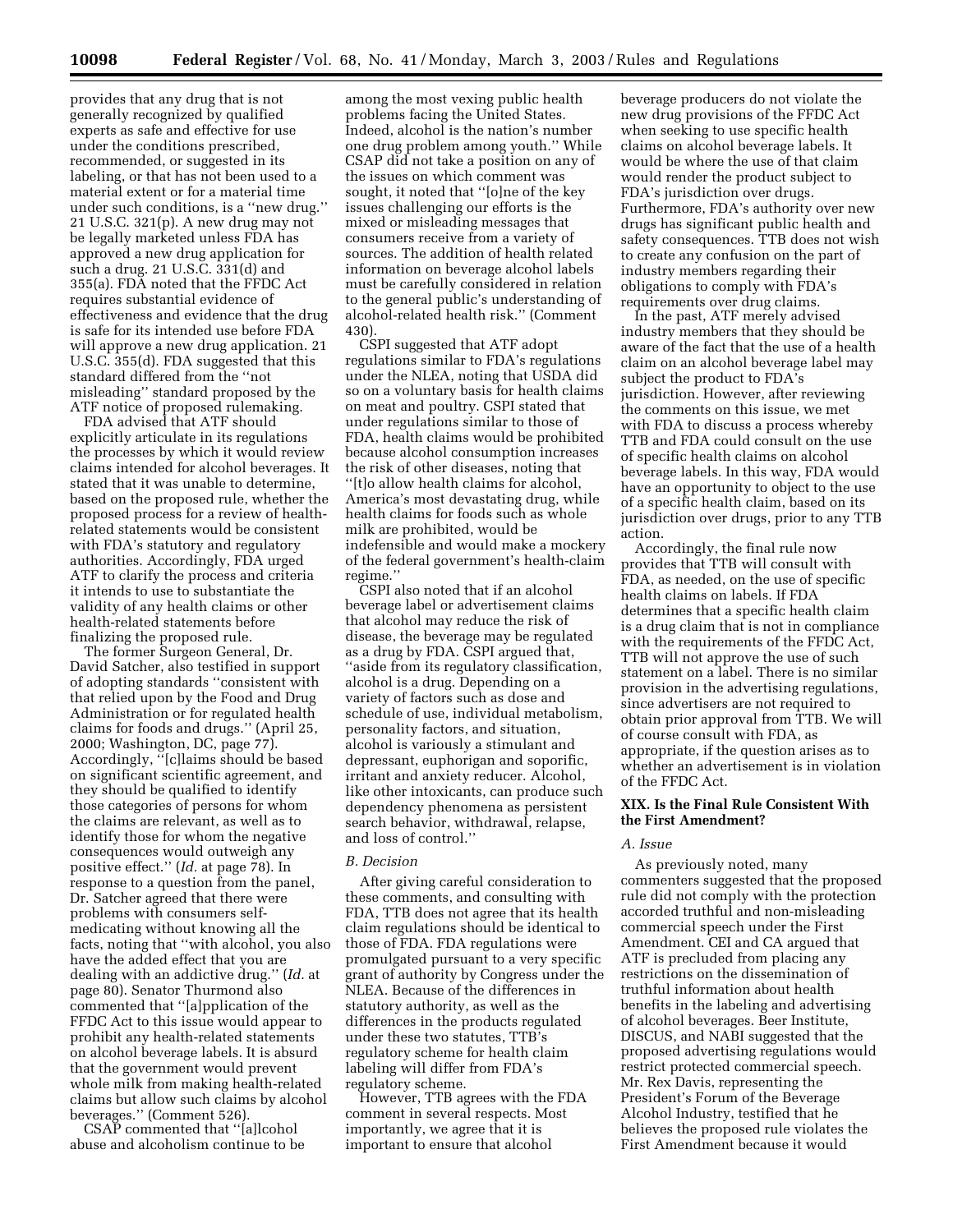provides that any drug that is not generally recognized by qualified experts as safe and effective for use under the conditions prescribed, recommended, or suggested in its labeling, or that has not been used to a material extent or for a material time under such conditions, is a ''new drug.'' 21 U.S.C. 321(p). A new drug may not be legally marketed unless FDA has approved a new drug application for such a drug. 21 U.S.C. 331(d) and 355(a). FDA noted that the FFDC Act requires substantial evidence of effectiveness and evidence that the drug is safe for its intended use before FDA will approve a new drug application. 21 U.S.C. 355(d). FDA suggested that this standard differed from the ''not misleading'' standard proposed by the ATF notice of proposed rulemaking.

FDA advised that ATF should explicitly articulate in its regulations the processes by which it would review claims intended for alcohol beverages. It stated that it was unable to determine, based on the proposed rule, whether the proposed process for a review of health-related statements would be consistent with FDA's statutory and regulatory authorities. Accordingly, FDA urged ATF to clarify the process and criteria it intends to use to substantiate the validity of any health claims or other health-related statements before finalizing the proposed rule.

The former Surgeon General, Dr. David Satcher, also testified in support of adopting standards ''consistent with that relied upon by the Food and Drug Administration or for regulated health claims for foods and drugs.'' (April 25, 2000; Washington, DC, page 77). Accordingly, ''[c]laims should be based on significant scientific agreement, and they should be qualified to identify those categories of persons for whom the claims are relevant, as well as to identify those for whom the negative consequences would outweigh any positive effect.'' (*Id.* at page 78). In response to a question from the panel, Dr. Satcher agreed that there were problems with consumers self-medicating without knowing all the facts, noting that ''with alcohol, you also have the added effect that you are dealing with an addictive drug.'' (*Id.* at page 80). Senator Thurmond also commented that ''[a]pplication of the FFDC Act to this issue would appear to prohibit any health-related statements on alcohol beverage labels. It is absurd that the government would prevent whole milk from making health-related claims but allow such claims by alcohol beverages.'' (Comment 526).

CSAP commented that ''[a]lcohol abuse and alcoholism continue to be among the most vexing public health problems facing the United States. Indeed, alcohol is the nation's number one drug problem among youth.'' While CSAP did not take a position on any of the issues on which comment was sought, it noted that ''[o]ne of the key issues challenging our efforts is the mixed or misleading messages that consumers receive from a variety of sources. The addition of health related information on beverage alcohol labels must be carefully considered in relation to the general public's understanding of alcohol-related health risk.'' (Comment 430).

CSPI suggested that ATF adopt regulations similar to FDA's regulations under the NLEA, noting that USDA did so on a voluntary basis for health claims on meat and poultry. CSPI stated that under regulations similar to those of FDA, health claims would be prohibited because alcohol consumption increases the risk of other diseases, noting that ''[t]o allow health claims for alcohol, America's most devastating drug, while health claims for foods such as whole milk are prohibited, would be indefensible and would make a mockery of the federal government's health-claim regime.''

CSPI also noted that if an alcohol beverage label or advertisement claims that alcohol may reduce the risk of disease, the beverage may be regulated as a drug by FDA. CSPI argued that, ''aside from its regulatory classification, alcohol is a drug. Depending on a variety of factors such as dose and schedule of use, individual metabolism, personality factors, and situation, alcohol is variously a stimulant and depressant, euphorigan and soporific, irritant and anxiety reducer. Alcohol, like other intoxicants, can produce such dependency phenomena as persistent search behavior, withdrawal, relapse, and loss of control.''

### *B. Decision*

After giving careful consideration to these comments, and consulting with FDA, TTB does not agree that its health claim regulations should be identical to those of FDA. FDA regulations were promulgated pursuant to a very specific grant of authority by Congress under the NLEA. Because of the differences in statutory authority, as well as the differences in the products regulated under these two statutes, TTB's regulatory scheme for health claim labeling will differ from FDA's regulatory scheme.

However, TTB agrees with the FDA comment in several respects. Most importantly, we agree that it is important to ensure that alcohol beverage producers do not violate the new drug provisions of the FFDC Act when seeking to use specific health claims on alcohol beverage labels. It would be where the use of that claim would render the product subject to FDA's jurisdiction over drugs. Furthermore, FDA's authority over new drugs has significant public health and safety consequences. TTB does not wish to create any confusion on the part of industry members regarding their obligations to comply with FDA's requirements over drug claims.

In the past, ATF merely advised industry members that they should be aware of the fact that the use of a health claim on an alcohol beverage label may subject the product to FDA's jurisdiction. However, after reviewing the comments on this issue, we met with FDA to discuss a process whereby TTB and FDA could consult on the use of specific health claims on alcohol beverage labels. In this way, FDA would have an opportunity to object to the use of a specific health claim, based on its jurisdiction over drugs, prior to any TTB action.

Accordingly, the final rule now provides that TTB will consult with FDA, as needed, on the use of specific health claims on labels. If FDA determines that a specific health claim is a drug claim that is not in compliance with the requirements of the FFDC Act, TTB will not approve the use of such statement on a label. There is no similar provision in the advertising regulations, since advertisers are not required to obtain prior approval from TTB. We will of course consult with FDA, as appropriate, if the question arises as to whether an advertisement is in violation of the FFDC Act.

## XIX. Is the Final Rule Consistent With the First Amendment?

### *A. Issue*

As previously noted, many commenters suggested that the proposed rule did not comply with the protection accorded truthful and non-misleading commercial speech under the First Amendment. CEI and CA argued that ATF is precluded from placing any restrictions on the dissemination of truthful information about health benefits in the labeling and advertising of alcohol beverages. Beer Institute, DISCUS, and NABI suggested that the proposed advertising regulations would restrict protected commercial speech. Mr. Rex Davis, representing the President's Forum of the Beverage Alcohol Industry, testified that he believes the proposed rule violates the First Amendment because it would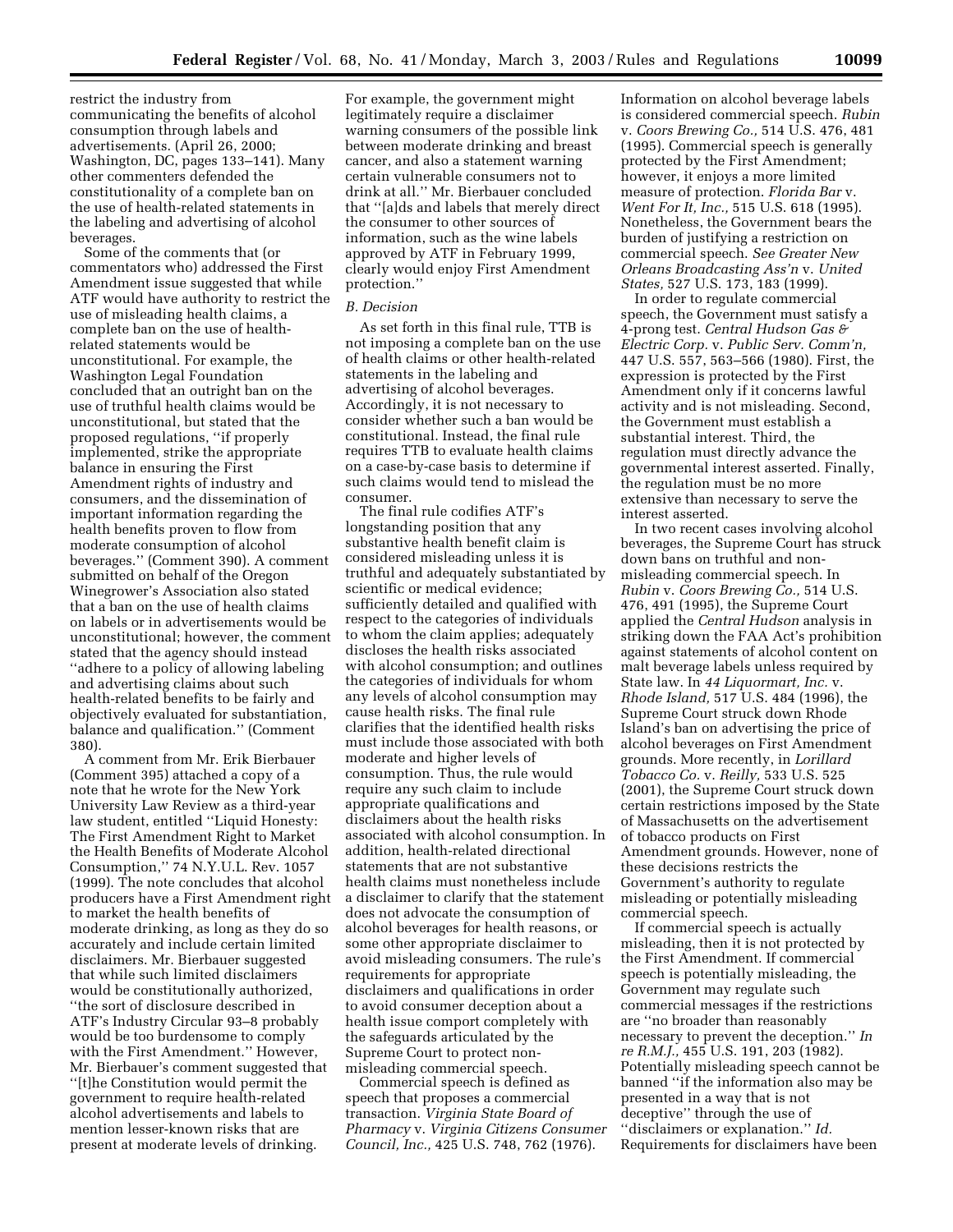restrict the industry from communicating the benefits of alcohol consumption through labels and advertisements. (April 26, 2000; Washington, DC, pages 133–141). Many other commenters defended the constitutionality of a complete ban on the use of health-related statements in the labeling and advertising of alcohol beverages.

Some of the comments that (or commentators who) addressed the First Amendment issue suggested that while ATF would have authority to restrict the use of misleading health claims, a complete ban on the use of health-related statements would be unconstitutional. For example, the Washington Legal Foundation concluded that an outright ban on the use of truthful health claims would be unconstitutional, but stated that the proposed regulations, ''if properly implemented, strike the appropriate balance in ensuring the First Amendment rights of industry and consumers, and the dissemination of important information regarding the health benefits proven to flow from moderate consumption of alcohol beverages.'' (Comment 390). A comment submitted on behalf of the Oregon Winegrower's Association also stated that a ban on the use of health claims on labels or in advertisements would be unconstitutional; however, the comment stated that the agency should instead ''adhere to a policy of allowing labeling and advertising claims about such health-related benefits to be fairly and objectively evaluated for substantiation, balance and qualification.'' (Comment 380).

A comment from Mr. Erik Bierbauer (Comment 395) attached a copy of a note that he wrote for the New York University Law Review as a third-year law student, entitled ''Liquid Honesty: The First Amendment Right to Market the Health Benefits of Moderate Alcohol Consumption,'' 74 N.Y.U.L. Rev. 1057 (1999). The note concludes that alcohol producers have a First Amendment right to market the health benefits of moderate drinking, as long as they do so accurately and include certain limited disclaimers. Mr. Bierbauer suggested that while such limited disclaimers would be constitutionally authorized, ''the sort of disclosure described in ATF's Industry Circular 93–8 probably would be too burdensome to comply with the First Amendment.'' However, Mr. Bierbauer's comment suggested that ''[t]he Constitution would permit the government to require health-related alcohol advertisements and labels to mention lesser-known risks that are present at moderate levels of drinking. For example, the government might legitimately require a disclaimer warning consumers of the possible link between moderate drinking and breast cancer, and also a statement warning certain vulnerable consumers not to drink at all.'' Mr. Bierbauer concluded that ''[a]ds and labels that merely direct the consumer to other sources of information, such as the wine labels approved by ATF in February 1999, clearly would enjoy First Amendment protection.''

*B. Decision*

As set forth in this final rule, TTB is not imposing a complete ban on the use of health claims or other health-related statements in the labeling and advertising of alcohol beverages. Accordingly, it is not necessary to consider whether such a ban would be constitutional. Instead, the final rule requires TTB to evaluate health claims on a case-by-case basis to determine if such claims would tend to mislead the consumer.

The final rule codifies ATF's longstanding position that any substantive health benefit claim is considered misleading unless it is truthful and adequately substantiated by scientific or medical evidence; sufficiently detailed and qualified with respect to the categories of individuals to whom the claim applies; adequately discloses the health risks associated with alcohol consumption; and outlines the categories of individuals for whom any levels of alcohol consumption may cause health risks. The final rule clarifies that the identified health risks must include those associated with both moderate and higher levels of consumption. Thus, the rule would require any such claim to include appropriate qualifications and disclaimers about the health risks associated with alcohol consumption. In addition, health-related directional statements that are not substantive health claims must nonetheless include a disclaimer to clarify that the statement does not advocate the consumption of alcohol beverages for health reasons, or some other appropriate disclaimer to avoid misleading consumers. The rule's requirements for appropriate disclaimers and qualifications in order to avoid consumer deception about a health issue comport completely with the safeguards articulated by the Supreme Court to protect non-misleading commercial speech.

Commercial speech is defined as speech that proposes a commercial transaction. *Virginia State Board of Pharmacy* v. *Virginia Citizens Consumer Council, Inc.,* 425 U.S. 748, 762 (1976). Information on alcohol beverage labels is considered commercial speech. *Rubin* v. *Coors Brewing Co.,* 514 U.S. 476, 481 (1995). Commercial speech is generally protected by the First Amendment; however, it enjoys a more limited measure of protection. *Florida Bar* v. *Went For It, Inc.,* 515 U.S. 618 (1995). Nonetheless, the Government bears the burden of justifying a restriction on commercial speech. *See Greater New Orleans Broadcasting Ass'n* v. *United States,* 527 U.S. 173, 183 (1999).

In order to regulate commercial speech, the Government must satisfy a 4-prong test. *Central Hudson Gas & Electric Corp.* v. *Public Serv. Comm'n,* 447 U.S. 557, 563–566 (1980). First, the expression is protected by the First Amendment only if it concerns lawful activity and is not misleading. Second, the Government must establish a substantial interest. Third, the regulation must directly advance the governmental interest asserted. Finally, the regulation must be no more extensive than necessary to serve the interest asserted.

In two recent cases involving alcohol beverages, the Supreme Court has struck down bans on truthful and non-misleading commercial speech. In *Rubin* v. *Coors Brewing Co.,* 514 U.S. 476, 491 (1995), the Supreme Court applied the *Central Hudson* analysis in striking down the FAA Act's prohibition against statements of alcohol content on malt beverage labels unless required by State law. In *44 Liquormart, Inc.* v. *Rhode Island,* 517 U.S. 484 (1996), the Supreme Court struck down Rhode Island's ban on advertising the price of alcohol beverages on First Amendment grounds. More recently, in *Lorillard Tobacco Co.* v. *Reilly,* 533 U.S. 525 (2001), the Supreme Court struck down certain restrictions imposed by the State of Massachusetts on the advertisement of tobacco products on First Amendment grounds. However, none of these decisions restricts the Government's authority to regulate misleading or potentially misleading commercial speech.

If commercial speech is actually misleading, then it is not protected by the First Amendment. If commercial speech is potentially misleading, the Government may regulate such commercial messages if the restrictions are ''no broader than reasonably necessary to prevent the deception.'' *In re R.M.J.,* 455 U.S. 191, 203 (1982). Potentially misleading speech cannot be banned ''if the information also may be presented in a way that is not deceptive'' through the use of ''disclaimers or explanation.'' *Id.* Requirements for disclaimers have been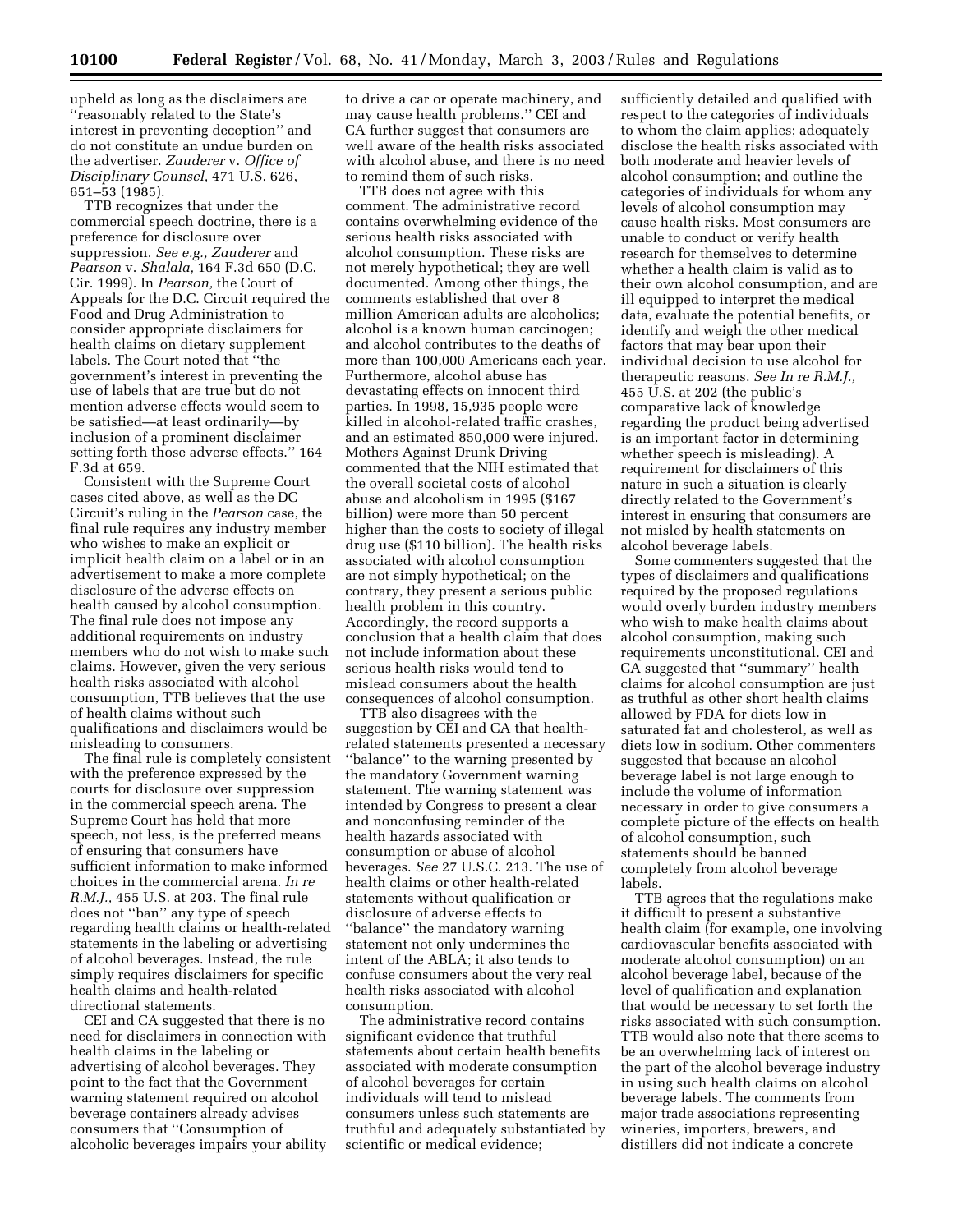upheld as long as the disclaimers are ''reasonably related to the State's interest in preventing deception'' and do not constitute an undue burden on the advertiser. *Zauderer* v. *Office of Disciplinary Counsel,* 471 U.S. 626, 651–53 (1985).

TTB recognizes that under the commercial speech doctrine, there is a preference for disclosure over suppression. *See e.g., Zauderer* and *Pearson* v. *Shalala,* 164 F.3d 650 (D.C. Cir. 1999). In *Pearson,* the Court of Appeals for the D.C. Circuit required the Food and Drug Administration to consider appropriate disclaimers for health claims on dietary supplement labels. The Court noted that ''the government's interest in preventing the use of labels that are true but do not mention adverse effects would seem to be satisfied—at least ordinarily—by inclusion of a prominent disclaimer setting forth those adverse effects.'' 164 F.3d at 659.

Consistent with the Supreme Court cases cited above, as well as the DC Circuit's ruling in the *Pearson* case, the final rule requires any industry member who wishes to make an explicit or implicit health claim on a label or in an advertisement to make a more complete disclosure of the adverse effects on health caused by alcohol consumption. The final rule does not impose any additional requirements on industry members who do not wish to make such claims. However, given the very serious health risks associated with alcohol consumption, TTB believes that the use of health claims without such qualifications and disclaimers would be misleading to consumers.

The final rule is completely consistent with the preference expressed by the courts for disclosure over suppression in the commercial speech arena. The Supreme Court has held that more speech, not less, is the preferred means of ensuring that consumers have sufficient information to make informed choices in the commercial arena. *In re R.M.J.,* 455 U.S. at 203. The final rule does not ''ban'' any type of speech regarding health claims or health-related statements in the labeling or advertising of alcohol beverages. Instead, the rule simply requires disclaimers for specific health claims and health-related directional statements.

CEI and CA suggested that there is no need for disclaimers in connection with health claims in the labeling or advertising of alcohol beverages. They point to the fact that the Government warning statement required on alcohol beverage containers already advises consumers that ''Consumption of alcoholic beverages impairs your ability to drive a car or operate machinery, and may cause health problems.'' CEI and CA further suggest that consumers are well aware of the health risks associated with alcohol abuse, and there is no need to remind them of such risks.

TTB does not agree with this comment. The administrative record contains overwhelming evidence of the serious health risks associated with alcohol consumption. These risks are not merely hypothetical; they are well documented. Among other things, the comments established that over 8 million American adults are alcoholics; alcohol is a known human carcinogen; and alcohol contributes to the deaths of more than 100,000 Americans each year. Furthermore, alcohol abuse has devastating effects on innocent third parties. In 1998, 15,935 people were killed in alcohol-related traffic crashes, and an estimated 850,000 were injured. Mothers Against Drunk Driving commented that the NIH estimated that the overall societal costs of alcohol abuse and alcoholism in 1995 ($167 billion) were more than 50 percent higher than the costs to society of illegal drug use ($110 billion). The health risks associated with alcohol consumption are not simply hypothetical; on the contrary, they present a serious public health problem in this country. Accordingly, the record supports a conclusion that a health claim that does not include information about these serious health risks would tend to mislead consumers about the health consequences of alcohol consumption.

TTB also disagrees with the suggestion by CEI and CA that health-related statements presented a necessary ''balance'' to the warning presented by the mandatory Government warning statement. The warning statement was intended by Congress to present a clear and nonconfusing reminder of the health hazards associated with consumption or abuse of alcohol beverages. *See* 27 U.S.C. 213. The use of health claims or other health-related statements without qualification or disclosure of adverse effects to ''balance'' the mandatory warning statement not only undermines the intent of the ABLA; it also tends to confuse consumers about the very real health risks associated with alcohol consumption.

The administrative record contains significant evidence that truthful statements about certain health benefits associated with moderate consumption of alcohol beverages for certain individuals will tend to mislead consumers unless such statements are truthful and adequately substantiated by scientific or medical evidence; sufficiently detailed and qualified with respect to the categories of individuals to whom the claim applies; adequately disclose the health risks associated with both moderate and heavier levels of alcohol consumption; and outline the categories of individuals for whom any levels of alcohol consumption may cause health risks. Most consumers are unable to conduct or verify health research for themselves to determine whether a health claim is valid as to their own alcohol consumption, and are ill equipped to interpret the medical data, evaluate the potential benefits, or identify and weigh the other medical factors that may bear upon their individual decision to use alcohol for therapeutic reasons. *See In re R.M.J.,* 455 U.S. at 202 (the public's comparative lack of knowledge regarding the product being advertised is an important factor in determining whether speech is misleading). A requirement for disclaimers of this nature in such a situation is clearly directly related to the Government's interest in ensuring that consumers are not misled by health statements on alcohol beverage labels.

Some commenters suggested that the types of disclaimers and qualifications required by the proposed regulations would overly burden industry members who wish to make health claims about alcohol consumption, making such requirements unconstitutional. CEI and CA suggested that ''summary'' health claims for alcohol consumption are just as truthful as other short health claims allowed by FDA for diets low in saturated fat and cholesterol, as well as diets low in sodium. Other commenters suggested that because an alcohol beverage label is not large enough to include the volume of information necessary in order to give consumers a complete picture of the effects on health of alcohol consumption, such statements should be banned completely from alcohol beverage labels.

TTB agrees that the regulations make it difficult to present a substantive health claim (for example, one involving cardiovascular benefits associated with moderate alcohol consumption) on an alcohol beverage label, because of the level of qualification and explanation that would be necessary to set forth the risks associated with such consumption. TTB would also note that there seems to be an overwhelming lack of interest on the part of the alcohol beverage industry in using such health claims on alcohol beverage labels. The comments from major trade associations representing wineries, importers, brewers, and distillers did not indicate a concrete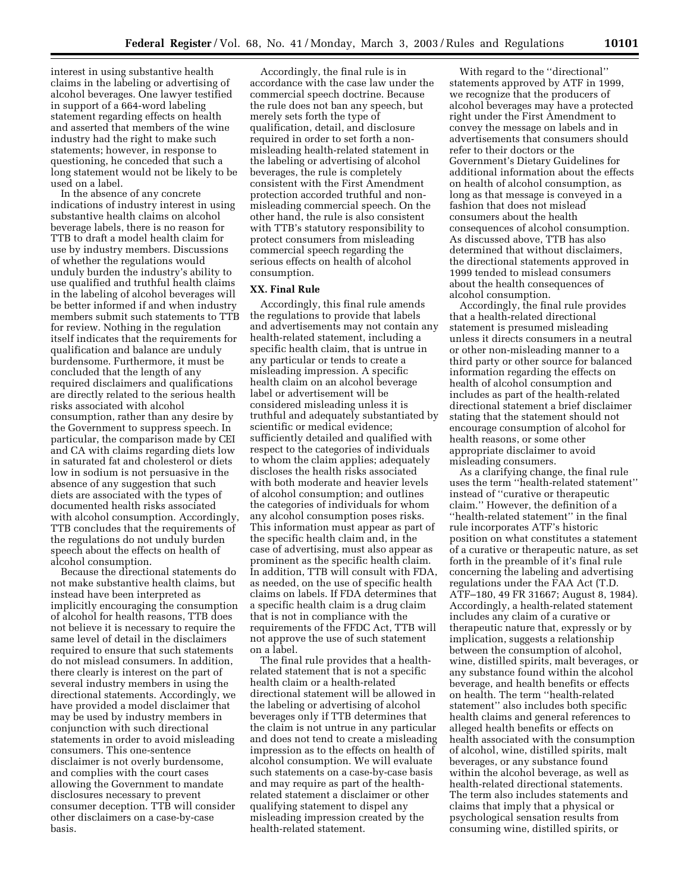interest in using substantive health claims in the labeling or advertising of alcohol beverages. One lawyer testified in support of a 664-word labeling statement regarding effects on health and asserted that members of the wine industry had the right to make such statements; however, in response to questioning, he conceded that such a long statement would not be likely to be used on a label.

In the absence of any concrete indications of industry interest in using substantive health claims on alcohol beverage labels, there is no reason for TTB to draft a model health claim for use by industry members. Discussions of whether the regulations would unduly burden the industry's ability to use qualified and truthful health claims in the labeling of alcohol beverages will be better informed if and when industry members submit such statements to TTB for review. Nothing in the regulation itself indicates that the requirements for qualification and balance are unduly burdensome. Furthermore, it must be concluded that the length of any required disclaimers and qualifications are directly related to the serious health risks associated with alcohol consumption, rather than any desire by the Government to suppress speech. In particular, the comparison made by CEI and CA with claims regarding diets low in saturated fat and cholesterol or diets low in sodium is not persuasive in the absence of any suggestion that such diets are associated with the types of documented health risks associated with alcohol consumption. Accordingly, TTB concludes that the requirements of the regulations do not unduly burden speech about the effects on health of alcohol consumption.

Because the directional statements do not make substantive health claims, but instead have been interpreted as implicitly encouraging the consumption of alcohol for health reasons, TTB does not believe it is necessary to require the same level of detail in the disclaimers required to ensure that such statements do not mislead consumers. In addition, there clearly is interest on the part of several industry members in using the directional statements. Accordingly, we have provided a model disclaimer that may be used by industry members in conjunction with such directional statements in order to avoid misleading consumers. This one-sentence disclaimer is not overly burdensome, and complies with the court cases allowing the Government to mandate disclosures necessary to prevent consumer deception. TTB will consider other disclaimers on a case-by-case basis.

Accordingly, the final rule is in accordance with the case law under the commercial speech doctrine. Because the rule does not ban any speech, but merely sets forth the type of qualification, detail, and disclosure required in order to set forth a non-misleading health-related statement in the labeling or advertising of alcohol beverages, the rule is completely consistent with the First Amendment protection accorded truthful and non-misleading commercial speech. On the other hand, the rule is also consistent with TTB's statutory responsibility to protect consumers from misleading commercial speech regarding the serious effects on health of alcohol consumption.

## XX. Final Rule

Accordingly, this final rule amends the regulations to provide that labels and advertisements may not contain any health-related statement, including a specific health claim, that is untrue in any particular or tends to create a misleading impression. A specific health claim on an alcohol beverage label or advertisement will be considered misleading unless it is truthful and adequately substantiated by scientific or medical evidence; sufficiently detailed and qualified with respect to the categories of individuals to whom the claim applies; adequately discloses the health risks associated with both moderate and heavier levels of alcohol consumption; and outlines the categories of individuals for whom any alcohol consumption poses risks. This information must appear as part of the specific health claim and, in the case of advertising, must also appear as prominent as the specific health claim. In addition, TTB will consult with FDA, as needed, on the use of specific health claims on labels. If FDA determines that a specific health claim is a drug claim that is not in compliance with the requirements of the FFDC Act, TTB will not approve the use of such statement on a label.

The final rule provides that a health-related statement that is not a specific health claim or a health-related directional statement will be allowed in the labeling or advertising of alcohol beverages only if TTB determines that the claim is not untrue in any particular and does not tend to create a misleading impression as to the effects on health of alcohol consumption. We will evaluate such statements on a case-by-case basis and may require as part of the health-related statement a disclaimer or other qualifying statement to dispel any misleading impression created by the health-related statement.

With regard to the ''directional'' statements approved by ATF in 1999, we recognize that the producers of alcohol beverages may have a protected right under the First Amendment to convey the message on labels and in advertisements that consumers should refer to their doctors or the Government's Dietary Guidelines for additional information about the effects on health of alcohol consumption, as long as that message is conveyed in a fashion that does not mislead consumers about the health consequences of alcohol consumption. As discussed above, TTB has also determined that without disclaimers, the directional statements approved in 1999 tended to mislead consumers about the health consequences of alcohol consumption.

Accordingly, the final rule provides that a health-related directional statement is presumed misleading unless it directs consumers in a neutral or other non-misleading manner to a third party or other source for balanced information regarding the effects on health of alcohol consumption and includes as part of the health-related directional statement a brief disclaimer stating that the statement should not encourage consumption of alcohol for health reasons, or some other appropriate disclaimer to avoid misleading consumers.

As a clarifying change, the final rule uses the term ''health-related statement'' instead of ''curative or therapeutic claim.'' However, the definition of a ''health-related statement'' in the final rule incorporates ATF's historic position on what constitutes a statement of a curative or therapeutic nature, as set forth in the preamble of it's final rule concerning the labeling and advertising regulations under the FAA Act (T.D. ATF–180, 49 FR 31667; August 8, 1984). Accordingly, a health-related statement includes any claim of a curative or therapeutic nature that, expressly or by implication, suggests a relationship between the consumption of alcohol, wine, distilled spirits, malt beverages, or any substance found within the alcohol beverage, and health benefits or effects on health. The term ''health-related statement'' also includes both specific health claims and general references to alleged health benefits or effects on health associated with the consumption of alcohol, wine, distilled spirits, malt beverages, or any substance found within the alcohol beverage, as well as health-related directional statements. The term also includes statements and claims that imply that a physical or psychological sensation results from consuming wine, distilled spirits, or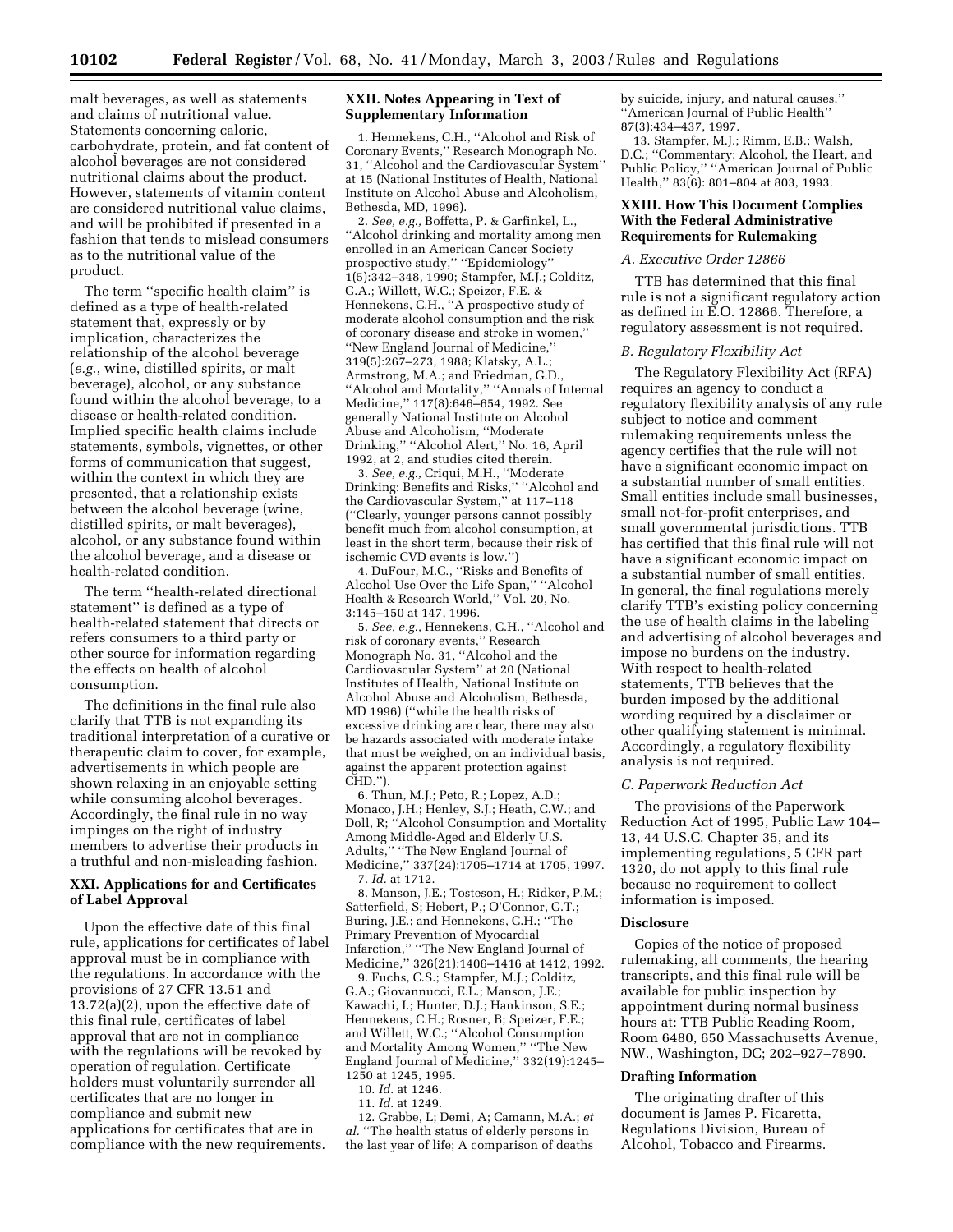malt beverages, as well as statements and claims of nutritional value. Statements concerning caloric, carbohydrate, protein, and fat content of alcohol beverages are not considered nutritional claims about the product. However, statements of vitamin content are considered nutritional value claims, and will be prohibited if presented in a fashion that tends to mislead consumers as to the nutritional value of the product.

The term ''specific health claim'' is defined as a type of health-related statement that, expressly or by implication, characterizes the relationship of the alcohol beverage (*e.g.*, wine, distilled spirits, or malt beverage), alcohol, or any substance found within the alcohol beverage, to a disease or health-related condition. Implied specific health claims include statements, symbols, vignettes, or other forms of communication that suggest, within the context in which they are presented, that a relationship exists between the alcohol beverage (wine, distilled spirits, or malt beverages), alcohol, or any substance found within the alcohol beverage, and a disease or health-related condition.

The term ''health-related directional statement'' is defined as a type of health-related statement that directs or refers consumers to a third party or other source for information regarding the effects on health of alcohol consumption.

The definitions in the final rule also clarify that TTB is not expanding its traditional interpretation of a curative or therapeutic claim to cover, for example, advertisements in which people are shown relaxing in an enjoyable setting while consuming alcohol beverages. Accordingly, the final rule in no way impinges on the right of industry members to advertise their products in a truthful and non-misleading fashion.

## XXI. Applications for and Certificates of Label Approval

Upon the effective date of this final rule, applications for certificates of label approval must be in compliance with the regulations. In accordance with the provisions of 27 CFR 13.51 and 13.72(a)(2), upon the effective date of this final rule, certificates of label approval that are not in compliance with the regulations will be revoked by operation of regulation. Certificate holders must voluntarily surrender all certificates that are no longer in compliance and submit new applications for certificates that are in compliance with the new requirements.

## XXII. Notes Appearing in Text of Supplementary Information

1. Hennekens, C.H., ''Alcohol and Risk of Coronary Events,'' Research Monograph No. 31, ''Alcohol and the Cardiovascular System'' at 15 (National Institutes of Health, National Institute on Alcohol Abuse and Alcoholism, Bethesda, MD, 1996).

2. *See, e.g.,* Boffetta, P. & Garfinkel, L., ''Alcohol drinking and mortality among men enrolled in an American Cancer Society prospective study,'' ''Epidemiology'' 1(5):342–348, 1990; Stampfer, M.J.; Colditz, G.A.; Willett, W.C.; Speizer, F.E. & Hennekens, C.H., ''A prospective study of moderate alcohol consumption and the risk of coronary disease and stroke in women,'' ''New England Journal of Medicine,'' 319(5):267–273, 1988; Klatsky, A.L.; Armstrong, M.A.; and Friedman, G.D., ''Alcohol and Mortality,'' ''Annals of Internal Medicine,'' 117(8):646–654, 1992. See generally National Institute on Alcohol Abuse and Alcoholism, ''Moderate Drinking,'' ''Alcohol Alert,'' No. 16, April 1992, at 2, and studies cited therein.

3. *See, e.g.,* Criqui, M.H., ''Moderate Drinking: Benefits and Risks,'' ''Alcohol and the Cardiovascular System,'' at 117–118 (''Clearly, younger persons cannot possibly benefit much from alcohol consumption, at least in the short term, because their risk of ischemic CVD events is low.'')

4. DuFour, M.C., ''Risks and Benefits of Alcohol Use Over the Life Span,'' ''Alcohol Health & Research World,'' Vol. 20, No. 3:145–150 at 147, 1996.

5. *See, e.g.,* Hennekens, C.H., ''Alcohol and risk of coronary events,'' Research Monograph No. 31, ''Alcohol and the Cardiovascular System'' at 20 (National Institutes of Health, National Institute on Alcohol Abuse and Alcoholism, Bethesda, MD 1996) (''while the health risks of excessive drinking are clear, there may also be hazards associated with moderate intake that must be weighed, on an individual basis, against the apparent protection against CHD.'').

6. Thun, M.J.; Peto, R.; Lopez, A.D.; Monaco, J.H.; Henley, S.J.; Heath, C.W.; and Doll, R; ''Alcohol Consumption and Mortality Among Middle-Aged and Elderly U.S. Adults,'' ''The New England Journal of Medicine,'' 337(24):1705–1714 at 1705, 1997.

7. *Id.* at 1712.

8. Manson, J.E.; Tosteson, H.; Ridker, P.M.; Satterfield, S; Hebert, P.; O'Connor, G.T.; Buring, J.E.; and Hennekens, C.H.; ''The Primary Prevention of Myocardial Infarction,'' ''The New England Journal of Medicine,'' 326(21):1406–1416 at 1412, 1992.

9. Fuchs, C.S.; Stampfer, M.J.; Colditz, G.A.; Giovannucci, E.L.; Manson, J.E.; Kawachi, I.; Hunter, D.J.; Hankinson, S.E.; Hennekens, C.H.; Rosner, B; Speizer, F.E.; and Willett, W.C.; ''Alcohol Consumption and Mortality Among Women,'' ''The New England Journal of Medicine,'' 332(19):1245–1250 at 1245, 1995.

10. *Id.* at 1246.

11. *Id.* at 1249.

12. Grabbe, L; Demi, A; Camann, M.A.; *et al.* ''The health status of elderly persons in the last year of life; A comparison of deaths by suicide, injury, and natural causes.'' ''American Journal of Public Health'' 87(3):434–437, 1997.

13. Stampfer, M.J.; Rimm, E.B.; Walsh, D.C.; ''Commentary: Alcohol, the Heart, and Public Policy,'' ''American Journal of Public Health,'' 83(6): 801–804 at 803, 1993.

## XXIII. How This Document Complies With the Federal Administrative Requirements for Rulemaking

### A. Executive Order 12866

TTB has determined that this final rule is not a significant regulatory action as defined in E.O. 12866. Therefore, a regulatory assessment is not required.

### B. Regulatory Flexibility Act

The Regulatory Flexibility Act (RFA) requires an agency to conduct a regulatory flexibility analysis of any rule subject to notice and comment rulemaking requirements unless the agency certifies that the rule will not have a significant economic impact on a substantial number of small entities. Small entities include small businesses, small not-for-profit enterprises, and small governmental jurisdictions. TTB has certified that this final rule will not have a significant economic impact on a substantial number of small entities. In general, the final regulations merely clarify TTB's existing policy concerning the use of health claims in the labeling and advertising of alcohol beverages and impose no burdens on the industry. With respect to health-related statements, TTB believes that the burden imposed by the additional wording required by a disclaimer or other qualifying statement is minimal. Accordingly, a regulatory flexibility analysis is not required.

### C. Paperwork Reduction Act

The provisions of the Paperwork Reduction Act of 1995, Public Law 104–13, 44 U.S.C. Chapter 35, and its implementing regulations, 5 CFR part 1320, do not apply to this final rule because no requirement to collect information is imposed.

## Disclosure

Copies of the notice of proposed rulemaking, all comments, the hearing transcripts, and this final rule will be available for public inspection by appointment during normal business hours at: TTB Public Reading Room, Room 6480, 650 Massachusetts Avenue, NW., Washington, DC; 202–927–7890.

## Drafting Information

The originating drafter of this document is James P. Ficaretta, Regulations Division, Bureau of Alcohol, Tobacco and Firearms.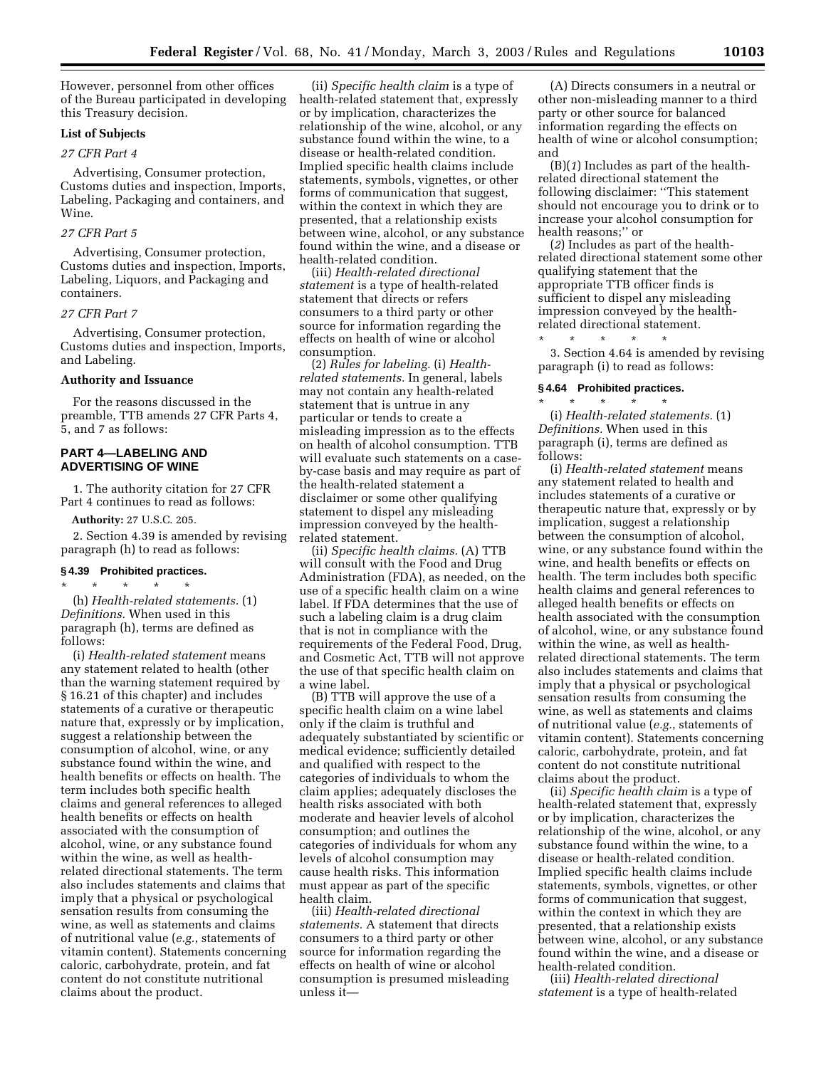However, personnel from other offices of the Bureau participated in developing this Treasury decision.

**List of Subjects**

*27 CFR Part 4*

Advertising, Consumer protection, Customs duties and inspection, Imports, Labeling, Packaging and containers, and Wine.

*27 CFR Part 5*

Advertising, Consumer protection, Customs duties and inspection, Imports, Labeling, Liquors, and Packaging and containers.

*27 CFR Part 7*

Advertising, Consumer protection, Customs duties and inspection, Imports, and Labeling.

**Authority and Issuance**

For the reasons discussed in the preamble, TTB amends 27 CFR Parts 4, 5, and 7 as follows:

## PART 4—LABELING AND ADVERTISING OF WINE

1. The authority citation for 27 CFR Part 4 continues to read as follows:

**Authority:** 27 U.S.C. 205.

2. Section 4.39 is amended by revising paragraph (h) to read as follows:

### § 4.39 Prohibited practices.

\* \* \* \* \*

(h) *Health-related statements.* (1) *Definitions.* When used in this paragraph (h), terms are defined as follows:

(i) *Health-related statement* means any statement related to health (other than the warning statement required by § 16.21 of this chapter) and includes statements of a curative or therapeutic nature that, expressly or by implication, suggest a relationship between the consumption of alcohol, wine, or any substance found within the wine, and health benefits or effects on health. The term includes both specific health claims and general references to alleged health benefits or effects on health associated with the consumption of alcohol, wine, or any substance found within the wine, as well as health-related directional statements. The term also includes statements and claims that imply that a physical or psychological sensation results from consuming the wine, as well as statements and claims of nutritional value (*e.g.*, statements of vitamin content). Statements concerning caloric, carbohydrate, protein, and fat content do not constitute nutritional claims about the product.

(ii) *Specific health claim* is a type of health-related statement that, expressly or by implication, characterizes the relationship of the wine, alcohol, or any substance found within the wine, to a disease or health-related condition. Implied specific health claims include statements, symbols, vignettes, or other forms of communication that suggest, within the context in which they are presented, that a relationship exists between wine, alcohol, or any substance found within the wine, and a disease or health-related condition.

(iii) *Health-related directional statement* is a type of health-related statement that directs or refers consumers to a third party or other source for information regarding the effects on health of wine or alcohol consumption.

(2) *Rules for labeling.* (i) *Health-related statements.* In general, labels may not contain any health-related statement that is untrue in any particular or tends to create a misleading impression as to the effects on health of alcohol consumption. TTB will evaluate such statements on a case-by-case basis and may require as part of the health-related statement a disclaimer or some other qualifying statement to dispel any misleading impression conveyed by the health-related statement.

(ii) *Specific health claims.* (A) TTB will consult with the Food and Drug Administration (FDA), as needed, on the use of a specific health claim on a wine label. If FDA determines that the use of such a labeling claim is a drug claim that is not in compliance with the requirements of the Federal Food, Drug, and Cosmetic Act, TTB will not approve the use of that specific health claim on a wine label.

(B) TTB will approve the use of a specific health claim on a wine label only if the claim is truthful and adequately substantiated by scientific or medical evidence; sufficiently detailed and qualified with respect to the categories of individuals to whom the claim applies; adequately discloses the health risks associated with both moderate and heavier levels of alcohol consumption; and outlines the categories of individuals for whom any levels of alcohol consumption may cause health risks. This information must appear as part of the specific health claim.

(iii) *Health-related directional statements.* A statement that directs consumers to a third party or other source for information regarding the effects on health of wine or alcohol consumption is presumed misleading unless it—

(A) Directs consumers in a neutral or other non-misleading manner to a third party or other source for balanced information regarding the effects on health of wine or alcohol consumption; and

(B)(*1*) Includes as part of the health-related directional statement the following disclaimer: ''This statement should not encourage you to drink or to increase your alcohol consumption for health reasons;'' or

(*2*) Includes as part of the health-related directional statement some other qualifying statement that the appropriate TTB officer finds is sufficient to dispel any misleading impression conveyed by the health-related directional statement.

\* \* \* \* \*

3. Section 4.64 is amended by revising paragraph (i) to read as follows:

### § 4.64 Prohibited practices.

\* \* \* \* \*

(i) *Health-related statements.* (1) *Definitions.* When used in this paragraph (i), terms are defined as follows:

(i) *Health-related statement* means any statement related to health and includes statements of a curative or therapeutic nature that, expressly or by implication, suggest a relationship between the consumption of alcohol, wine, or any substance found within the wine, and health benefits or effects on health. The term includes both specific health claims and general references to alleged health benefits or effects on health associated with the consumption of alcohol, wine, or any substance found within the wine, as well as health-related directional statements. The term also includes statements and claims that imply that a physical or psychological sensation results from consuming the wine, as well as statements and claims of nutritional value (*e.g.*, statements of vitamin content). Statements concerning caloric, carbohydrate, protein, and fat content do not constitute nutritional claims about the product.

(ii) *Specific health claim* is a type of health-related statement that, expressly or by implication, characterizes the relationship of the wine, alcohol, or any substance found within the wine, to a disease or health-related condition. Implied specific health claims include statements, symbols, vignettes, or other forms of communication that suggest, within the context in which they are presented, that a relationship exists between wine, alcohol, or any substance found within the wine, and a disease or health-related condition.

(iii) *Health-related directional statement* is a type of health-related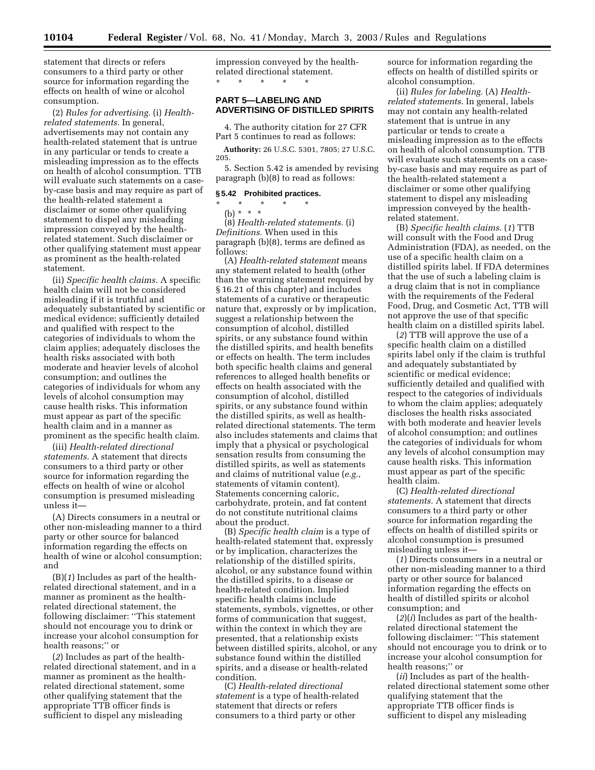statement that directs or refers consumers to a third party or other source for information regarding the effects on health of wine or alcohol consumption.

(2) *Rules for advertising.* (i) *Health-related statements.* In general, advertisements may not contain any health-related statement that is untrue in any particular or tends to create a misleading impression as to the effects on health of alcohol consumption. TTB will evaluate such statements on a case-by-case basis and may require as part of the health-related statement a disclaimer or some other qualifying statement to dispel any misleading impression conveyed by the health-related statement. Such disclaimer or other qualifying statement must appear as prominent as the health-related statement.

(ii) *Specific health claims.* A specific health claim will not be considered misleading if it is truthful and adequately substantiated by scientific or medical evidence; sufficiently detailed and qualified with respect to the categories of individuals to whom the claim applies; adequately discloses the health risks associated with both moderate and heavier levels of alcohol consumption; and outlines the categories of individuals for whom any levels of alcohol consumption may cause health risks. This information must appear as part of the specific health claim and in a manner as prominent as the specific health claim.

(iii) *Health-related directional statements.* A statement that directs consumers to a third party or other source for information regarding the effects on health of wine or alcohol consumption is presumed misleading unless it—

(A) Directs consumers in a neutral or other non-misleading manner to a third party or other source for balanced information regarding the effects on health of wine or alcohol consumption; and

(B)(*1*) Includes as part of the health-related directional statement, and in a manner as prominent as the health-related directional statement, the following disclaimer: ''This statement should not encourage you to drink or increase your alcohol consumption for health reasons;'' or

(*2*) Includes as part of the health-related directional statement, and in a manner as prominent as the health-related directional statement, some other qualifying statement that the appropriate TTB officer finds is sufficient to dispel any misleading impression conveyed by the health-related directional statement.

\* \* \* \* \*

## PART 5—LABELING AND ADVERTISING OF DISTILLED SPIRITS

4. The authority citation for 27 CFR Part 5 continues to read as follows:

**Authority:** 26 U.S.C. 5301, 7805; 27 U.S.C. 205.

5. Section 5.42 is amended by revising paragraph (b)(8) to read as follows:

### § 5.42 Prohibited practices.

\* \* \* \* \*

(b) \* \* \*

(8) *Health-related statements.* (i) *Definitions.* When used in this paragraph (b)(8), terms are defined as follows:

(A) *Health-related statement* means any statement related to health (other than the warning statement required by § 16.21 of this chapter) and includes statements of a curative or therapeutic nature that, expressly or by implication, suggest a relationship between the consumption of alcohol, distilled spirits, or any substance found within the distilled spirits, and health benefits or effects on health. The term includes both specific health claims and general references to alleged health benefits or effects on health associated with the consumption of alcohol, distilled spirits, or any substance found within the distilled spirits, as well as health-related directional statements. The term also includes statements and claims that imply that a physical or psychological sensation results from consuming the distilled spirits, as well as statements and claims of nutritional value (*e.g.*, statements of vitamin content). Statements concerning caloric, carbohydrate, protein, and fat content do not constitute nutritional claims about the product.

(B) *Specific health claim* is a type of health-related statement that, expressly or by implication, characterizes the relationship of the distilled spirits, alcohol, or any substance found within the distilled spirits, to a disease or health-related condition. Implied specific health claims include statements, symbols, vignettes, or other forms of communication that suggest, within the context in which they are presented, that a relationship exists between distilled spirits, alcohol, or any substance found within the distilled spirits, and a disease or health-related condition.

(C) *Health-related directional statement* is a type of health-related statement that directs or refers consumers to a third party or other source for information regarding the effects on health of distilled spirits or alcohol consumption.

(ii) *Rules for labeling.* (A) *Health-related statements.* In general, labels may not contain any health-related statement that is untrue in any particular or tends to create a misleading impression as to the effects on health of alcohol consumption. TTB will evaluate such statements on a case-by-case basis and may require as part of the health-related statement a disclaimer or some other qualifying statement to dispel any misleading impression conveyed by the health-related statement.

(B) *Specific health claims.* (*1*) TTB will consult with the Food and Drug Administration (FDA), as needed, on the use of a specific health claim on a distilled spirits label. If FDA determines that the use of such a labeling claim is a drug claim that is not in compliance with the requirements of the Federal Food, Drug, and Cosmetic Act, TTB will not approve the use of that specific health claim on a distilled spirits label.

(*2*) TTB will approve the use of a specific health claim on a distilled spirits label only if the claim is truthful and adequately substantiated by scientific or medical evidence; sufficiently detailed and qualified with respect to the categories of individuals to whom the claim applies; adequately discloses the health risks associated with both moderate and heavier levels of alcohol consumption; and outlines the categories of individuals for whom any levels of alcohol consumption may cause health risks. This information must appear as part of the specific health claim.

(C) *Health-related directional statements.* A statement that directs consumers to a third party or other source for information regarding the effects on health of distilled spirits or alcohol consumption is presumed misleading unless it—

(*1*) Directs consumers in a neutral or other non-misleading manner to a third party or other source for balanced information regarding the effects on health of distilled spirits or alcohol consumption; and

(*2*)(*i*) Includes as part of the health-related directional statement the following disclaimer: ''This statement should not encourage you to drink or to increase your alcohol consumption for health reasons;'' or

(*ii*) Includes as part of the health-related directional statement some other qualifying statement that the appropriate TTB officer finds is sufficient to dispel any misleading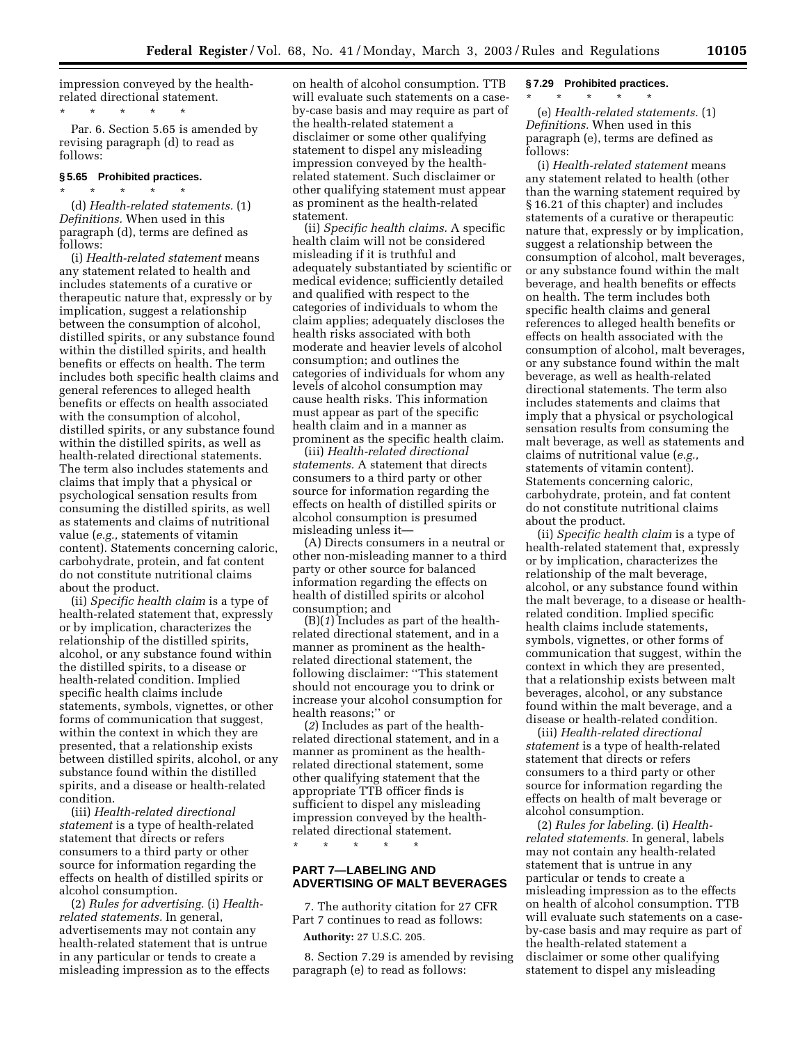impression conveyed by the health-related directional statement.

\* \* \* \* \*

Par. 6. Section 5.65 is amended by revising paragraph (d) to read as follows:

### § 5.65 Prohibited practices.

\* \* \* \* \*

(d) *Health-related statements.* (1) *Definitions.* When used in this paragraph (d), terms are defined as follows:

(i) *Health-related statement* means any statement related to health and includes statements of a curative or therapeutic nature that, expressly or by implication, suggest a relationship between the consumption of alcohol, distilled spirits, or any substance found within the distilled spirits, and health benefits or effects on health. The term includes both specific health claims and general references to alleged health benefits or effects on health associated with the consumption of alcohol, distilled spirits, or any substance found within the distilled spirits, as well as health-related directional statements. The term also includes statements and claims that imply that a physical or psychological sensation results from consuming the distilled spirits, as well as statements and claims of nutritional value (*e.g.,* statements of vitamin content). Statements concerning caloric, carbohydrate, protein, and fat content do not constitute nutritional claims about the product.

(ii) *Specific health claim* is a type of health-related statement that, expressly or by implication, characterizes the relationship of the distilled spirits, alcohol, or any substance found within the distilled spirits, to a disease or health-related condition. Implied specific health claims include statements, symbols, vignettes, or other forms of communication that suggest, within the context in which they are presented, that a relationship exists between distilled spirits, alcohol, or any substance found within the distilled spirits, and a disease or health-related condition.

(iii) *Health-related directional statement* is a type of health-related statement that directs or refers consumers to a third party or other source for information regarding the effects on health of distilled spirits or alcohol consumption.

(2) *Rules for advertising.* (i) *Health-related statements.* In general, advertisements may not contain any health-related statement that is untrue in any particular or tends to create a misleading impression as to the effects on health of alcohol consumption. TTB will evaluate such statements on a case-by-case basis and may require as part of the health-related statement a disclaimer or some other qualifying statement to dispel any misleading impression conveyed by the health-related statement. Such disclaimer or other qualifying statement must appear as prominent as the health-related statement.

(ii) *Specific health claims.* A specific health claim will not be considered misleading if it is truthful and adequately substantiated by scientific or medical evidence; sufficiently detailed and qualified with respect to the categories of individuals to whom the claim applies; adequately discloses the health risks associated with both moderate and heavier levels of alcohol consumption; and outlines the categories of individuals for whom any levels of alcohol consumption may cause health risks. This information must appear as part of the specific health claim and in a manner as prominent as the specific health claim.

(iii) *Health-related directional statements.* A statement that directs consumers to a third party or other source for information regarding the effects on health of distilled spirits or alcohol consumption is presumed misleading unless it—

(A) Directs consumers in a neutral or other non-misleading manner to a third party or other source for balanced information regarding the effects on health of distilled spirits or alcohol consumption; and

(B)(*1*) Includes as part of the health-related directional statement, and in a manner as prominent as the health-related directional statement, the following disclaimer: ''This statement should not encourage you to drink or increase your alcohol consumption for health reasons;'' or

(*2*) Includes as part of the health-related directional statement, and in a manner as prominent as the health-related directional statement, some other qualifying statement that the appropriate TTB officer finds is sufficient to dispel any misleading impression conveyed by the health-related directional statement.

\* \* \* \* \*

## PART 7—LABELING AND ADVERTISING OF MALT BEVERAGES

7. The authority citation for 27 CFR Part 7 continues to read as follows:

**Authority:** 27 U.S.C. 205.

8. Section 7.29 is amended by revising paragraph (e) to read as follows:

### § 7.29 Prohibited practices.

\* \* \* \* \*

(e) *Health-related statements.* (1) *Definitions.* When used in this paragraph (e), terms are defined as follows:

(i) *Health-related statement* means any statement related to health (other than the warning statement required by § 16.21 of this chapter) and includes statements of a curative or therapeutic nature that, expressly or by implication, suggest a relationship between the consumption of alcohol, malt beverages, or any substance found within the malt beverage, and health benefits or effects on health. The term includes both specific health claims and general references to alleged health benefits or effects on health associated with the consumption of alcohol, malt beverages, or any substance found within the malt beverage, as well as health-related directional statements. The term also includes statements and claims that imply that a physical or psychological sensation results from consuming the malt beverage, as well as statements and claims of nutritional value (*e.g.,* statements of vitamin content). Statements concerning caloric, carbohydrate, protein, and fat content do not constitute nutritional claims about the product.

(ii) *Specific health claim* is a type of health-related statement that, expressly or by implication, characterizes the relationship of the malt beverage, alcohol, or any substance found within the malt beverage, to a disease or health-related condition. Implied specific health claims include statements, symbols, vignettes, or other forms of communication that suggest, within the context in which they are presented, that a relationship exists between malt beverages, alcohol, or any substance found within the malt beverage, and a disease or health-related condition.

(iii) *Health-related directional statement* is a type of health-related statement that directs or refers consumers to a third party or other source for information regarding the effects on health of malt beverage or alcohol consumption.

(2) *Rules for labeling.* (i) *Health-related statements.* In general, labels may not contain any health-related statement that is untrue in any particular or tends to create a misleading impression as to the effects on health of alcohol consumption. TTB will evaluate such statements on a case-by-case basis and may require as part of the health-related statement a disclaimer or some other qualifying statement to dispel any misleading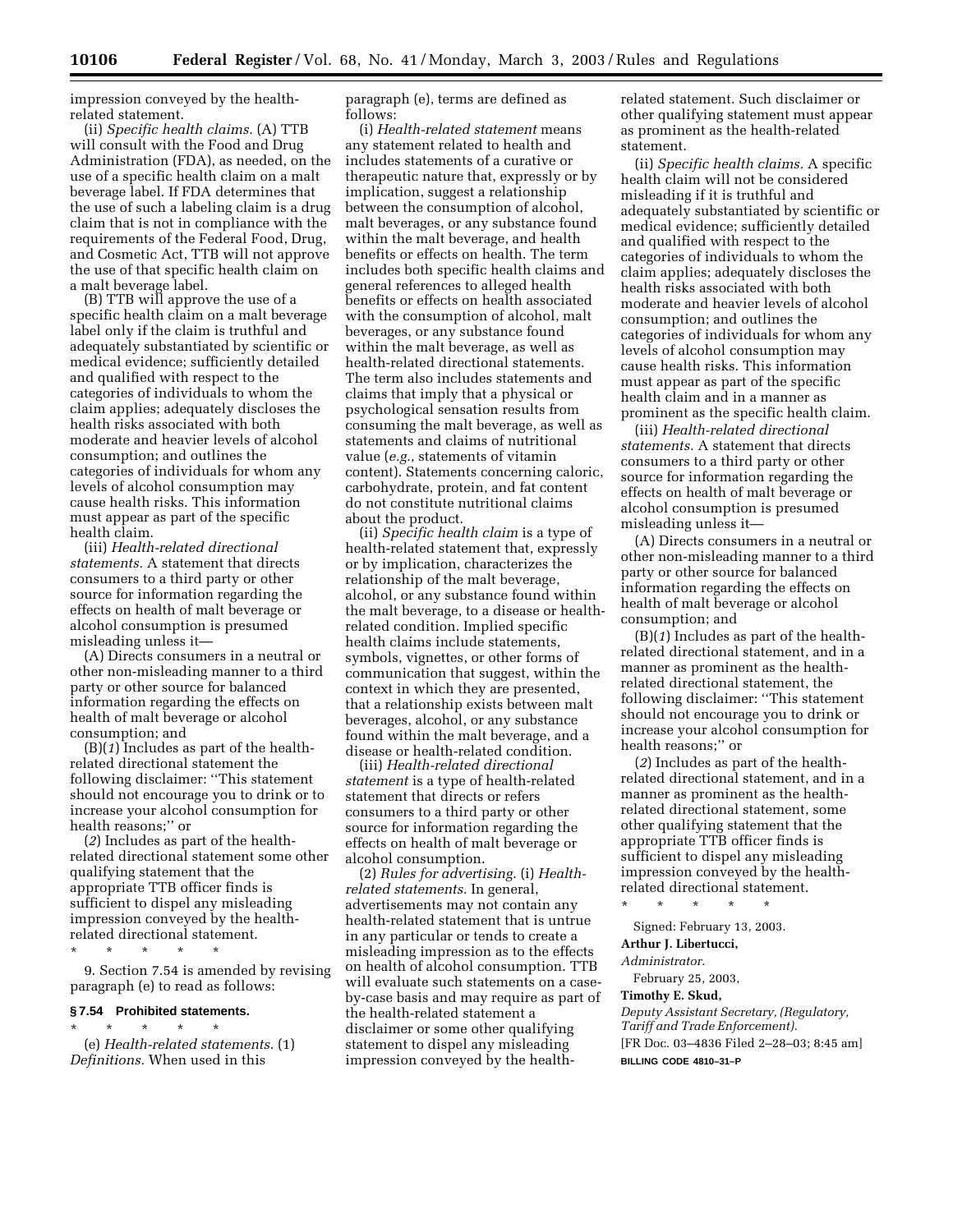impression conveyed by the health-related statement.

(ii) *Specific health claims.* (A) TTB will consult with the Food and Drug Administration (FDA), as needed, on the use of a specific health claim on a malt beverage label. If FDA determines that the use of such a labeling claim is a drug claim that is not in compliance with the requirements of the Federal Food, Drug, and Cosmetic Act, TTB will not approve the use of that specific health claim on a malt beverage label.

(B) TTB will approve the use of a specific health claim on a malt beverage label only if the claim is truthful and adequately substantiated by scientific or medical evidence; sufficiently detailed and qualified with respect to the categories of individuals to whom the claim applies; adequately discloses the health risks associated with both moderate and heavier levels of alcohol consumption; and outlines the categories of individuals for whom any levels of alcohol consumption may cause health risks. This information must appear as part of the specific health claim.

(iii) *Health-related directional statements.* A statement that directs consumers to a third party or other source for information regarding the effects on health of malt beverage or alcohol consumption is presumed misleading unless it—

(A) Directs consumers in a neutral or other non-misleading manner to a third party or other source for balanced information regarding the effects on health of malt beverage or alcohol consumption; and

(B)(*1*) Includes as part of the health-related directional statement the following disclaimer: ''This statement should not encourage you to drink or to increase your alcohol consumption for health reasons;'' or

(*2*) Includes as part of the health-related directional statement some other qualifying statement that the appropriate TTB officer finds is sufficient to dispel any misleading impression conveyed by the health-related directional statement.

\* \* \* \* \*

9. Section 7.54 is amended by revising paragraph (e) to read as follows:

**§ 7.54 Prohibited statements.**

\* \* \* \* \*

(e) *Health-related statements.* (1) *Definitions.* When used in this paragraph (e), terms are defined as follows:

(i) *Health-related statement* means any statement related to health and includes statements of a curative or therapeutic nature that, expressly or by implication, suggest a relationship between the consumption of alcohol, malt beverages, or any substance found within the malt beverage, and health benefits or effects on health. The term includes both specific health claims and general references to alleged health benefits or effects on health associated with the consumption of alcohol, malt beverages, or any substance found within the malt beverage, as well as health-related directional statements. The term also includes statements and claims that imply that a physical or psychological sensation results from consuming the malt beverage, as well as statements and claims of nutritional value (*e.g.*, statements of vitamin content). Statements concerning caloric, carbohydrate, protein, and fat content do not constitute nutritional claims about the product.

(ii) *Specific health claim* is a type of health-related statement that, expressly or by implication, characterizes the relationship of the malt beverage, alcohol, or any substance found within the malt beverage, to a disease or health-related condition. Implied specific health claims include statements, symbols, vignettes, or other forms of communication that suggest, within the context in which they are presented, that a relationship exists between malt beverages, alcohol, or any substance found within the malt beverage, and a disease or health-related condition.

(iii) *Health-related directional statement* is a type of health-related statement that directs or refers consumers to a third party or other source for information regarding the effects on health of malt beverage or alcohol consumption.

(2) *Rules for advertising.* (i) *Health-related statements.* In general, advertisements may not contain any health-related statement that is untrue in any particular or tends to create a misleading impression as to the effects on health of alcohol consumption. TTB will evaluate such statements on a case-by-case basis and may require as part of the health-related statement a disclaimer or some other qualifying statement to dispel any misleading impression conveyed by the health-related statement. Such disclaimer or other qualifying statement must appear as prominent as the health-related statement.

(ii) *Specific health claims.* A specific health claim will not be considered misleading if it is truthful and adequately substantiated by scientific or medical evidence; sufficiently detailed and qualified with respect to the categories of individuals to whom the claim applies; adequately discloses the health risks associated with both moderate and heavier levels of alcohol consumption; and outlines the categories of individuals for whom any levels of alcohol consumption may cause health risks. This information must appear as part of the specific health claim and in a manner as prominent as the specific health claim.

(iii) *Health-related directional statements.* A statement that directs consumers to a third party or other source for information regarding the effects on health of malt beverage or alcohol consumption is presumed misleading unless it—

(A) Directs consumers in a neutral or other non-misleading manner to a third party or other source for balanced information regarding the effects on health of malt beverage or alcohol consumption; and

(B)(*1*) Includes as part of the health-related directional statement, and in a manner as prominent as the health-related directional statement, the following disclaimer: ''This statement should not encourage you to drink or increase your alcohol consumption for health reasons;'' or

(*2*) Includes as part of the health-related directional statement, and in a manner as prominent as the health-related directional statement, some other qualifying statement that the appropriate TTB officer finds is sufficient to dispel any misleading impression conveyed by the health-related directional statement.

\* \* \* \* \*

Signed: February 13, 2003.

**Arthur J. Libertucci,**

*Administrator.*

February 25, 2003,

**Timothy E. Skud,**

*Deputy Assistant Secretary, (Regulatory, Tariff and Trade Enforcement).*

[FR Doc. 03–4836 Filed 2–28–03; 8:45 am]

**BILLING CODE 4810–31–P**